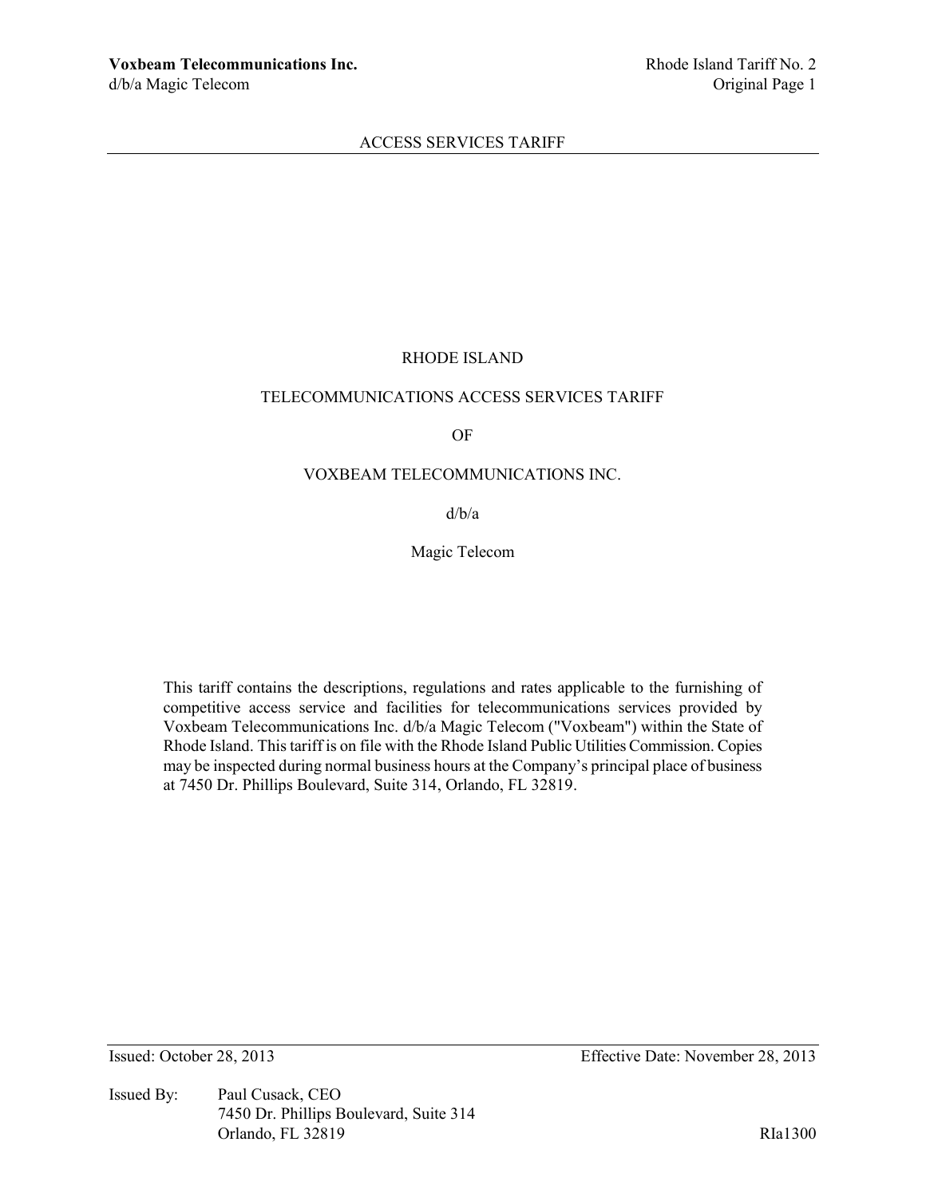# RHODE ISLAND

## TELECOMMUNICATIONS ACCESS SERVICES TARIFF

## OF

## VOXBEAM TELECOMMUNICATIONS INC.

## d/b/a

## Magic Telecom

This tariff contains the descriptions, regulations and rates applicable to the furnishing of competitive access service and facilities for telecommunications services provided by Voxbeam Telecommunications Inc. d/b/a Magic Telecom ("Voxbeam") within the State of Rhode Island. This tariff is on file with the Rhode Island Public Utilities Commission. Copies may be inspected during normal business hours at the Company's principal place of business at 7450 Dr. Phillips Boulevard, Suite 314, Orlando, FL 32819.

Issued: October 28, 2013 Effective Date: November 28, 2013

Issued By: Paul Cusack, CEO
7450 Dr. Phillips Boulevard, Suite 314
Orlando, FL 32819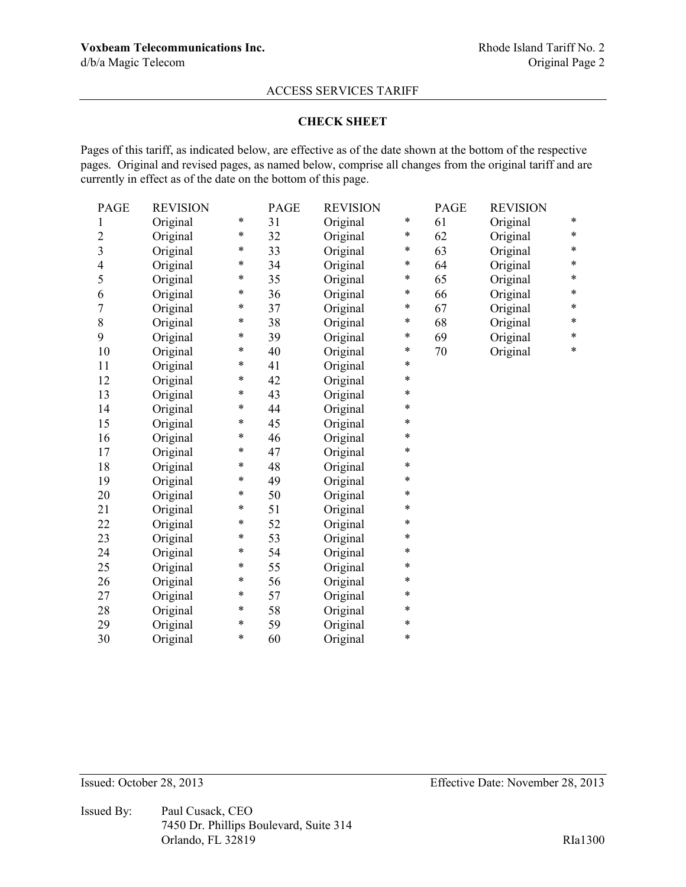## CHECK SHEET

Pages of this tariff, as indicated below, are effective as of the date shown at the bottom of the respective pages. Original and revised pages, as named below, comprise all changes from the original tariff and are currently in effect as of the date on the bottom of this page.

| PAGE | REVISION | | PAGE | REVISION | | PAGE | REVISION | |
|---|---|---|---|---|---|---|---|---|
| 1 | Original | * | 31 | Original | * | 61 | Original | * |
| 2 | Original | * | 32 | Original | * | 62 | Original | * |
| 3 | Original | * | 33 | Original | * | 63 | Original | * |
| 4 | Original | * | 34 | Original | * | 64 | Original | * |
| 5 | Original | * | 35 | Original | * | 65 | Original | * |
| 6 | Original | * | 36 | Original | * | 66 | Original | * |
| 7 | Original | * | 37 | Original | * | 67 | Original | * |
| 8 | Original | * | 38 | Original | * | 68 | Original | * |
| 9 | Original | * | 39 | Original | * | 69 | Original | * |
| 10 | Original | * | 40 | Original | * | 70 | Original | * |
| 11 | Original | * | 41 | Original | * | | | |
| 12 | Original | * | 42 | Original | * | | | |
| 13 | Original | * | 43 | Original | * | | | |
| 14 | Original | * | 44 | Original | * | | | |
| 15 | Original | * | 45 | Original | * | | | |
| 16 | Original | * | 46 | Original | * | | | |
| 17 | Original | * | 47 | Original | * | | | |
| 18 | Original | * | 48 | Original | * | | | |
| 19 | Original | * | 49 | Original | * | | | |
| 20 | Original | * | 50 | Original | * | | | |
| 21 | Original | * | 51 | Original | * | | | |
| 22 | Original | * | 52 | Original | * | | | |
| 23 | Original | * | 53 | Original | * | | | |
| 24 | Original | * | 54 | Original | * | | | |
| 25 | Original | * | 55 | Original | * | | | |
| 26 | Original | * | 56 | Original | * | | | |
| 27 | Original | * | 57 | Original | * | | | |
| 28 | Original | * | 58 | Original | * | | | |
| 29 | Original | * | 59 | Original | * | | | |
| 30 | Original | * | 60 | Original | * | | | |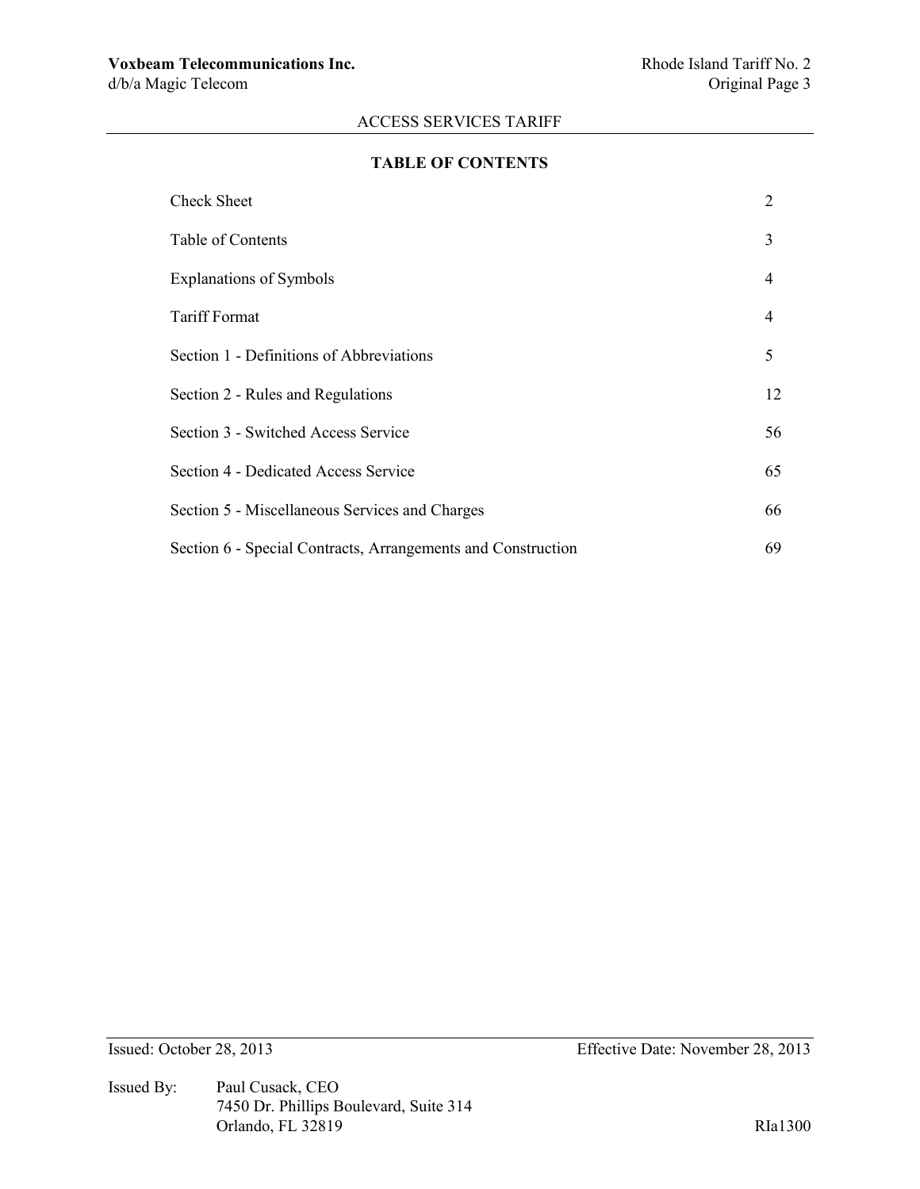## TABLE OF CONTENTS

| | |
|---|---|
| Check Sheet | 2 |
| Table of Contents | 3 |
| Explanations of Symbols | 4 |
| Tariff Format | 4 |
| Section 1 - Definitions of Abbreviations | 5 |
| Section 2 - Rules and Regulations | 12 |
| Section 3 - Switched Access Service | 56 |
| Section 4 - Dedicated Access Service | 65 |
| Section 5 - Miscellaneous Services and Charges | 66 |
| Section 6 - Special Contracts, Arrangements and Construction | 69 |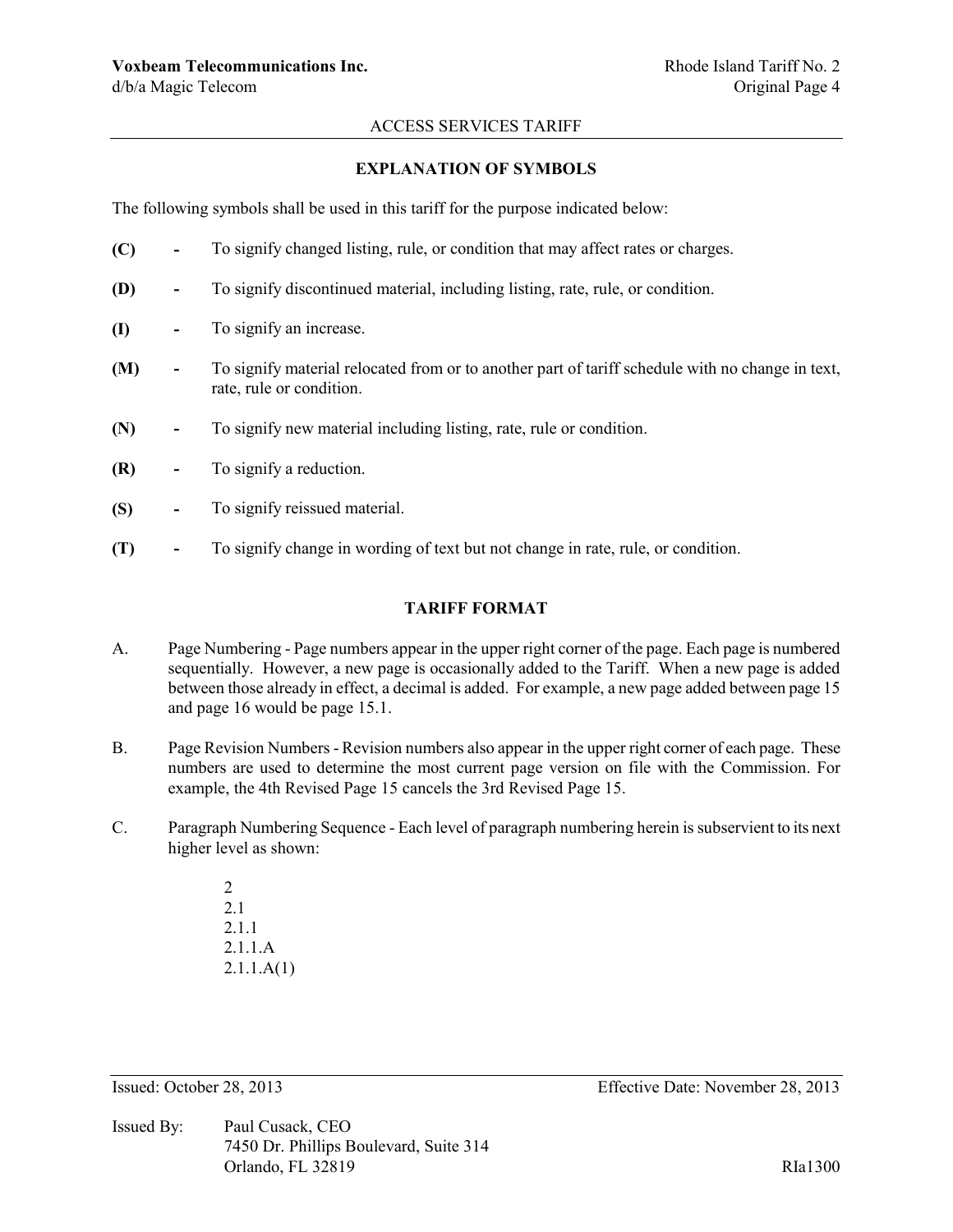## EXPLANATION OF SYMBOLS

The following symbols shall be used in this tariff for the purpose indicated below:

**(C)** - To signify changed listing, rule, or condition that may affect rates or charges.

**(D)** - To signify discontinued material, including listing, rate, rule, or condition.

**(I)** - To signify an increase.

**(M)** - To signify material relocated from or to another part of tariff schedule with no change in text, rate, rule or condition.

**(N)** - To signify new material including listing, rate, rule or condition.

**(R)** - To signify a reduction.

**(S)** - To signify reissued material.

**(T)** - To signify change in wording of text but not change in rate, rule, or condition.

## TARIFF FORMAT

A. Page Numbering - Page numbers appear in the upper right corner of the page. Each page is numbered sequentially. However, a new page is occasionally added to the Tariff. When a new page is added between those already in effect, a decimal is added. For example, a new page added between page 15 and page 16 would be page 15.1.

B. Page Revision Numbers - Revision numbers also appear in the upper right corner of each page. These numbers are used to determine the most current page version on file with the Commission. For example, the 4th Revised Page 15 cancels the 3rd Revised Page 15.

C. Paragraph Numbering Sequence - Each level of paragraph numbering herein is subservient to its next higher level as shown:

2
2.1
2.1.1
2.1.1.A
2.1.1.A(1)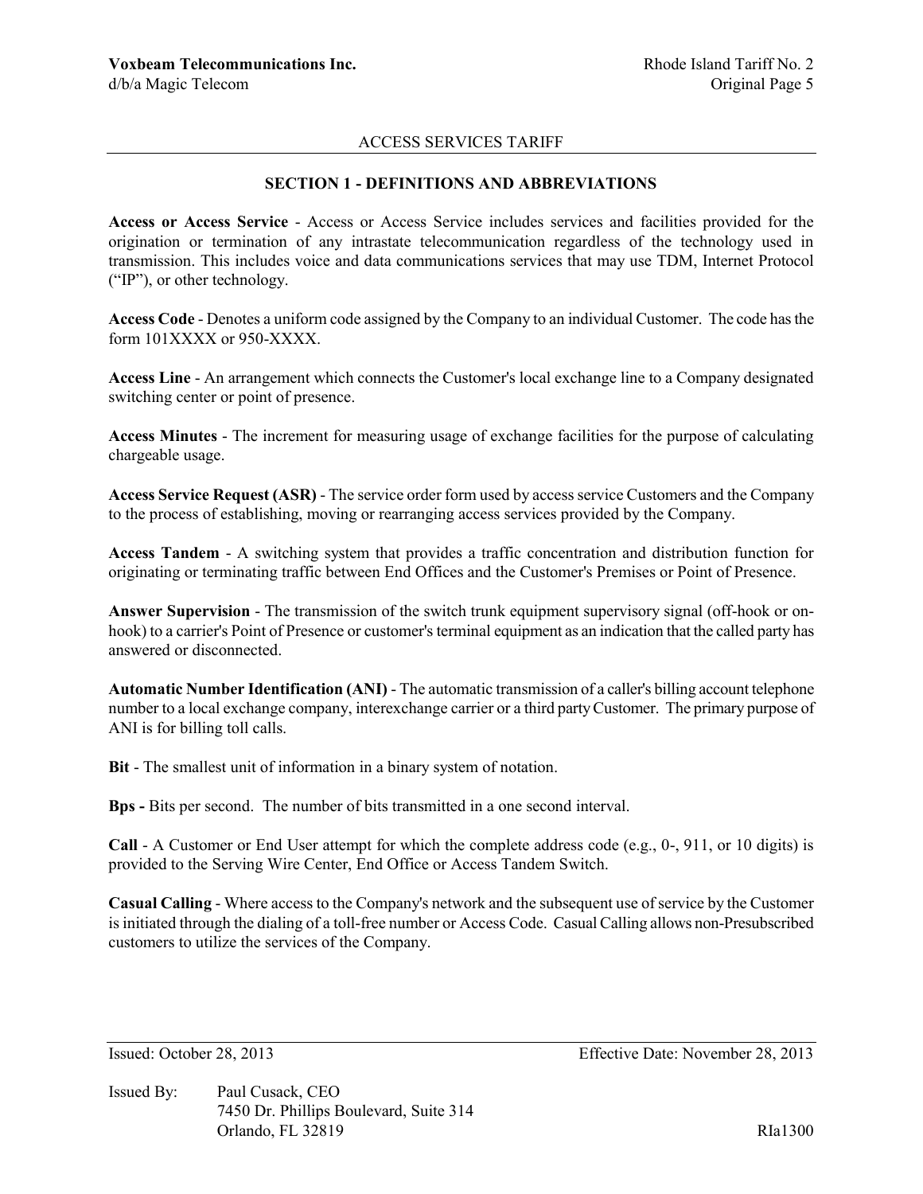ACCESS SERVICES TARIFF

## SECTION 1 - DEFINITIONS AND ABBREVIATIONS

**Access or Access Service** - Access or Access Service includes services and facilities provided for the origination or termination of any intrastate telecommunication regardless of the technology used in transmission. This includes voice and data communications services that may use TDM, Internet Protocol ("IP"), or other technology.

**Access Code** - Denotes a uniform code assigned by the Company to an individual Customer. The code has the form 101XXXX or 950-XXXX.

**Access Line** - An arrangement which connects the Customer's local exchange line to a Company designated switching center or point of presence.

**Access Minutes** - The increment for measuring usage of exchange facilities for the purpose of calculating chargeable usage.

**Access Service Request (ASR)** - The service order form used by access service Customers and the Company to the process of establishing, moving or rearranging access services provided by the Company.

**Access Tandem** - A switching system that provides a traffic concentration and distribution function for originating or terminating traffic between End Offices and the Customer's Premises or Point of Presence.

**Answer Supervision** - The transmission of the switch trunk equipment supervisory signal (off-hook or on-hook) to a carrier's Point of Presence or customer's terminal equipment as an indication that the called party has answered or disconnected.

**Automatic Number Identification (ANI)** - The automatic transmission of a caller's billing account telephone number to a local exchange company, interexchange carrier or a third party Customer. The primary purpose of ANI is for billing toll calls.

**Bit** - The smallest unit of information in a binary system of notation.

**Bps -** Bits per second. The number of bits transmitted in a one second interval.

**Call** - A Customer or End User attempt for which the complete address code (e.g., 0-, 911, or 10 digits) is provided to the Serving Wire Center, End Office or Access Tandem Switch.

**Casual Calling** - Where access to the Company's network and the subsequent use of service by the Customer is initiated through the dialing of a toll-free number or Access Code. Casual Calling allows non-Presubscribed customers to utilize the services of the Company.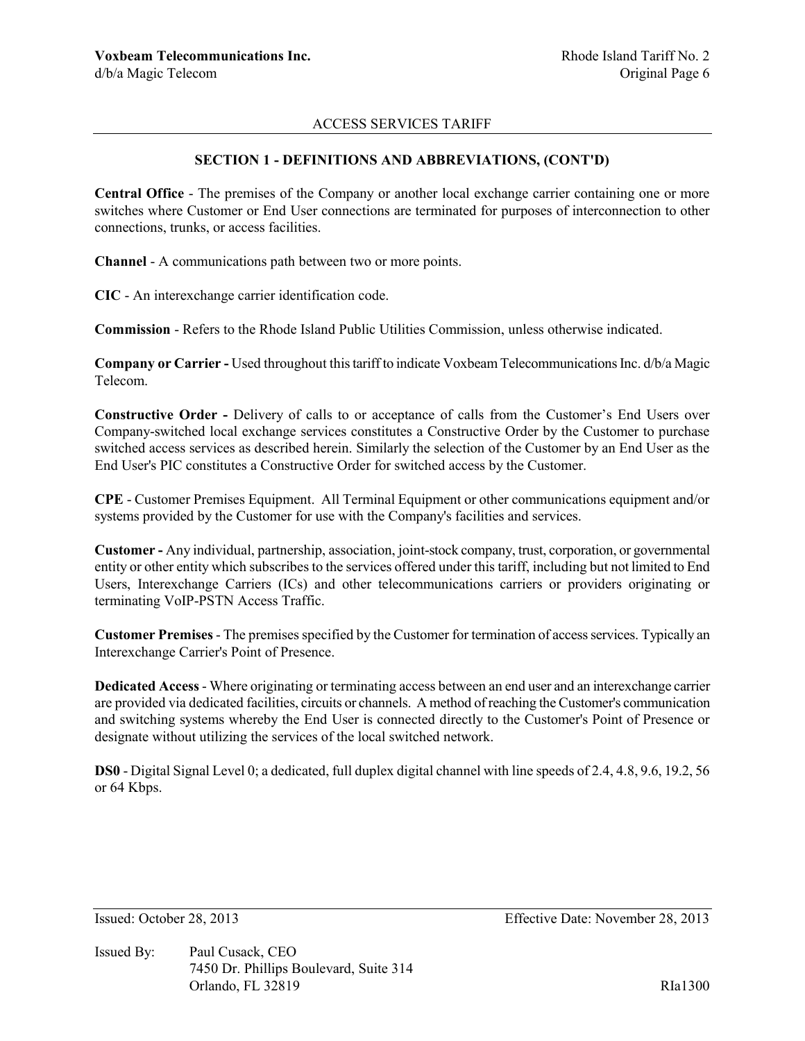ACCESS SERVICES TARIFF

## SECTION 1 - DEFINITIONS AND ABBREVIATIONS, (CONT'D)

**Central Office** - The premises of the Company or another local exchange carrier containing one or more switches where Customer or End User connections are terminated for purposes of interconnection to other connections, trunks, or access facilities.

**Channel** - A communications path between two or more points.

**CIC** - An interexchange carrier identification code.

**Commission** - Refers to the Rhode Island Public Utilities Commission, unless otherwise indicated.

**Company or Carrier -** Used throughout this tariff to indicate Voxbeam Telecommunications Inc. d/b/a Magic Telecom.

**Constructive Order -** Delivery of calls to or acceptance of calls from the Customer's End Users over Company-switched local exchange services constitutes a Constructive Order by the Customer to purchase switched access services as described herein. Similarly the selection of the Customer by an End User as the End User's PIC constitutes a Constructive Order for switched access by the Customer.

**CPE** - Customer Premises Equipment. All Terminal Equipment or other communications equipment and/or systems provided by the Customer for use with the Company's facilities and services.

**Customer -** Any individual, partnership, association, joint-stock company, trust, corporation, or governmental entity or other entity which subscribes to the services offered under this tariff, including but not limited to End Users, Interexchange Carriers (ICs) and other telecommunications carriers or providers originating or terminating VoIP-PSTN Access Traffic.

**Customer Premises** - The premises specified by the Customer for termination of access services. Typically an Interexchange Carrier's Point of Presence.

**Dedicated Access** - Where originating or terminating access between an end user and an interexchange carrier are provided via dedicated facilities, circuits or channels. A method of reaching the Customer's communication and switching systems whereby the End User is connected directly to the Customer's Point of Presence or designate without utilizing the services of the local switched network.

**DS0** - Digital Signal Level 0; a dedicated, full duplex digital channel with line speeds of 2.4, 4.8, 9.6, 19.2, 56 or 64 Kbps.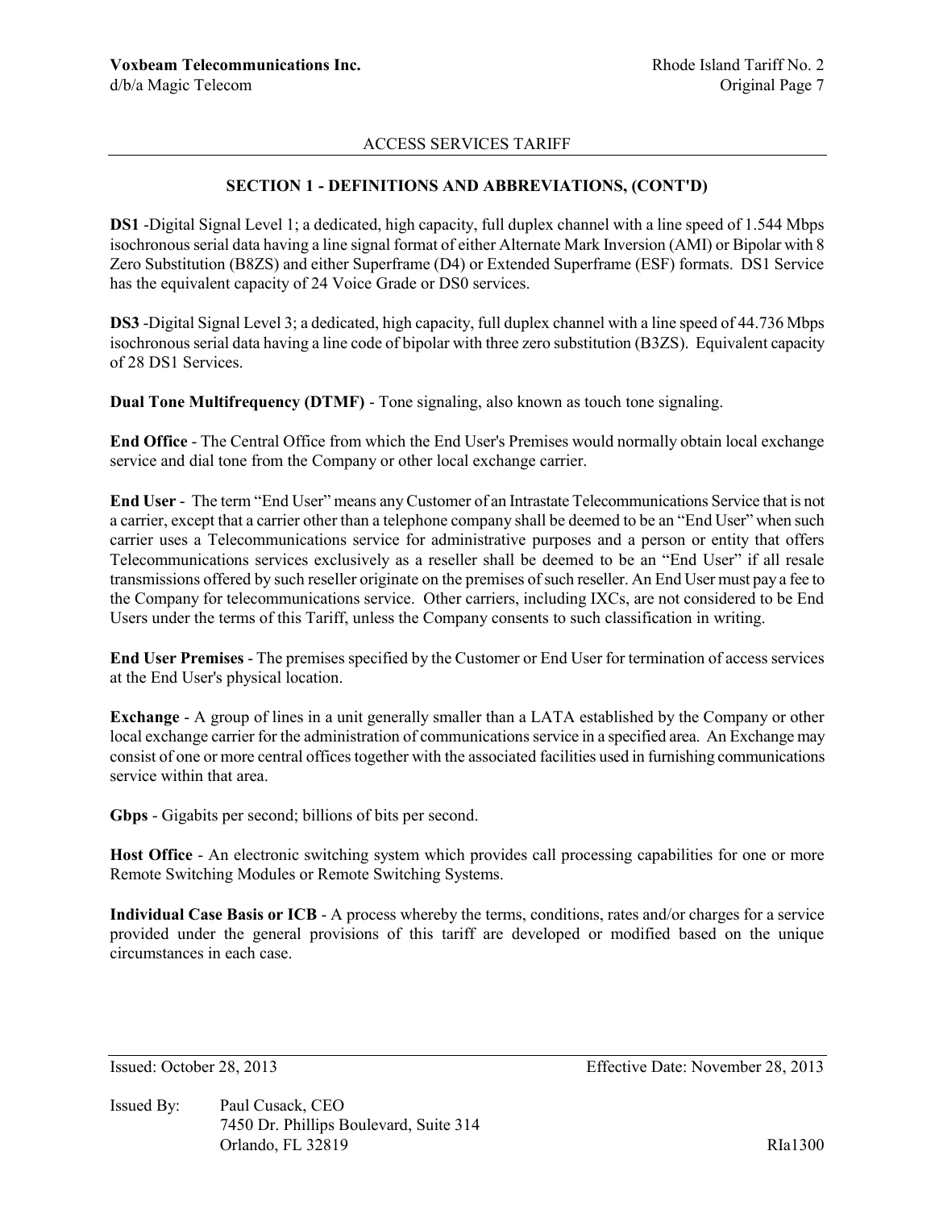## SECTION 1 - DEFINITIONS AND ABBREVIATIONS, (CONT'D)

**DS1** -Digital Signal Level 1; a dedicated, high capacity, full duplex channel with a line speed of 1.544 Mbps isochronous serial data having a line signal format of either Alternate Mark Inversion (AMI) or Bipolar with 8 Zero Substitution (B8ZS) and either Superframe (D4) or Extended Superframe (ESF) formats. DS1 Service has the equivalent capacity of 24 Voice Grade or DS0 services.

**DS3** -Digital Signal Level 3; a dedicated, high capacity, full duplex channel with a line speed of 44.736 Mbps isochronous serial data having a line code of bipolar with three zero substitution (B3ZS). Equivalent capacity of 28 DS1 Services.

**Dual Tone Multifrequency (DTMF)** - Tone signaling, also known as touch tone signaling.

**End Office** - The Central Office from which the End User's Premises would normally obtain local exchange service and dial tone from the Company or other local exchange carrier.

**End User** - The term "End User" means any Customer of an Intrastate Telecommunications Service that is not a carrier, except that a carrier other than a telephone company shall be deemed to be an "End User" when such carrier uses a Telecommunications service for administrative purposes and a person or entity that offers Telecommunications services exclusively as a reseller shall be deemed to be an "End User" if all resale transmissions offered by such reseller originate on the premises of such reseller. An End User must pay a fee to the Company for telecommunications service. Other carriers, including IXCs, are not considered to be End Users under the terms of this Tariff, unless the Company consents to such classification in writing.

**End User Premises** - The premises specified by the Customer or End User for termination of access services at the End User's physical location.

**Exchange** - A group of lines in a unit generally smaller than a LATA established by the Company or other local exchange carrier for the administration of communications service in a specified area. An Exchange may consist of one or more central offices together with the associated facilities used in furnishing communications service within that area.

**Gbps** - Gigabits per second; billions of bits per second.

**Host Office** - An electronic switching system which provides call processing capabilities for one or more Remote Switching Modules or Remote Switching Systems.

**Individual Case Basis or ICB** - A process whereby the terms, conditions, rates and/or charges for a service provided under the general provisions of this tariff are developed or modified based on the unique circumstances in each case.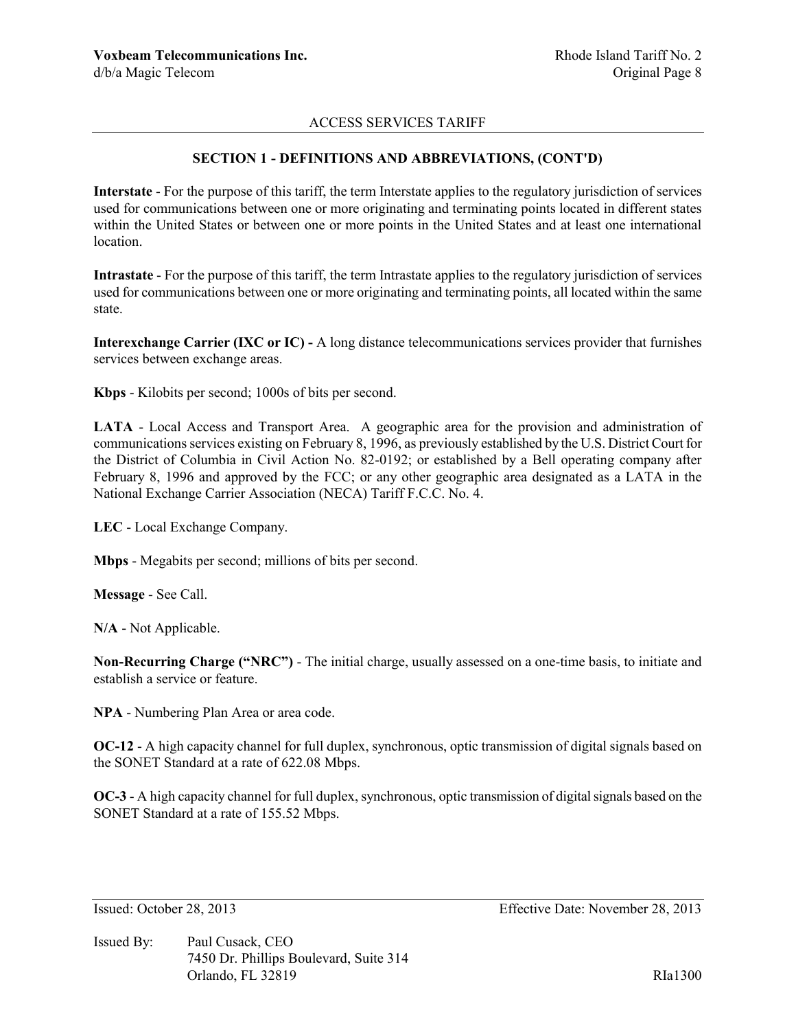## SECTION 1 - DEFINITIONS AND ABBREVIATIONS, (CONT'D)

**Interstate** - For the purpose of this tariff, the term Interstate applies to the regulatory jurisdiction of services used for communications between one or more originating and terminating points located in different states within the United States or between one or more points in the United States and at least one international location.

**Intrastate** - For the purpose of this tariff, the term Intrastate applies to the regulatory jurisdiction of services used for communications between one or more originating and terminating points, all located within the same state.

**Interexchange Carrier (IXC or IC) -** A long distance telecommunications services provider that furnishes services between exchange areas.

**Kbps** - Kilobits per second; 1000s of bits per second.

**LATA** - Local Access and Transport Area. A geographic area for the provision and administration of communications services existing on February 8, 1996, as previously established by the U.S. District Court for the District of Columbia in Civil Action No. 82-0192; or established by a Bell operating company after February 8, 1996 and approved by the FCC; or any other geographic area designated as a LATA in the National Exchange Carrier Association (NECA) Tariff F.C.C. No. 4.

**LEC** - Local Exchange Company.

**Mbps** - Megabits per second; millions of bits per second.

**Message** - See Call.

**N/A** - Not Applicable.

**Non-Recurring Charge ("NRC")** - The initial charge, usually assessed on a one-time basis, to initiate and establish a service or feature.

**NPA** - Numbering Plan Area or area code.

**OC-12** - A high capacity channel for full duplex, synchronous, optic transmission of digital signals based on the SONET Standard at a rate of 622.08 Mbps.

**OC-3** - A high capacity channel for full duplex, synchronous, optic transmission of digital signals based on the SONET Standard at a rate of 155.52 Mbps.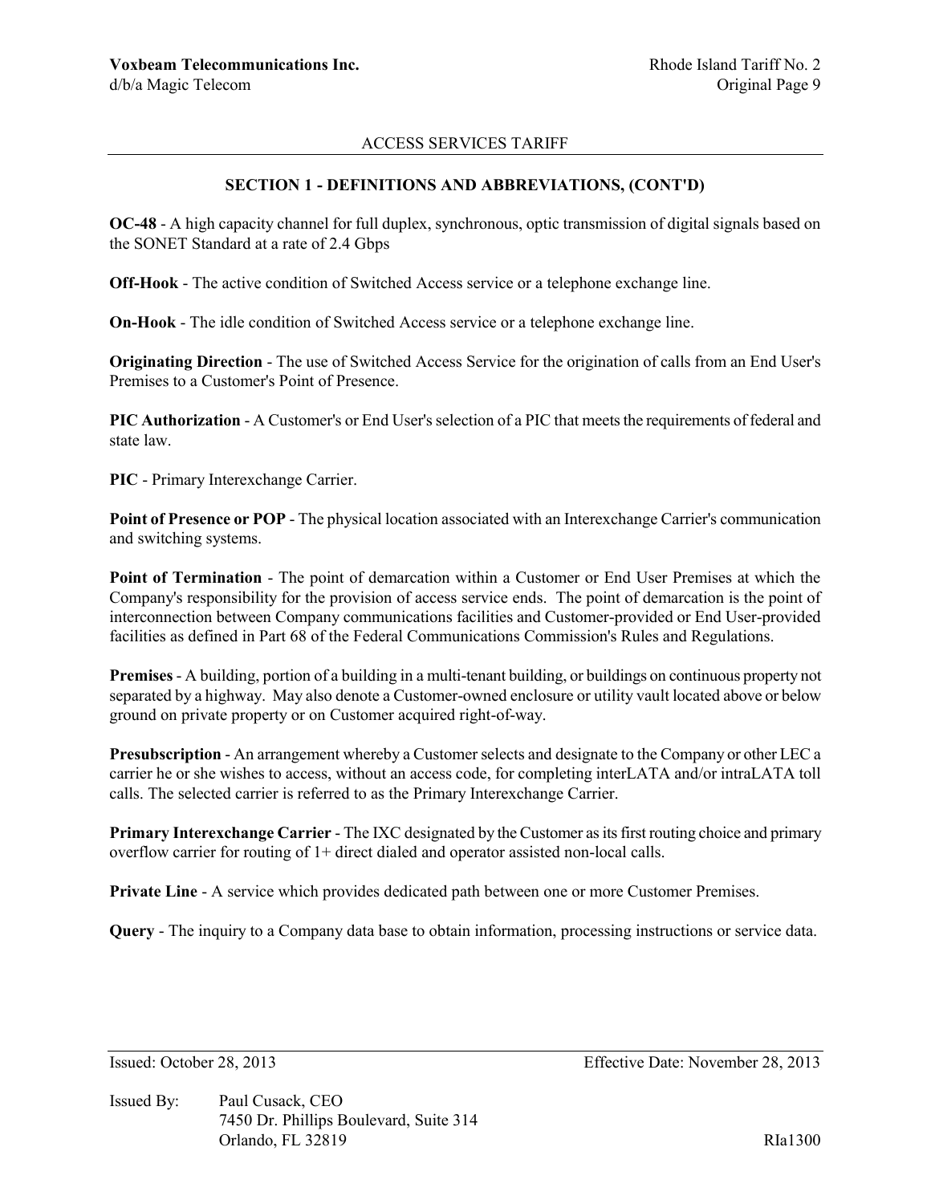## SECTION 1 - DEFINITIONS AND ABBREVIATIONS, (CONT'D)

**OC-48** - A high capacity channel for full duplex, synchronous, optic transmission of digital signals based on the SONET Standard at a rate of 2.4 Gbps

**Off-Hook** - The active condition of Switched Access service or a telephone exchange line.

**On-Hook** - The idle condition of Switched Access service or a telephone exchange line.

**Originating Direction** - The use of Switched Access Service for the origination of calls from an End User's Premises to a Customer's Point of Presence.

**PIC Authorization** - A Customer's or End User's selection of a PIC that meets the requirements of federal and state law.

**PIC** - Primary Interexchange Carrier.

**Point of Presence or POP** - The physical location associated with an Interexchange Carrier's communication and switching systems.

**Point of Termination** - The point of demarcation within a Customer or End User Premises at which the Company's responsibility for the provision of access service ends. The point of demarcation is the point of interconnection between Company communications facilities and Customer-provided or End User-provided facilities as defined in Part 68 of the Federal Communications Commission's Rules and Regulations.

**Premises** - A building, portion of a building in a multi-tenant building, or buildings on continuous property not separated by a highway. May also denote a Customer-owned enclosure or utility vault located above or below ground on private property or on Customer acquired right-of-way.

**Presubscription** - An arrangement whereby a Customer selects and designate to the Company or other LEC a carrier he or she wishes to access, without an access code, for completing interLATA and/or intraLATA toll calls. The selected carrier is referred to as the Primary Interexchange Carrier.

**Primary Interexchange Carrier** - The IXC designated by the Customer as its first routing choice and primary overflow carrier for routing of 1+ direct dialed and operator assisted non-local calls.

**Private Line** - A service which provides dedicated path between one or more Customer Premises.

**Query** - The inquiry to a Company data base to obtain information, processing instructions or service data.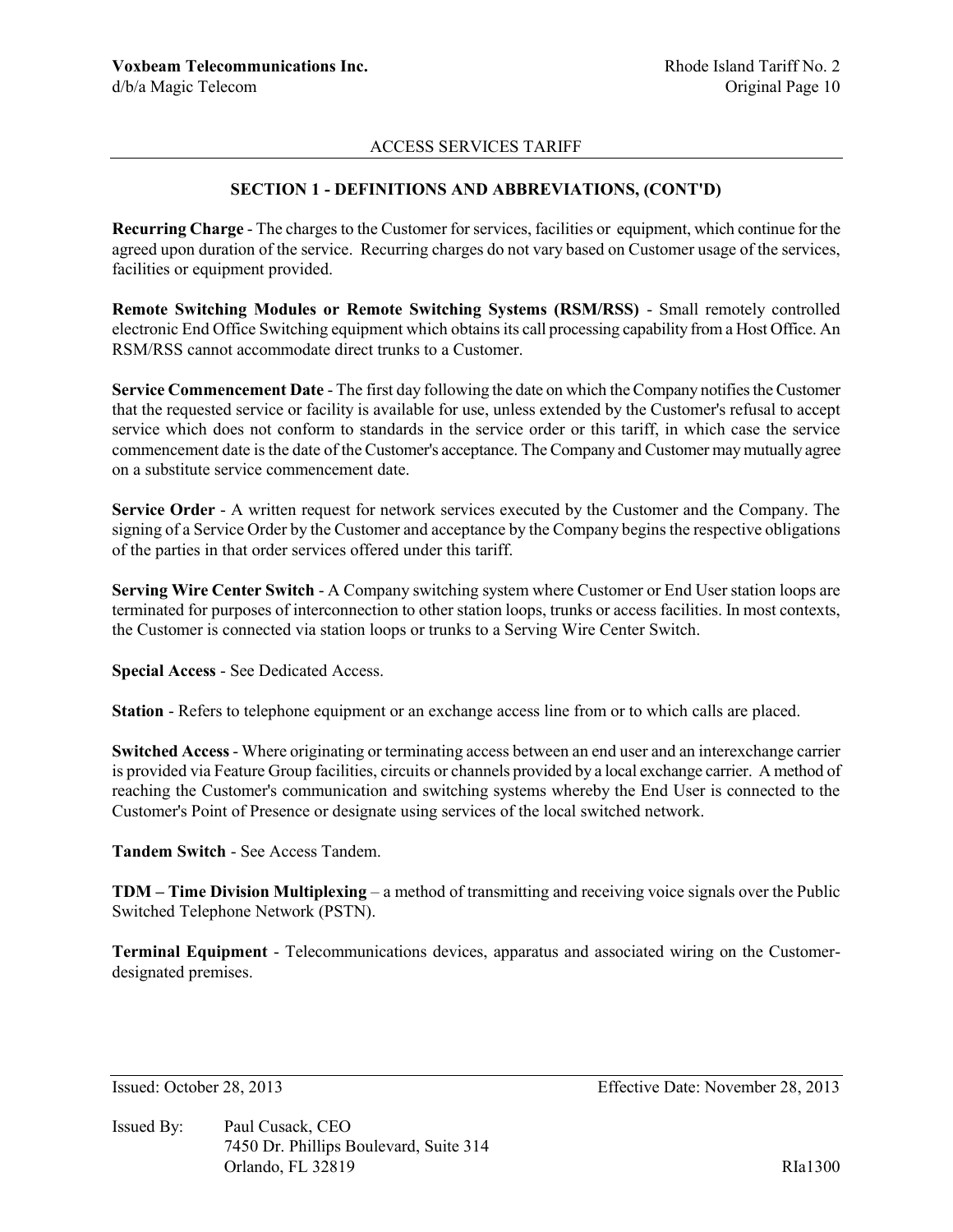ACCESS SERVICES TARIFF

## SECTION 1 - DEFINITIONS AND ABBREVIATIONS, (CONT'D)

**Recurring Charge** - The charges to the Customer for services, facilities or equipment, which continue for the agreed upon duration of the service. Recurring charges do not vary based on Customer usage of the services, facilities or equipment provided.

**Remote Switching Modules or Remote Switching Systems (RSM/RSS)** - Small remotely controlled electronic End Office Switching equipment which obtains its call processing capability from a Host Office. An RSM/RSS cannot accommodate direct trunks to a Customer.

**Service Commencement Date** - The first day following the date on which the Company notifies the Customer that the requested service or facility is available for use, unless extended by the Customer's refusal to accept service which does not conform to standards in the service order or this tariff, in which case the service commencement date is the date of the Customer's acceptance. The Company and Customer may mutually agree on a substitute service commencement date.

**Service Order** - A written request for network services executed by the Customer and the Company. The signing of a Service Order by the Customer and acceptance by the Company begins the respective obligations of the parties in that order services offered under this tariff.

**Serving Wire Center Switch** - A Company switching system where Customer or End User station loops are terminated for purposes of interconnection to other station loops, trunks or access facilities. In most contexts, the Customer is connected via station loops or trunks to a Serving Wire Center Switch.

**Special Access** - See Dedicated Access.

**Station** - Refers to telephone equipment or an exchange access line from or to which calls are placed.

**Switched Access** - Where originating or terminating access between an end user and an interexchange carrier is provided via Feature Group facilities, circuits or channels provided by a local exchange carrier. A method of reaching the Customer's communication and switching systems whereby the End User is connected to the Customer's Point of Presence or designate using services of the local switched network.

**Tandem Switch** - See Access Tandem.

**TDM – Time Division Multiplexing** – a method of transmitting and receiving voice signals over the Public Switched Telephone Network (PSTN).

**Terminal Equipment** - Telecommunications devices, apparatus and associated wiring on the Customer-designated premises.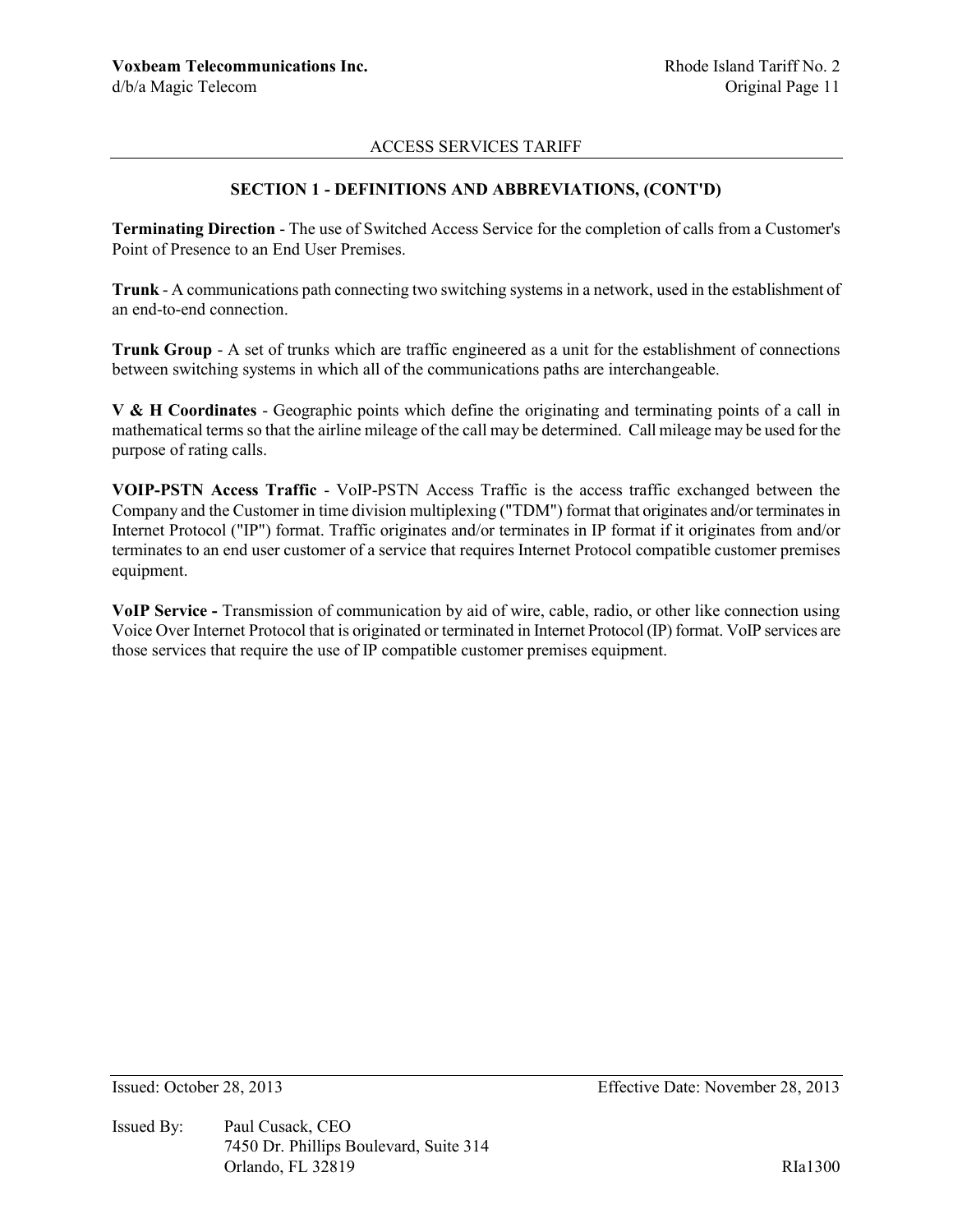## SECTION 1 - DEFINITIONS AND ABBREVIATIONS, (CONT'D)

**Terminating Direction** - The use of Switched Access Service for the completion of calls from a Customer's Point of Presence to an End User Premises.

**Trunk** - A communications path connecting two switching systems in a network, used in the establishment of an end-to-end connection.

**Trunk Group** - A set of trunks which are traffic engineered as a unit for the establishment of connections between switching systems in which all of the communications paths are interchangeable.

**V & H Coordinates** - Geographic points which define the originating and terminating points of a call in mathematical terms so that the airline mileage of the call may be determined. Call mileage may be used for the purpose of rating calls.

**VOIP-PSTN Access Traffic** - VoIP-PSTN Access Traffic is the access traffic exchanged between the Company and the Customer in time division multiplexing ("TDM") format that originates and/or terminates in Internet Protocol ("IP") format. Traffic originates and/or terminates in IP format if it originates from and/or terminates to an end user customer of a service that requires Internet Protocol compatible customer premises equipment.

**VoIP Service -** Transmission of communication by aid of wire, cable, radio, or other like connection using Voice Over Internet Protocol that is originated or terminated in Internet Protocol (IP) format. VoIP services are those services that require the use of IP compatible customer premises equipment.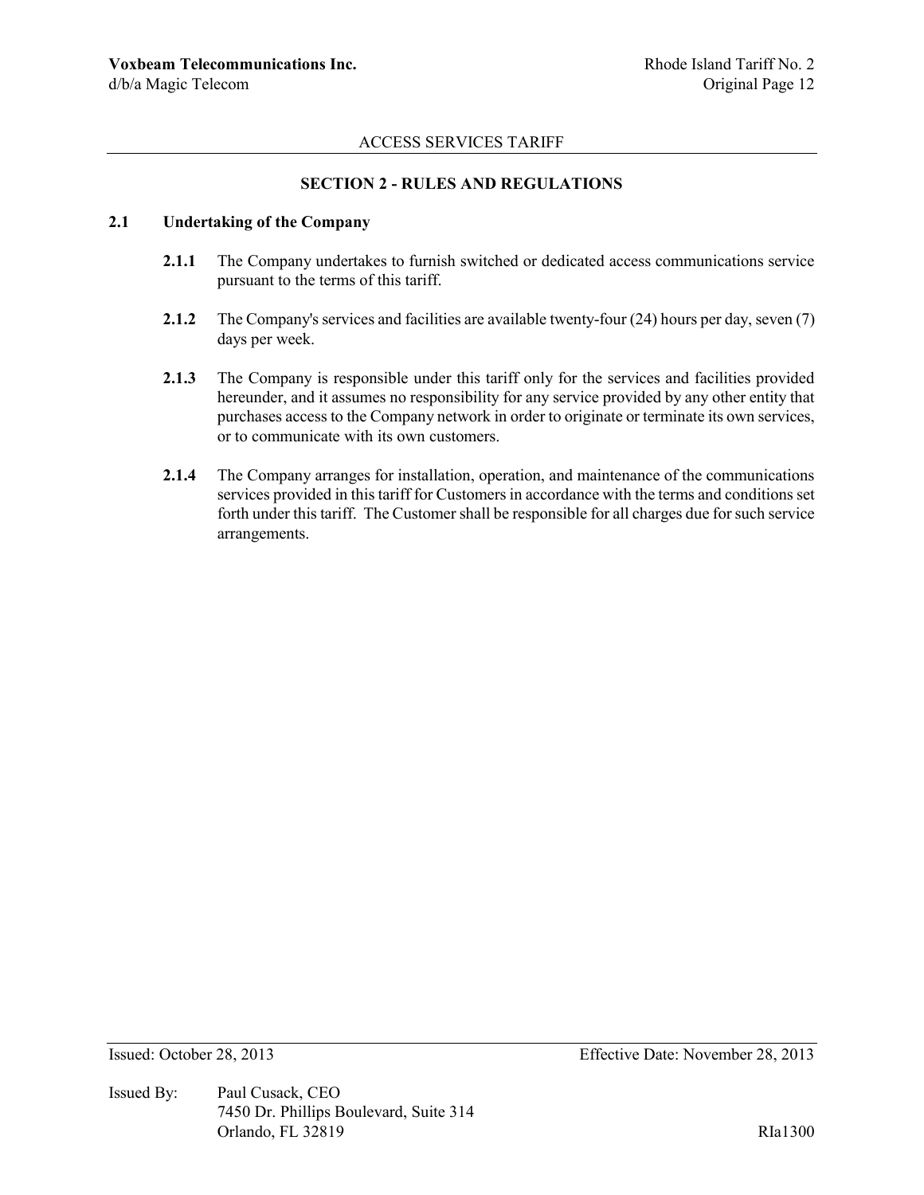ACCESS SERVICES TARIFF

## SECTION 2 - RULES AND REGULATIONS

### 2.1 Undertaking of the Company

**2.1.1** The Company undertakes to furnish switched or dedicated access communications service pursuant to the terms of this tariff.

**2.1.2** The Company's services and facilities are available twenty-four (24) hours per day, seven (7) days per week.

**2.1.3** The Company is responsible under this tariff only for the services and facilities provided hereunder, and it assumes no responsibility for any service provided by any other entity that purchases access to the Company network in order to originate or terminate its own services, or to communicate with its own customers.

**2.1.4** The Company arranges for installation, operation, and maintenance of the communications services provided in this tariff for Customers in accordance with the terms and conditions set forth under this tariff. The Customer shall be responsible for all charges due for such service arrangements.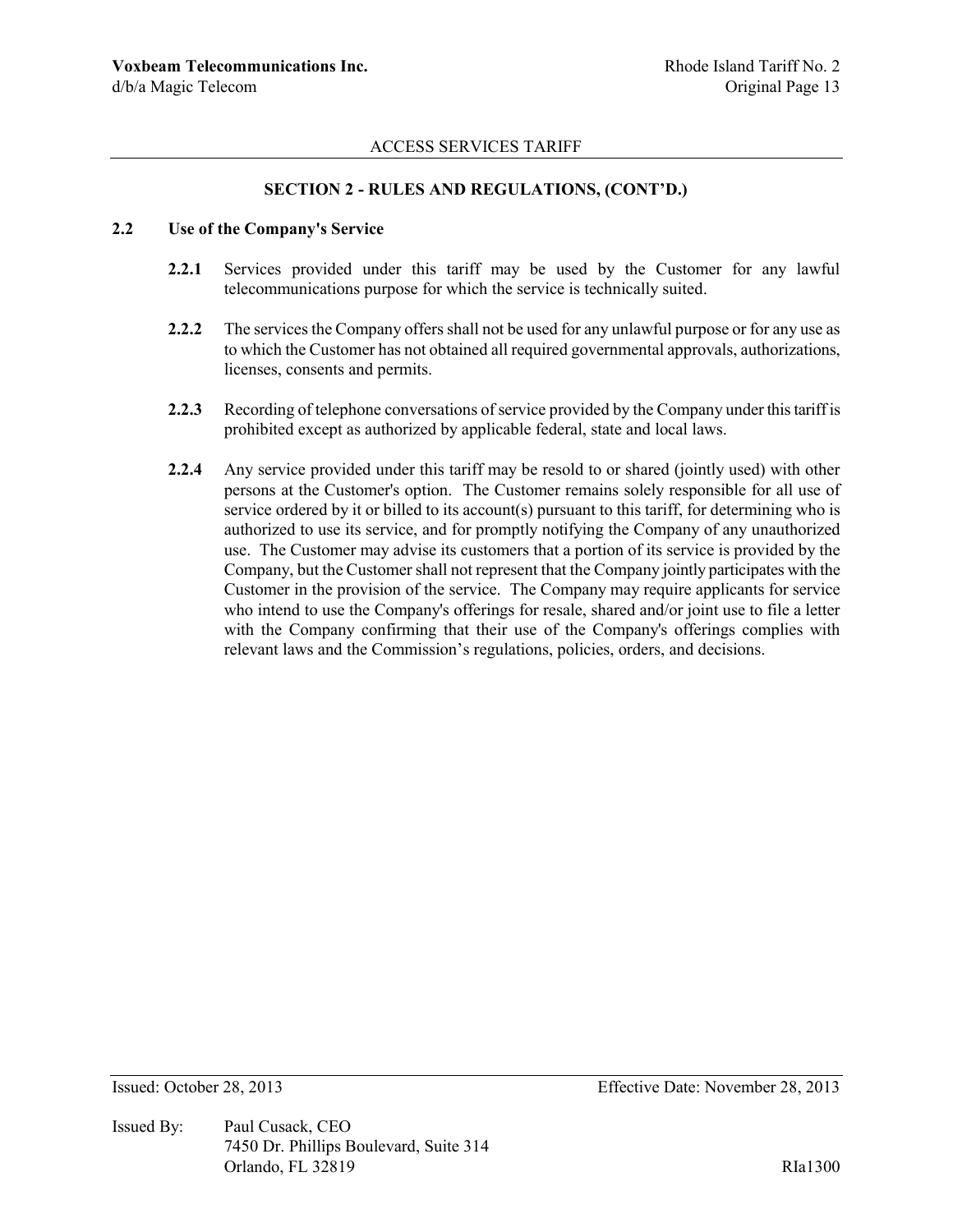## SECTION 2 - RULES AND REGULATIONS, (CONT'D.)

### 2.2 Use of the Company's Service

**2.2.1** Services provided under this tariff may be used by the Customer for any lawful telecommunications purpose for which the service is technically suited.

**2.2.2** The services the Company offers shall not be used for any unlawful purpose or for any use as to which the Customer has not obtained all required governmental approvals, authorizations, licenses, consents and permits.

**2.2.3** Recording of telephone conversations of service provided by the Company under this tariff is prohibited except as authorized by applicable federal, state and local laws.

**2.2.4** Any service provided under this tariff may be resold to or shared (jointly used) with other persons at the Customer's option. The Customer remains solely responsible for all use of service ordered by it or billed to its account(s) pursuant to this tariff, for determining who is authorized to use its service, and for promptly notifying the Company of any unauthorized use. The Customer may advise its customers that a portion of its service is provided by the Company, but the Customer shall not represent that the Company jointly participates with the Customer in the provision of the service. The Company may require applicants for service who intend to use the Company's offerings for resale, shared and/or joint use to file a letter with the Company confirming that their use of the Company's offerings complies with relevant laws and the Commission's regulations, policies, orders, and decisions.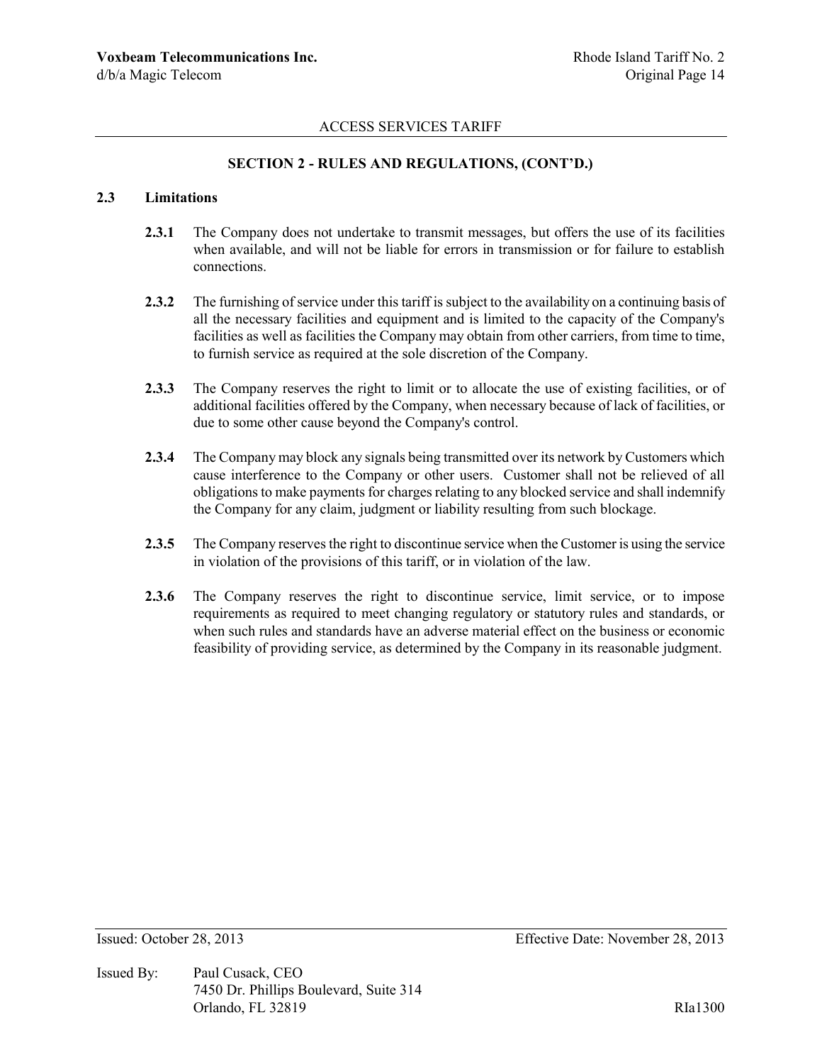ACCESS SERVICES TARIFF

## SECTION 2 - RULES AND REGULATIONS, (CONT'D.)

### 2.3 Limitations

**2.3.1** The Company does not undertake to transmit messages, but offers the use of its facilities when available, and will not be liable for errors in transmission or for failure to establish connections.

**2.3.2** The furnishing of service under this tariff is subject to the availability on a continuing basis of all the necessary facilities and equipment and is limited to the capacity of the Company's facilities as well as facilities the Company may obtain from other carriers, from time to time, to furnish service as required at the sole discretion of the Company.

**2.3.3** The Company reserves the right to limit or to allocate the use of existing facilities, or of additional facilities offered by the Company, when necessary because of lack of facilities, or due to some other cause beyond the Company's control.

**2.3.4** The Company may block any signals being transmitted over its network by Customers which cause interference to the Company or other users. Customer shall not be relieved of all obligations to make payments for charges relating to any blocked service and shall indemnify the Company for any claim, judgment or liability resulting from such blockage.

**2.3.5** The Company reserves the right to discontinue service when the Customer is using the service in violation of the provisions of this tariff, or in violation of the law.

**2.3.6** The Company reserves the right to discontinue service, limit service, or to impose requirements as required to meet changing regulatory or statutory rules and standards, or when such rules and standards have an adverse material effect on the business or economic feasibility of providing service, as determined by the Company in its reasonable judgment.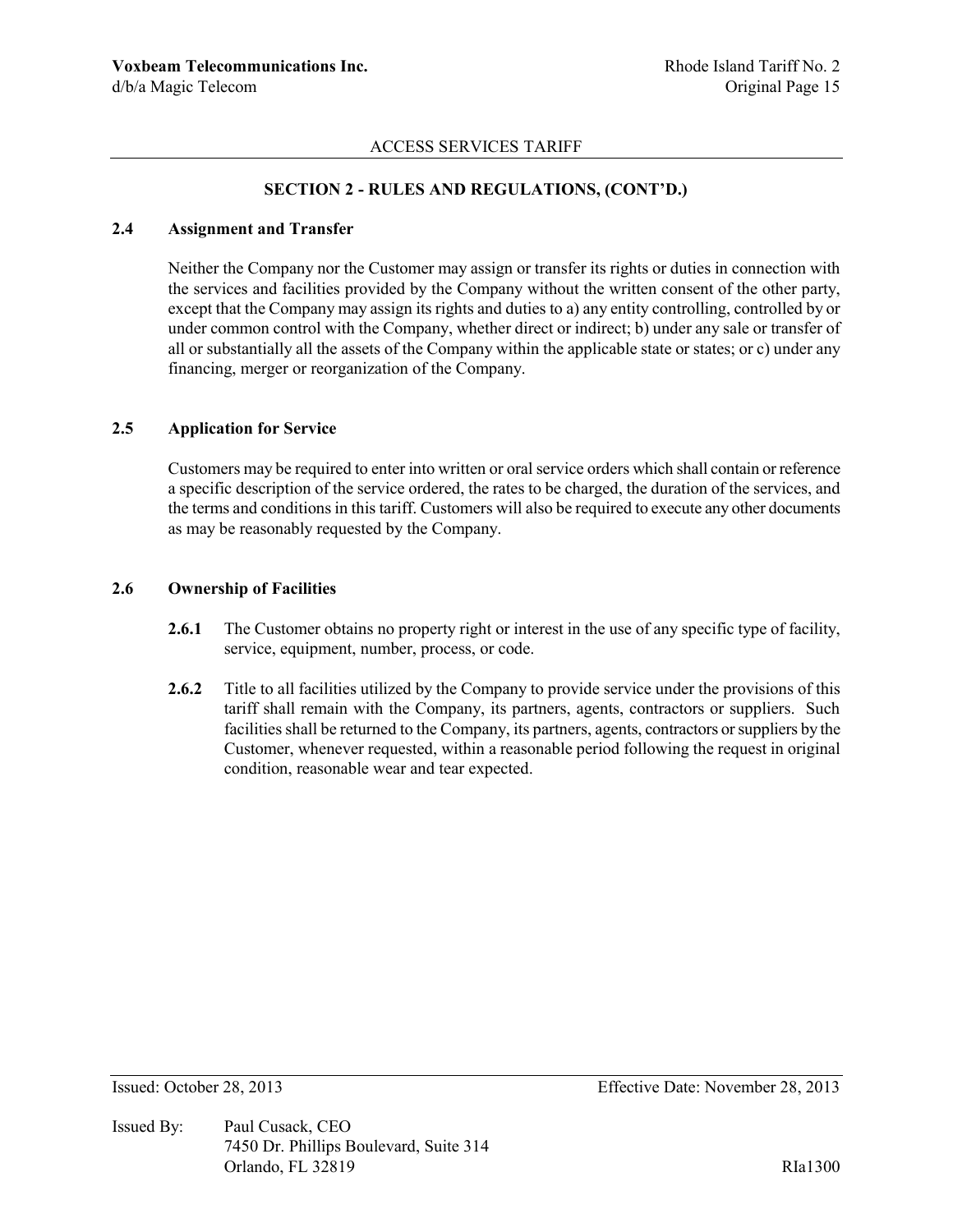ACCESS SERVICES TARIFF

**SECTION 2 - RULES AND REGULATIONS, (CONT'D.)**

**2.4 Assignment and Transfer**

Neither the Company nor the Customer may assign or transfer its rights or duties in connection with the services and facilities provided by the Company without the written consent of the other party, except that the Company may assign its rights and duties to a) any entity controlling, controlled by or under common control with the Company, whether direct or indirect; b) under any sale or transfer of all or substantially all the assets of the Company within the applicable state or states; or c) under any financing, merger or reorganization of the Company.

**2.5 Application for Service**

Customers may be required to enter into written or oral service orders which shall contain or reference a specific description of the service ordered, the rates to be charged, the duration of the services, and the terms and conditions in this tariff. Customers will also be required to execute any other documents as may be reasonably requested by the Company.

**2.6 Ownership of Facilities**

**2.6.1** The Customer obtains no property right or interest in the use of any specific type of facility, service, equipment, number, process, or code.

**2.6.2** Title to all facilities utilized by the Company to provide service under the provisions of this tariff shall remain with the Company, its partners, agents, contractors or suppliers. Such facilities shall be returned to the Company, its partners, agents, contractors or suppliers by the Customer, whenever requested, within a reasonable period following the request in original condition, reasonable wear and tear expected.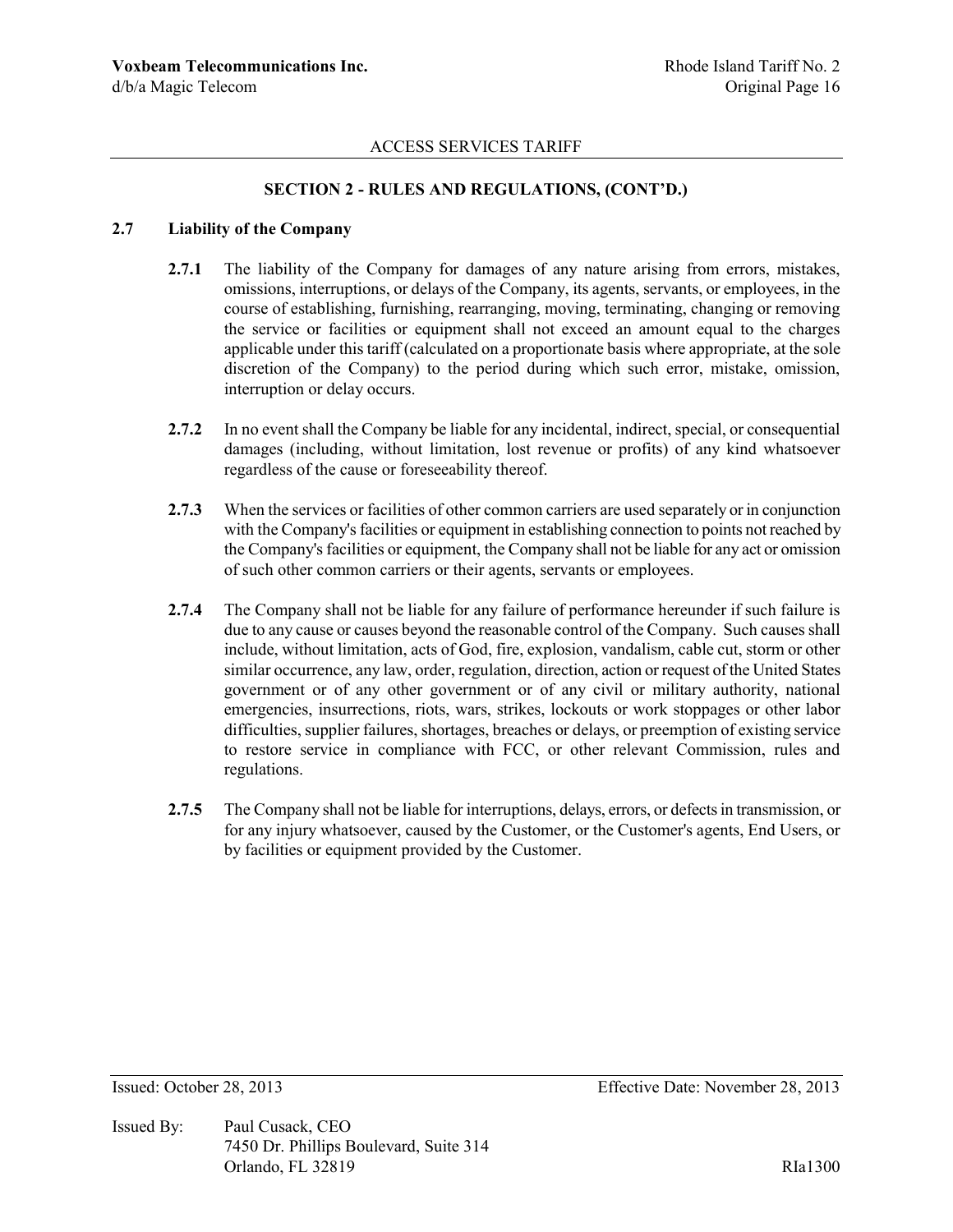## SECTION 2 - RULES AND REGULATIONS, (CONT'D.)

### 2.7 Liability of the Company

**2.7.1** The liability of the Company for damages of any nature arising from errors, mistakes, omissions, interruptions, or delays of the Company, its agents, servants, or employees, in the course of establishing, furnishing, rearranging, moving, terminating, changing or removing the service or facilities or equipment shall not exceed an amount equal to the charges applicable under this tariff (calculated on a proportionate basis where appropriate, at the sole discretion of the Company) to the period during which such error, mistake, omission, interruption or delay occurs.

**2.7.2** In no event shall the Company be liable for any incidental, indirect, special, or consequential damages (including, without limitation, lost revenue or profits) of any kind whatsoever regardless of the cause or foreseeability thereof.

**2.7.3** When the services or facilities of other common carriers are used separately or in conjunction with the Company's facilities or equipment in establishing connection to points not reached by the Company's facilities or equipment, the Company shall not be liable for any act or omission of such other common carriers or their agents, servants or employees.

**2.7.4** The Company shall not be liable for any failure of performance hereunder if such failure is due to any cause or causes beyond the reasonable control of the Company. Such causes shall include, without limitation, acts of God, fire, explosion, vandalism, cable cut, storm or other similar occurrence, any law, order, regulation, direction, action or request of the United States government or of any other government or of any civil or military authority, national emergencies, insurrections, riots, wars, strikes, lockouts or work stoppages or other labor difficulties, supplier failures, shortages, breaches or delays, or preemption of existing service to restore service in compliance with FCC, or other relevant Commission, rules and regulations.

**2.7.5** The Company shall not be liable for interruptions, delays, errors, or defects in transmission, or for any injury whatsoever, caused by the Customer, or the Customer's agents, End Users, or by facilities or equipment provided by the Customer.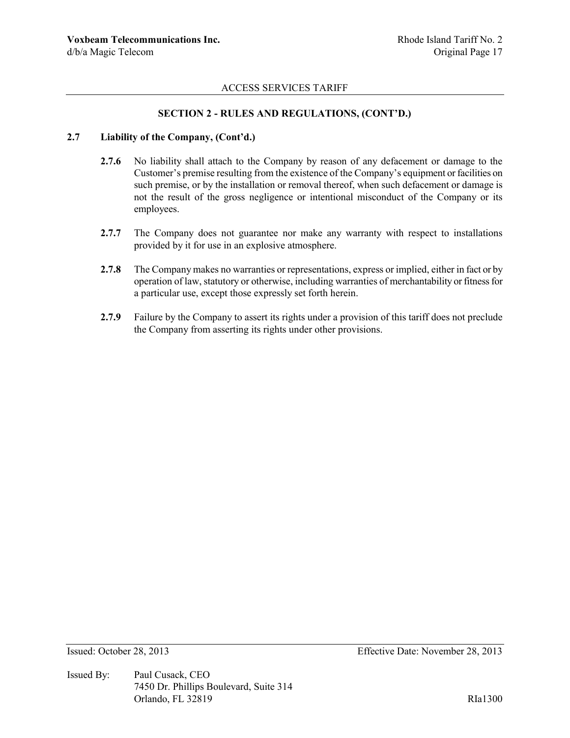## SECTION 2 - RULES AND REGULATIONS, (CONT'D.)

### 2.7 Liability of the Company, (Cont'd.)

**2.7.6** No liability shall attach to the Company by reason of any defacement or damage to the Customer's premise resulting from the existence of the Company's equipment or facilities on such premise, or by the installation or removal thereof, when such defacement or damage is not the result of the gross negligence or intentional misconduct of the Company or its employees.

**2.7.7** The Company does not guarantee nor make any warranty with respect to installations provided by it for use in an explosive atmosphere.

**2.7.8** The Company makes no warranties or representations, express or implied, either in fact or by operation of law, statutory or otherwise, including warranties of merchantability or fitness for a particular use, except those expressly set forth herein.

**2.7.9** Failure by the Company to assert its rights under a provision of this tariff does not preclude the Company from asserting its rights under other provisions.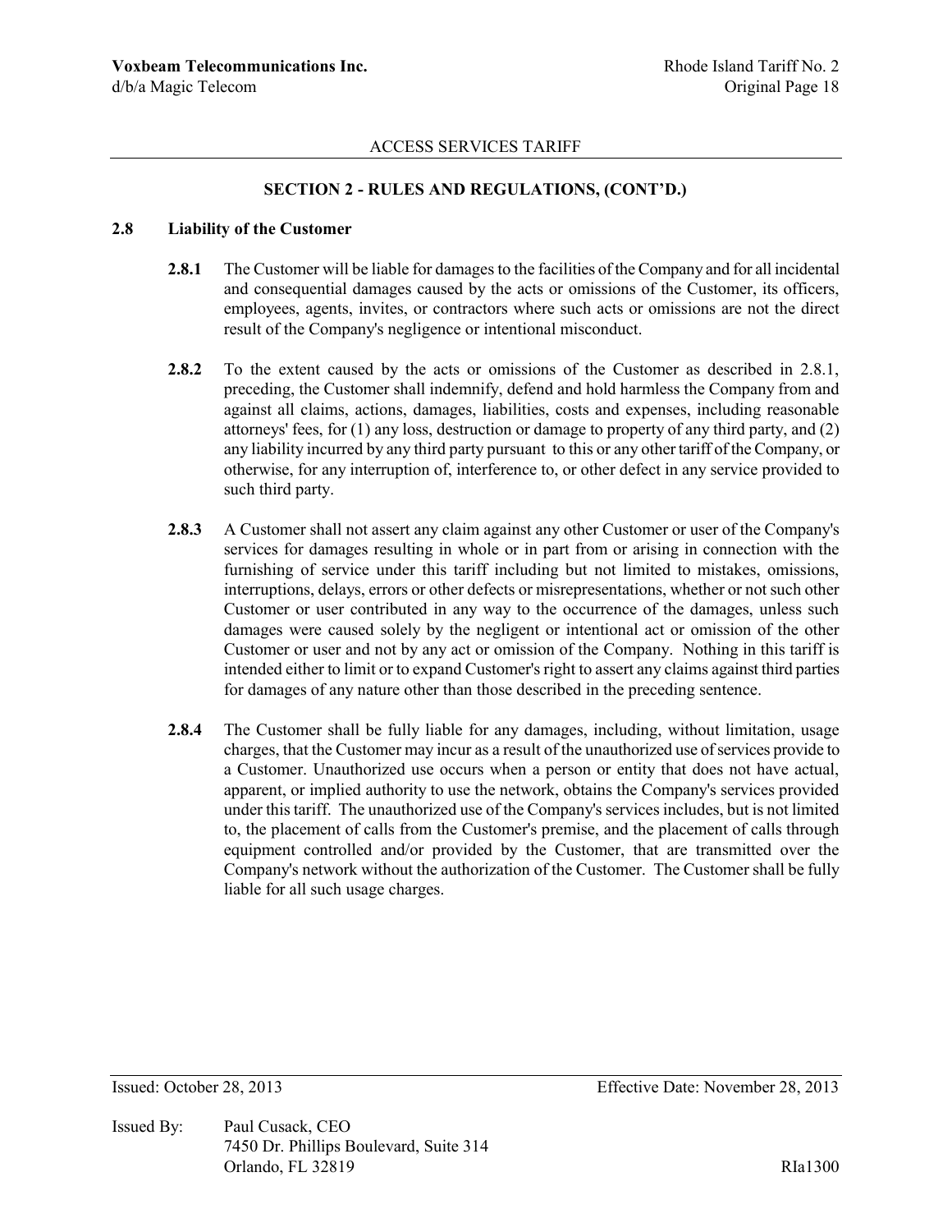## SECTION 2 - RULES AND REGULATIONS, (CONT'D.)

### 2.8 Liability of the Customer

**2.8.1** The Customer will be liable for damages to the facilities of the Company and for all incidental and consequential damages caused by the acts or omissions of the Customer, its officers, employees, agents, invites, or contractors where such acts or omissions are not the direct result of the Company's negligence or intentional misconduct.

**2.8.2** To the extent caused by the acts or omissions of the Customer as described in 2.8.1, preceding, the Customer shall indemnify, defend and hold harmless the Company from and against all claims, actions, damages, liabilities, costs and expenses, including reasonable attorneys' fees, for (1) any loss, destruction or damage to property of any third party, and (2) any liability incurred by any third party pursuant to this or any other tariff of the Company, or otherwise, for any interruption of, interference to, or other defect in any service provided to such third party.

**2.8.3** A Customer shall not assert any claim against any other Customer or user of the Company's services for damages resulting in whole or in part from or arising in connection with the furnishing of service under this tariff including but not limited to mistakes, omissions, interruptions, delays, errors or other defects or misrepresentations, whether or not such other Customer or user contributed in any way to the occurrence of the damages, unless such damages were caused solely by the negligent or intentional act or omission of the other Customer or user and not by any act or omission of the Company. Nothing in this tariff is intended either to limit or to expand Customer's right to assert any claims against third parties for damages of any nature other than those described in the preceding sentence.

**2.8.4** The Customer shall be fully liable for any damages, including, without limitation, usage charges, that the Customer may incur as a result of the unauthorized use of services provide to a Customer. Unauthorized use occurs when a person or entity that does not have actual, apparent, or implied authority to use the network, obtains the Company's services provided under this tariff. The unauthorized use of the Company's services includes, but is not limited to, the placement of calls from the Customer's premise, and the placement of calls through equipment controlled and/or provided by the Customer, that are transmitted over the Company's network without the authorization of the Customer. The Customer shall be fully liable for all such usage charges.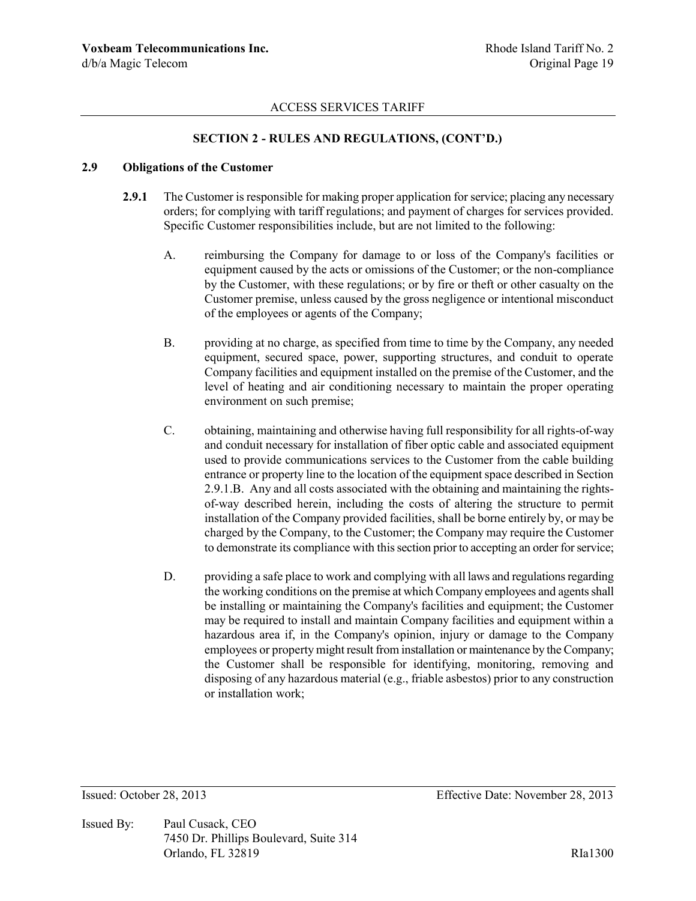## SECTION 2 - RULES AND REGULATIONS, (CONT'D.)

### 2.9 Obligations of the Customer

**2.9.1** The Customer is responsible for making proper application for service; placing any necessary orders; for complying with tariff regulations; and payment of charges for services provided. Specific Customer responsibilities include, but are not limited to the following:

A. reimbursing the Company for damage to or loss of the Company's facilities or equipment caused by the acts or omissions of the Customer; or the non-compliance by the Customer, with these regulations; or by fire or theft or other casualty on the Customer premise, unless caused by the gross negligence or intentional misconduct of the employees or agents of the Company;

B. providing at no charge, as specified from time to time by the Company, any needed equipment, secured space, power, supporting structures, and conduit to operate Company facilities and equipment installed on the premise of the Customer, and the level of heating and air conditioning necessary to maintain the proper operating environment on such premise;

C. obtaining, maintaining and otherwise having full responsibility for all rights-of-way and conduit necessary for installation of fiber optic cable and associated equipment used to provide communications services to the Customer from the cable building entrance or property line to the location of the equipment space described in Section 2.9.1.B. Any and all costs associated with the obtaining and maintaining the rights-of-way described herein, including the costs of altering the structure to permit installation of the Company provided facilities, shall be borne entirely by, or may be charged by the Company, to the Customer; the Company may require the Customer to demonstrate its compliance with this section prior to accepting an order for service;

D. providing a safe place to work and complying with all laws and regulations regarding the working conditions on the premise at which Company employees and agents shall be installing or maintaining the Company's facilities and equipment; the Customer may be required to install and maintain Company facilities and equipment within a hazardous area if, in the Company's opinion, injury or damage to the Company employees or property might result from installation or maintenance by the Company; the Customer shall be responsible for identifying, monitoring, removing and disposing of any hazardous material (e.g., friable asbestos) prior to any construction or installation work;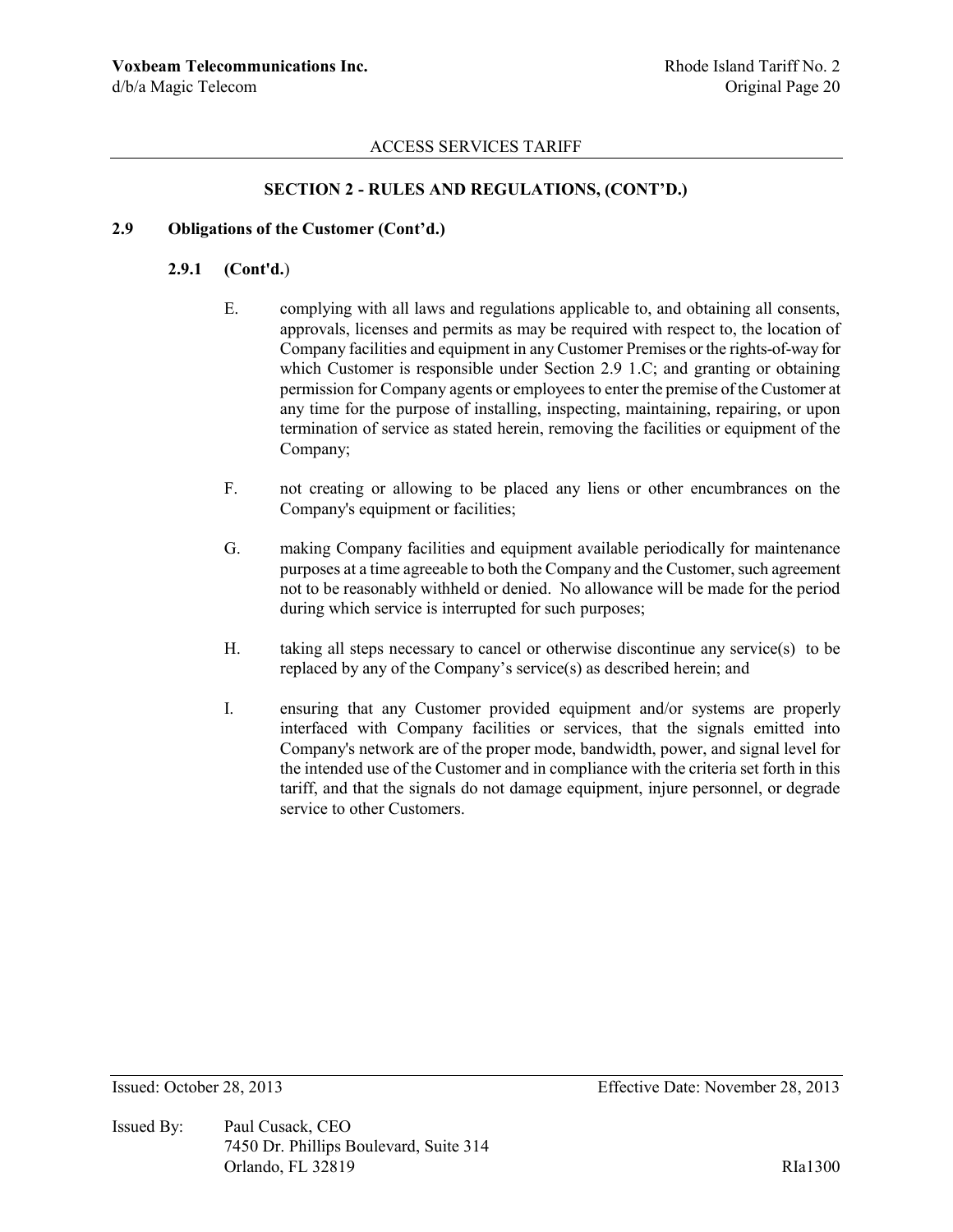## SECTION 2 - RULES AND REGULATIONS, (CONT'D.)

### 2.9 Obligations of the Customer (Cont'd.)

#### 2.9.1 (Cont'd.)

E. complying with all laws and regulations applicable to, and obtaining all consents, approvals, licenses and permits as may be required with respect to, the location of Company facilities and equipment in any Customer Premises or the rights-of-way for which Customer is responsible under Section 2.9 1.C; and granting or obtaining permission for Company agents or employees to enter the premise of the Customer at any time for the purpose of installing, inspecting, maintaining, repairing, or upon termination of service as stated herein, removing the facilities or equipment of the Company;

F. not creating or allowing to be placed any liens or other encumbrances on the Company's equipment or facilities;

G. making Company facilities and equipment available periodically for maintenance purposes at a time agreeable to both the Company and the Customer, such agreement not to be reasonably withheld or denied. No allowance will be made for the period during which service is interrupted for such purposes;

H. taking all steps necessary to cancel or otherwise discontinue any service(s) to be replaced by any of the Company's service(s) as described herein; and

I. ensuring that any Customer provided equipment and/or systems are properly interfaced with Company facilities or services, that the signals emitted into Company's network are of the proper mode, bandwidth, power, and signal level for the intended use of the Customer and in compliance with the criteria set forth in this tariff, and that the signals do not damage equipment, injure personnel, or degrade service to other Customers.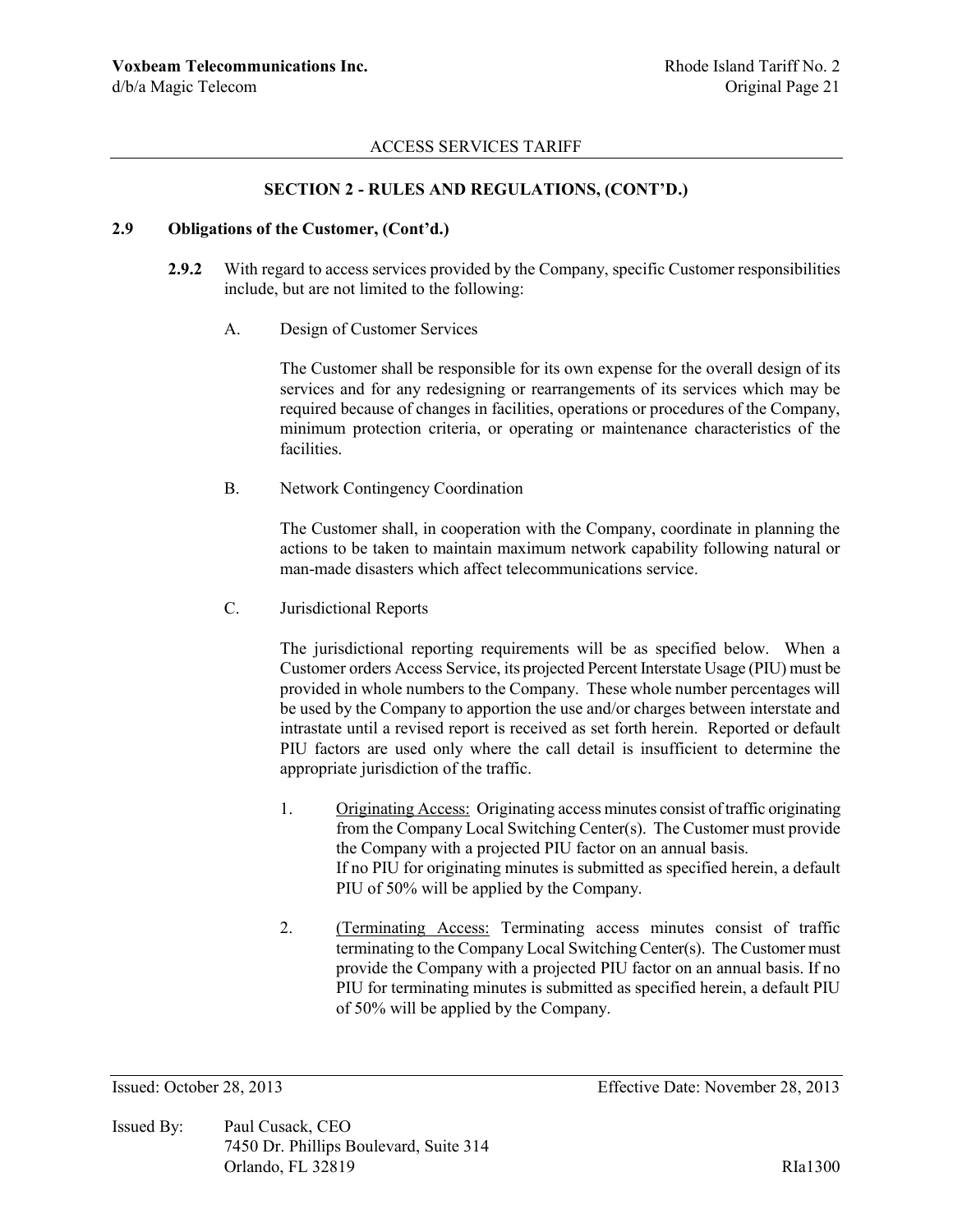ACCESS SERVICES TARIFF

## SECTION 2 - RULES AND REGULATIONS, (CONT'D.)

### 2.9 Obligations of the Customer, (Cont'd.)

**2.9.2** With regard to access services provided by the Company, specific Customer responsibilities include, but are not limited to the following:

A. Design of Customer Services

The Customer shall be responsible for its own expense for the overall design of its services and for any redesigning or rearrangements of its services which may be required because of changes in facilities, operations or procedures of the Company, minimum protection criteria, or operating or maintenance characteristics of the facilities.

B. Network Contingency Coordination

The Customer shall, in cooperation with the Company, coordinate in planning the actions to be taken to maintain maximum network capability following natural or man-made disasters which affect telecommunications service.

C. Jurisdictional Reports

The jurisdictional reporting requirements will be as specified below. When a Customer orders Access Service, its projected Percent Interstate Usage (PIU) must be provided in whole numbers to the Company. These whole number percentages will be used by the Company to apportion the use and/or charges between interstate and intrastate until a revised report is received as set forth herein. Reported or default PIU factors are used only where the call detail is insufficient to determine the appropriate jurisdiction of the traffic.

1. Originating Access: Originating access minutes consist of traffic originating from the Company Local Switching Center(s). The Customer must provide the Company with a projected PIU factor on an annual basis.
   If no PIU for originating minutes is submitted as specified herein, a default PIU of 50% will be applied by the Company.

2. (Terminating Access: Terminating access minutes consist of traffic terminating to the Company Local Switching Center(s). The Customer must provide the Company with a projected PIU factor on an annual basis. If no PIU for terminating minutes is submitted as specified herein, a default PIU of 50% will be applied by the Company.

Issued: October 28, 2013 Effective Date: November 28, 2013

Issued By: Paul Cusack, CEO
7450 Dr. Phillips Boulevard, Suite 314
Orlando, FL 32819 RIa1300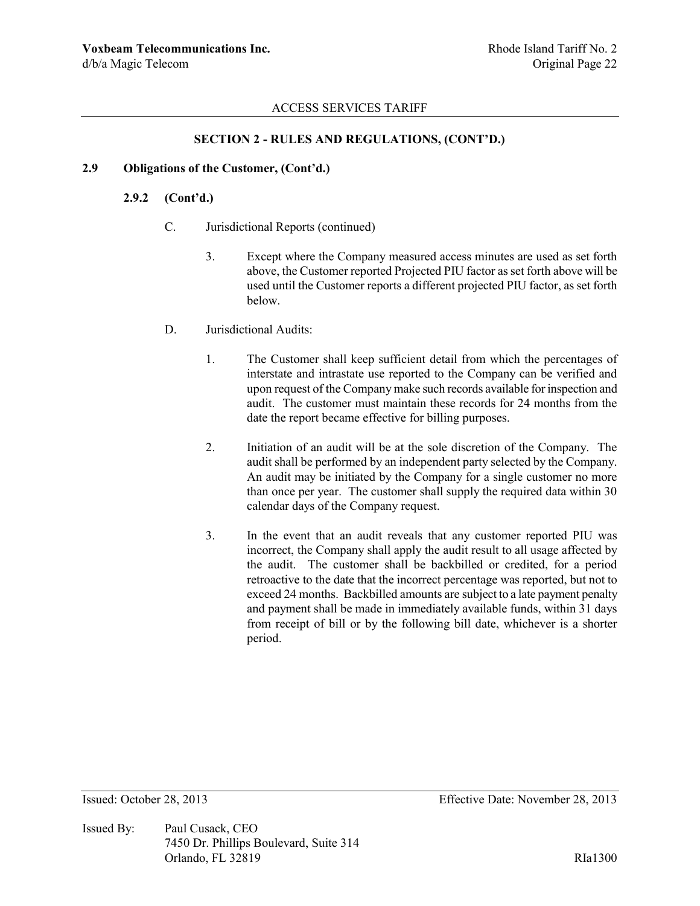ACCESS SERVICES TARIFF

## SECTION 2 - RULES AND REGULATIONS, (CONT'D.)

### 2.9 Obligations of the Customer, (Cont'd.)

#### 2.9.2 (Cont'd.)

C. Jurisdictional Reports (continued)

3. Except where the Company measured access minutes are used as set forth above, the Customer reported Projected PIU factor as set forth above will be used until the Customer reports a different projected PIU factor, as set forth below.

D. Jurisdictional Audits:

1. The Customer shall keep sufficient detail from which the percentages of interstate and intrastate use reported to the Company can be verified and upon request of the Company make such records available for inspection and audit. The customer must maintain these records for 24 months from the date the report became effective for billing purposes.

2. Initiation of an audit will be at the sole discretion of the Company. The audit shall be performed by an independent party selected by the Company. An audit may be initiated by the Company for a single customer no more than once per year. The customer shall supply the required data within 30 calendar days of the Company request.

3. In the event that an audit reveals that any customer reported PIU was incorrect, the Company shall apply the audit result to all usage affected by the audit. The customer shall be backbilled or credited, for a period retroactive to the date that the incorrect percentage was reported, but not to exceed 24 months. Backbilled amounts are subject to a late payment penalty and payment shall be made in immediately available funds, within 31 days from receipt of bill or by the following bill date, whichever is a shorter period.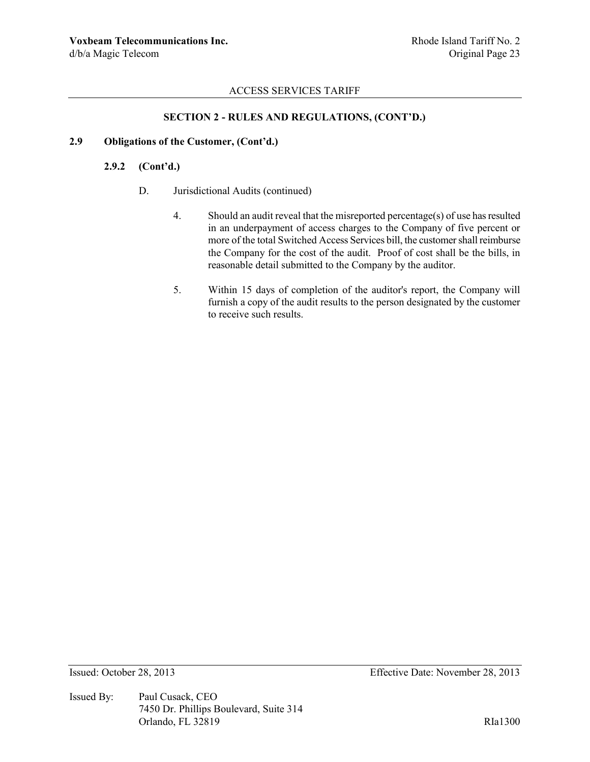### SECTION 2 - RULES AND REGULATIONS, (CONT'D.)

**2.9 Obligations of the Customer, (Cont'd.)**

**2.9.2 (Cont'd.)**

D. Jurisdictional Audits (continued)

4. Should an audit reveal that the misreported percentage(s) of use has resulted in an underpayment of access charges to the Company of five percent or more of the total Switched Access Services bill, the customer shall reimburse the Company for the cost of the audit. Proof of cost shall be the bills, in reasonable detail submitted to the Company by the auditor.

5. Within 15 days of completion of the auditor's report, the Company will furnish a copy of the audit results to the person designated by the customer to receive such results.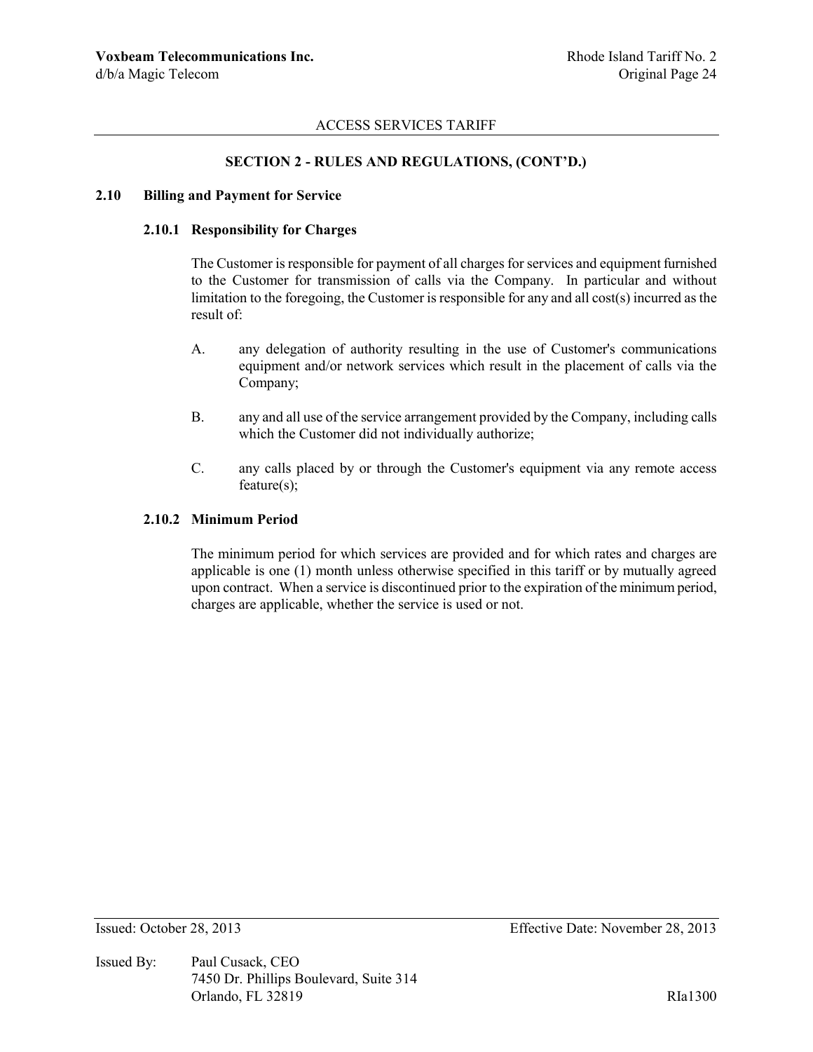### SECTION 2 - RULES AND REGULATIONS, (CONT'D.)

#### 2.10 Billing and Payment for Service

##### 2.10.1 Responsibility for Charges

The Customer is responsible for payment of all charges for services and equipment furnished to the Customer for transmission of calls via the Company. In particular and without limitation to the foregoing, the Customer is responsible for any and all cost(s) incurred as the result of:

A. any delegation of authority resulting in the use of Customer's communications equipment and/or network services which result in the placement of calls via the Company;

B. any and all use of the service arrangement provided by the Company, including calls which the Customer did not individually authorize;

C. any calls placed by or through the Customer's equipment via any remote access feature(s);

##### 2.10.2 Minimum Period

The minimum period for which services are provided and for which rates and charges are applicable is one (1) month unless otherwise specified in this tariff or by mutually agreed upon contract. When a service is discontinued prior to the expiration of the minimum period, charges are applicable, whether the service is used or not.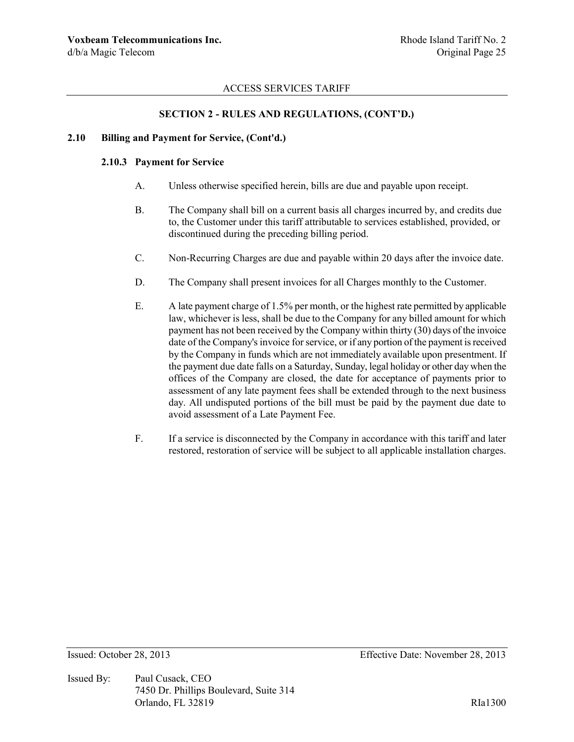## SECTION 2 - RULES AND REGULATIONS, (CONT'D.)

### 2.10 Billing and Payment for Service, (Cont'd.)

#### 2.10.3 Payment for Service

A. Unless otherwise specified herein, bills are due and payable upon receipt.

B. The Company shall bill on a current basis all charges incurred by, and credits due to, the Customer under this tariff attributable to services established, provided, or discontinued during the preceding billing period.

C. Non-Recurring Charges are due and payable within 20 days after the invoice date.

D. The Company shall present invoices for all Charges monthly to the Customer.

E. A late payment charge of 1.5% per month, or the highest rate permitted by applicable law, whichever is less, shall be due to the Company for any billed amount for which payment has not been received by the Company within thirty (30) days of the invoice date of the Company's invoice for service, or if any portion of the payment is received by the Company in funds which are not immediately available upon presentment. If the payment due date falls on a Saturday, Sunday, legal holiday or other day when the offices of the Company are closed, the date for acceptance of payments prior to assessment of any late payment fees shall be extended through to the next business day. All undisputed portions of the bill must be paid by the payment due date to avoid assessment of a Late Payment Fee.

F. If a service is disconnected by the Company in accordance with this tariff and later restored, restoration of service will be subject to all applicable installation charges.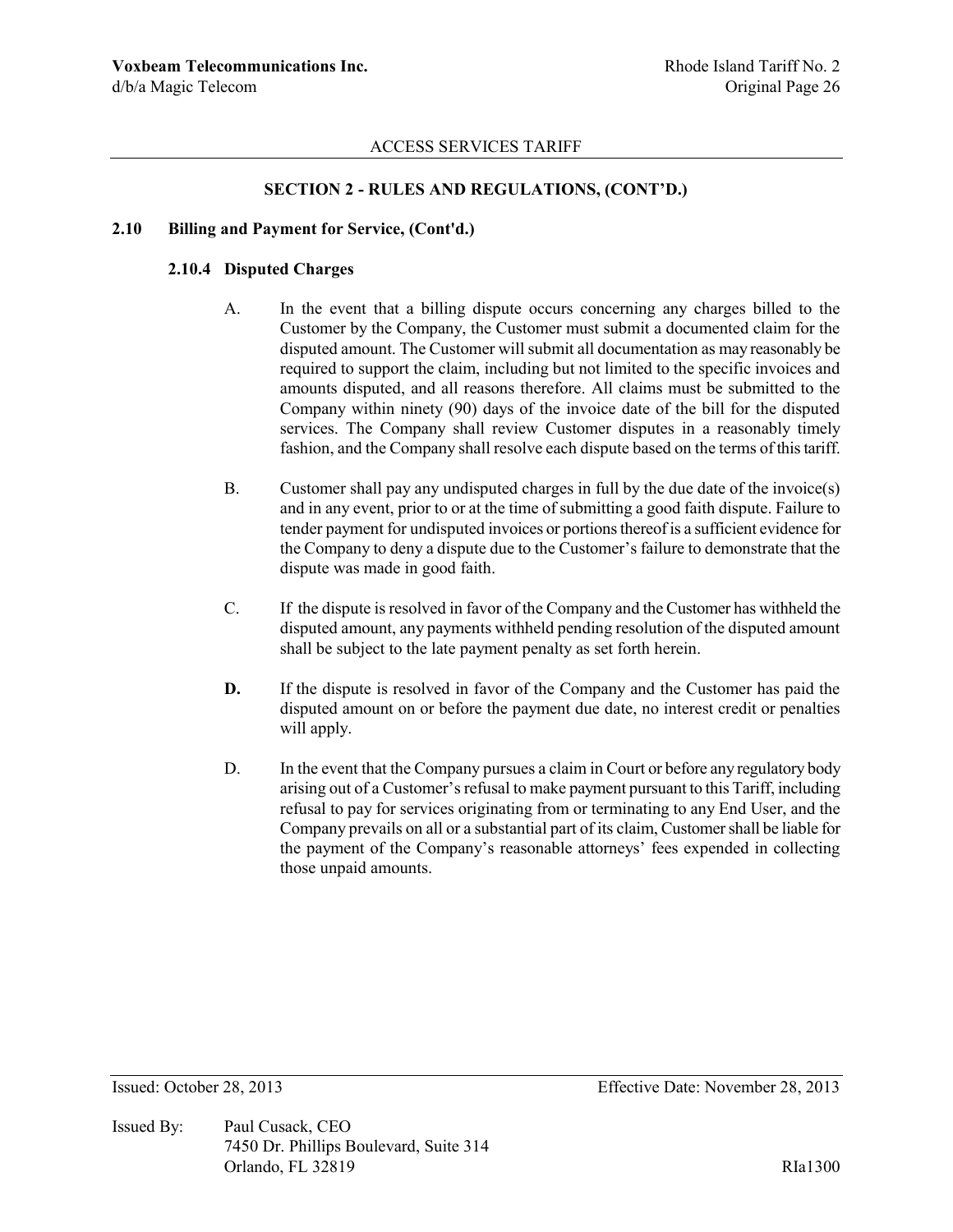ACCESS SERVICES TARIFF

## SECTION 2 - RULES AND REGULATIONS, (CONT'D.)

### 2.10 Billing and Payment for Service, (Cont'd.)

#### 2.10.4 Disputed Charges

A. In the event that a billing dispute occurs concerning any charges billed to the Customer by the Company, the Customer must submit a documented claim for the disputed amount. The Customer will submit all documentation as may reasonably be required to support the claim, including but not limited to the specific invoices and amounts disputed, and all reasons therefore. All claims must be submitted to the Company within ninety (90) days of the invoice date of the bill for the disputed services. The Company shall review Customer disputes in a reasonably timely fashion, and the Company shall resolve each dispute based on the terms of this tariff.

B. Customer shall pay any undisputed charges in full by the due date of the invoice(s) and in any event, prior to or at the time of submitting a good faith dispute. Failure to tender payment for undisputed invoices or portions thereof is a sufficient evidence for the Company to deny a dispute due to the Customer's failure to demonstrate that the dispute was made in good faith.

C. If the dispute is resolved in favor of the Company and the Customer has withheld the disputed amount, any payments withheld pending resolution of the disputed amount shall be subject to the late payment penalty as set forth herein.

**D.** If the dispute is resolved in favor of the Company and the Customer has paid the disputed amount on or before the payment due date, no interest credit or penalties will apply.

D. In the event that the Company pursues a claim in Court or before any regulatory body arising out of a Customer's refusal to make payment pursuant to this Tariff, including refusal to pay for services originating from or terminating to any End User, and the Company prevails on all or a substantial part of its claim, Customer shall be liable for the payment of the Company's reasonable attorneys' fees expended in collecting those unpaid amounts.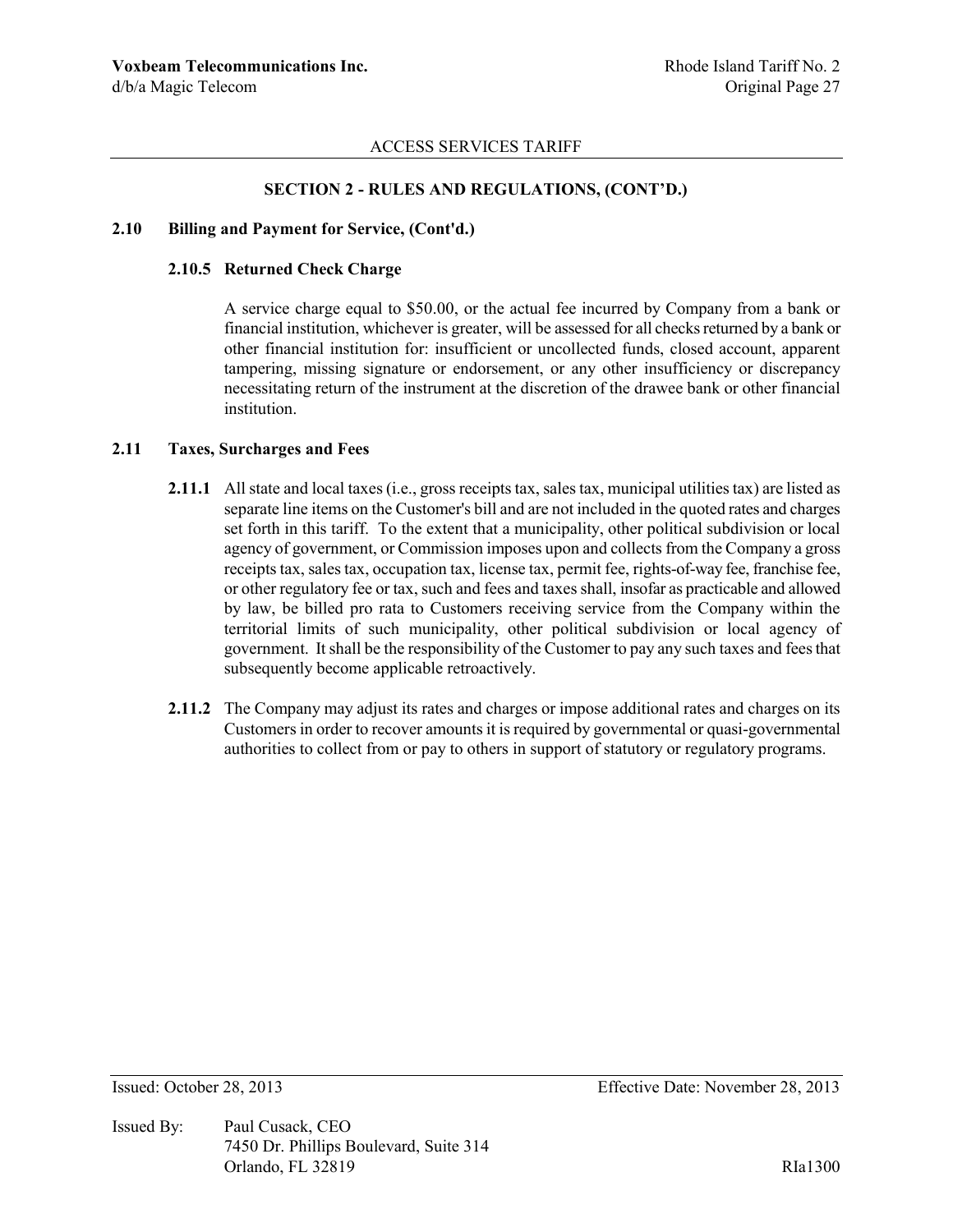## SECTION 2 - RULES AND REGULATIONS, (CONT'D.)

### 2.10 Billing and Payment for Service, (Cont'd.)

#### 2.10.5 Returned Check Charge

A service charge equal to $50.00, or the actual fee incurred by Company from a bank or financial institution, whichever is greater, will be assessed for all checks returned by a bank or other financial institution for: insufficient or uncollected funds, closed account, apparent tampering, missing signature or endorsement, or any other insufficiency or discrepancy necessitating return of the instrument at the discretion of the drawee bank or other financial institution.

### 2.11 Taxes, Surcharges and Fees

**2.11.1** All state and local taxes (i.e., gross receipts tax, sales tax, municipal utilities tax) are listed as separate line items on the Customer's bill and are not included in the quoted rates and charges set forth in this tariff. To the extent that a municipality, other political subdivision or local agency of government, or Commission imposes upon and collects from the Company a gross receipts tax, sales tax, occupation tax, license tax, permit fee, rights-of-way fee, franchise fee, or other regulatory fee or tax, such and fees and taxes shall, insofar as practicable and allowed by law, be billed pro rata to Customers receiving service from the Company within the territorial limits of such municipality, other political subdivision or local agency of government. It shall be the responsibility of the Customer to pay any such taxes and fees that subsequently become applicable retroactively.

**2.11.2** The Company may adjust its rates and charges or impose additional rates and charges on its Customers in order to recover amounts it is required by governmental or quasi-governmental authorities to collect from or pay to others in support of statutory or regulatory programs.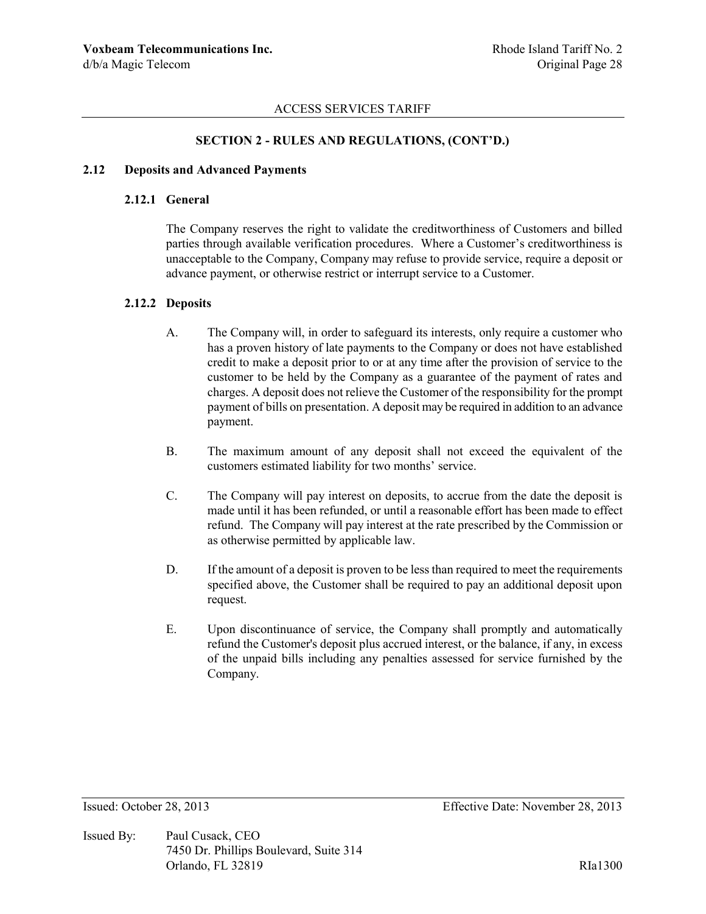## SECTION 2 - RULES AND REGULATIONS, (CONT'D.)

### 2.12 Deposits and Advanced Payments

#### 2.12.1 General

The Company reserves the right to validate the creditworthiness of Customers and billed parties through available verification procedures. Where a Customer's creditworthiness is unacceptable to the Company, Company may refuse to provide service, require a deposit or advance payment, or otherwise restrict or interrupt service to a Customer.

#### 2.12.2 Deposits

A. The Company will, in order to safeguard its interests, only require a customer who has a proven history of late payments to the Company or does not have established credit to make a deposit prior to or at any time after the provision of service to the customer to be held by the Company as a guarantee of the payment of rates and charges. A deposit does not relieve the Customer of the responsibility for the prompt payment of bills on presentation. A deposit may be required in addition to an advance payment.

B. The maximum amount of any deposit shall not exceed the equivalent of the customers estimated liability for two months' service.

C. The Company will pay interest on deposits, to accrue from the date the deposit is made until it has been refunded, or until a reasonable effort has been made to effect refund. The Company will pay interest at the rate prescribed by the Commission or as otherwise permitted by applicable law.

D. If the amount of a deposit is proven to be less than required to meet the requirements specified above, the Customer shall be required to pay an additional deposit upon request.

E. Upon discontinuance of service, the Company shall promptly and automatically refund the Customer's deposit plus accrued interest, or the balance, if any, in excess of the unpaid bills including any penalties assessed for service furnished by the Company.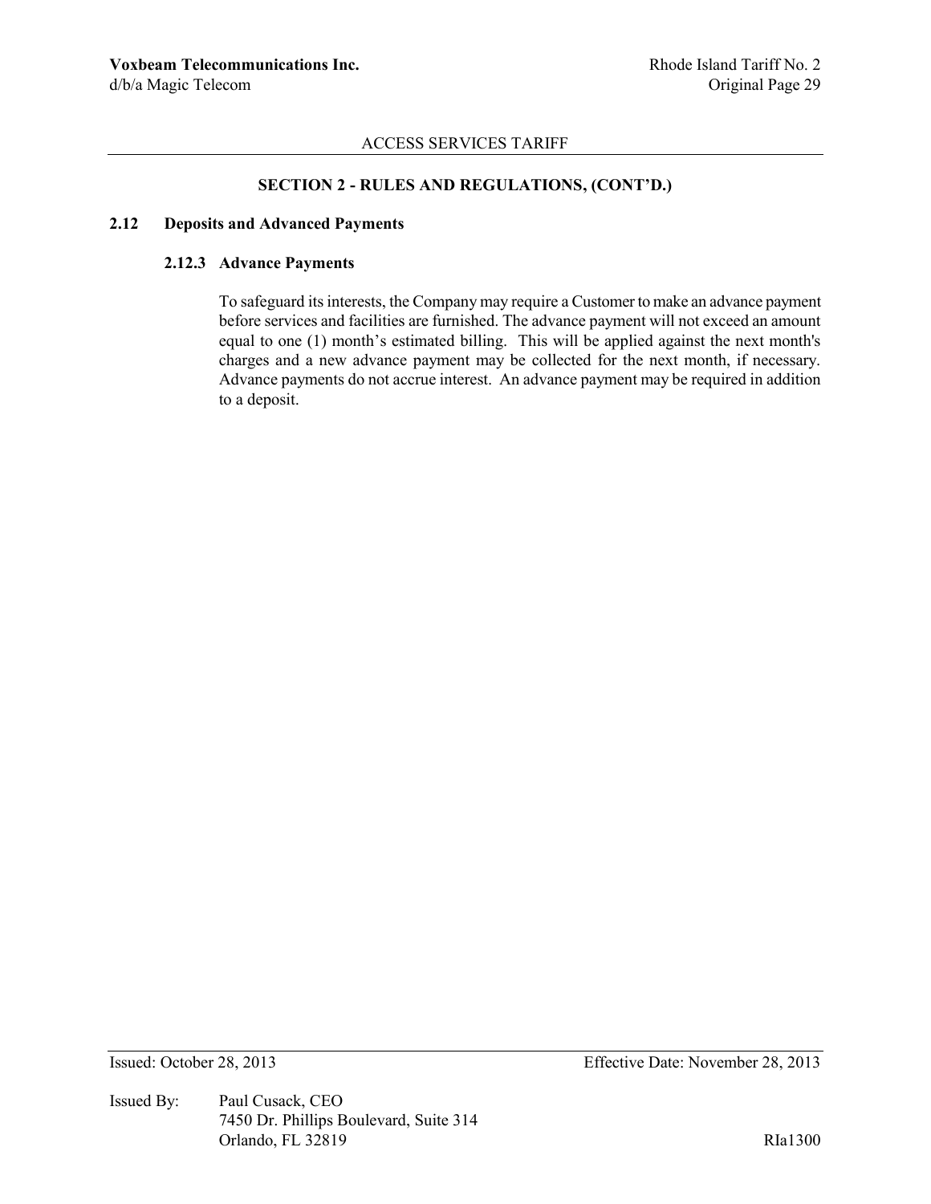## SECTION 2 - RULES AND REGULATIONS, (CONT'D.)

### 2.12 Deposits and Advanced Payments

#### 2.12.3 Advance Payments

To safeguard its interests, the Company may require a Customer to make an advance payment before services and facilities are furnished. The advance payment will not exceed an amount equal to one (1) month's estimated billing. This will be applied against the next month's charges and a new advance payment may be collected for the next month, if necessary. Advance payments do not accrue interest. An advance payment may be required in addition to a deposit.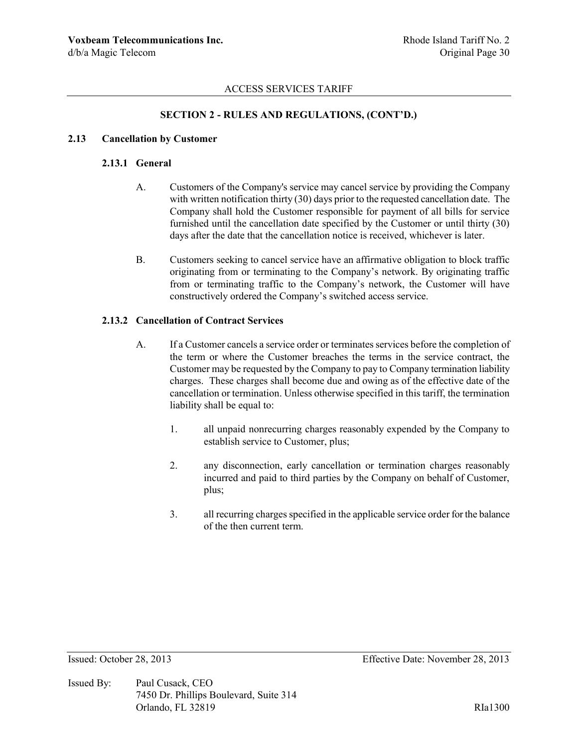## SECTION 2 - RULES AND REGULATIONS, (CONT'D.)

### 2.13 Cancellation by Customer

#### 2.13.1 General

A. Customers of the Company's service may cancel service by providing the Company with written notification thirty (30) days prior to the requested cancellation date. The Company shall hold the Customer responsible for payment of all bills for service furnished until the cancellation date specified by the Customer or until thirty (30) days after the date that the cancellation notice is received, whichever is later.

B. Customers seeking to cancel service have an affirmative obligation to block traffic originating from or terminating to the Company's network. By originating traffic from or terminating traffic to the Company's network, the Customer will have constructively ordered the Company's switched access service.

#### 2.13.2 Cancellation of Contract Services

A. If a Customer cancels a service order or terminates services before the completion of the term or where the Customer breaches the terms in the service contract, the Customer may be requested by the Company to pay to Company termination liability charges. These charges shall become due and owing as of the effective date of the cancellation or termination. Unless otherwise specified in this tariff, the termination liability shall be equal to:

1. all unpaid nonrecurring charges reasonably expended by the Company to establish service to Customer, plus;

2. any disconnection, early cancellation or termination charges reasonably incurred and paid to third parties by the Company on behalf of Customer, plus;

3. all recurring charges specified in the applicable service order for the balance of the then current term.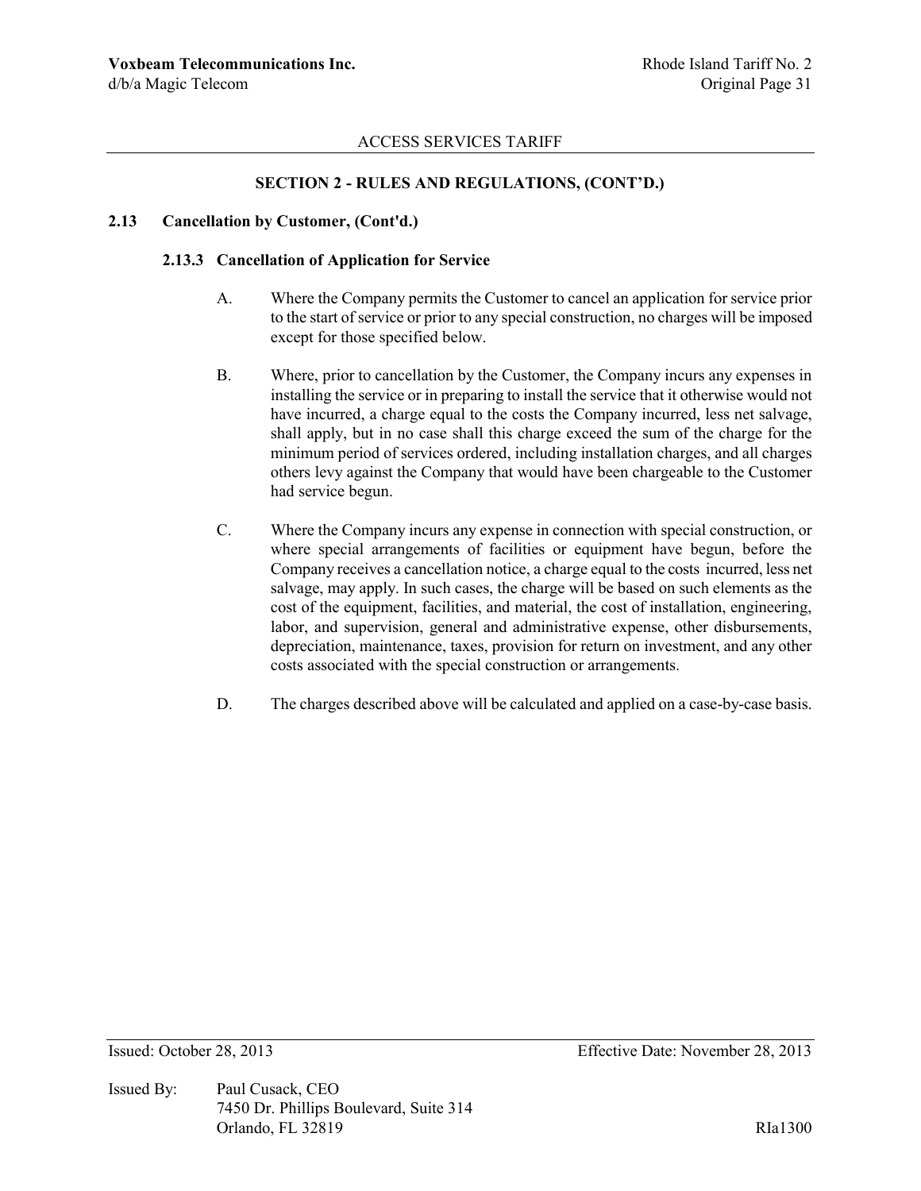## SECTION 2 - RULES AND REGULATIONS, (CONT'D.)

### 2.13 Cancellation by Customer, (Cont'd.)

#### 2.13.3 Cancellation of Application for Service

A. Where the Company permits the Customer to cancel an application for service prior to the start of service or prior to any special construction, no charges will be imposed except for those specified below.

B. Where, prior to cancellation by the Customer, the Company incurs any expenses in installing the service or in preparing to install the service that it otherwise would not have incurred, a charge equal to the costs the Company incurred, less net salvage, shall apply, but in no case shall this charge exceed the sum of the charge for the minimum period of services ordered, including installation charges, and all charges others levy against the Company that would have been chargeable to the Customer had service begun.

C. Where the Company incurs any expense in connection with special construction, or where special arrangements of facilities or equipment have begun, before the Company receives a cancellation notice, a charge equal to the costs incurred, less net salvage, may apply. In such cases, the charge will be based on such elements as the cost of the equipment, facilities, and material, the cost of installation, engineering, labor, and supervision, general and administrative expense, other disbursements, depreciation, maintenance, taxes, provision for return on investment, and any other costs associated with the special construction or arrangements.

D. The charges described above will be calculated and applied on a case-by-case basis.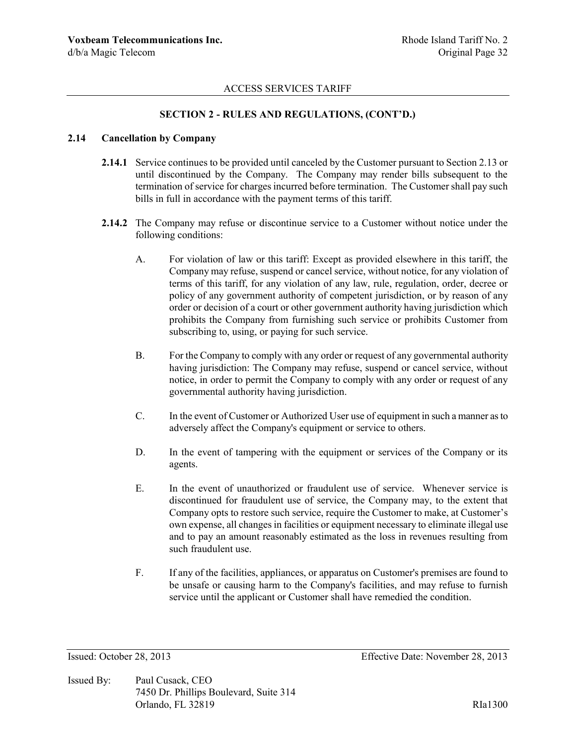## SECTION 2 - RULES AND REGULATIONS, (CONT'D.)

### 2.14 Cancellation by Company

**2.14.1** Service continues to be provided until canceled by the Customer pursuant to Section 2.13 or until discontinued by the Company. The Company may render bills subsequent to the termination of service for charges incurred before termination. The Customer shall pay such bills in full in accordance with the payment terms of this tariff.

**2.14.2** The Company may refuse or discontinue service to a Customer without notice under the following conditions:

A. For violation of law or this tariff: Except as provided elsewhere in this tariff, the Company may refuse, suspend or cancel service, without notice, for any violation of terms of this tariff, for any violation of any law, rule, regulation, order, decree or policy of any government authority of competent jurisdiction, or by reason of any order or decision of a court or other government authority having jurisdiction which prohibits the Company from furnishing such service or prohibits Customer from subscribing to, using, or paying for such service.

B. For the Company to comply with any order or request of any governmental authority having jurisdiction: The Company may refuse, suspend or cancel service, without notice, in order to permit the Company to comply with any order or request of any governmental authority having jurisdiction.

C. In the event of Customer or Authorized User use of equipment in such a manner as to adversely affect the Company's equipment or service to others.

D. In the event of tampering with the equipment or services of the Company or its agents.

E. In the event of unauthorized or fraudulent use of service. Whenever service is discontinued for fraudulent use of service, the Company may, to the extent that Company opts to restore such service, require the Customer to make, at Customer's own expense, all changes in facilities or equipment necessary to eliminate illegal use and to pay an amount reasonably estimated as the loss in revenues resulting from such fraudulent use.

F. If any of the facilities, appliances, or apparatus on Customer's premises are found to be unsafe or causing harm to the Company's facilities, and may refuse to furnish service until the applicant or Customer shall have remedied the condition.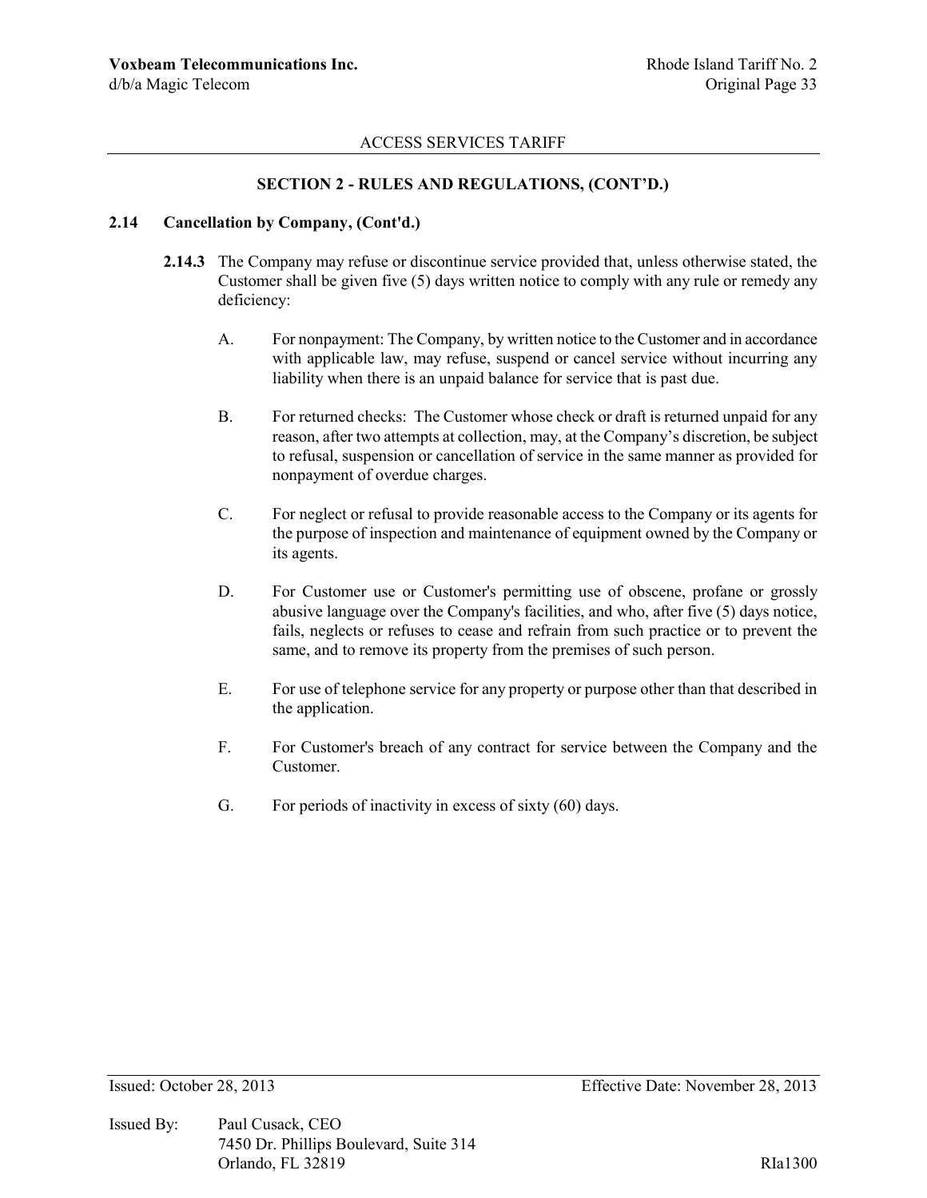## SECTION 2 - RULES AND REGULATIONS, (CONT'D.)

### 2.14 Cancellation by Company, (Cont'd.)

**2.14.3** The Company may refuse or discontinue service provided that, unless otherwise stated, the Customer shall be given five (5) days written notice to comply with any rule or remedy any deficiency:

A. For nonpayment: The Company, by written notice to the Customer and in accordance with applicable law, may refuse, suspend or cancel service without incurring any liability when there is an unpaid balance for service that is past due.

B. For returned checks: The Customer whose check or draft is returned unpaid for any reason, after two attempts at collection, may, at the Company's discretion, be subject to refusal, suspension or cancellation of service in the same manner as provided for nonpayment of overdue charges.

C. For neglect or refusal to provide reasonable access to the Company or its agents for the purpose of inspection and maintenance of equipment owned by the Company or its agents.

D. For Customer use or Customer's permitting use of obscene, profane or grossly abusive language over the Company's facilities, and who, after five (5) days notice, fails, neglects or refuses to cease and refrain from such practice or to prevent the same, and to remove its property from the premises of such person.

E. For use of telephone service for any property or purpose other than that described in the application.

F. For Customer's breach of any contract for service between the Company and the Customer.

G. For periods of inactivity in excess of sixty (60) days.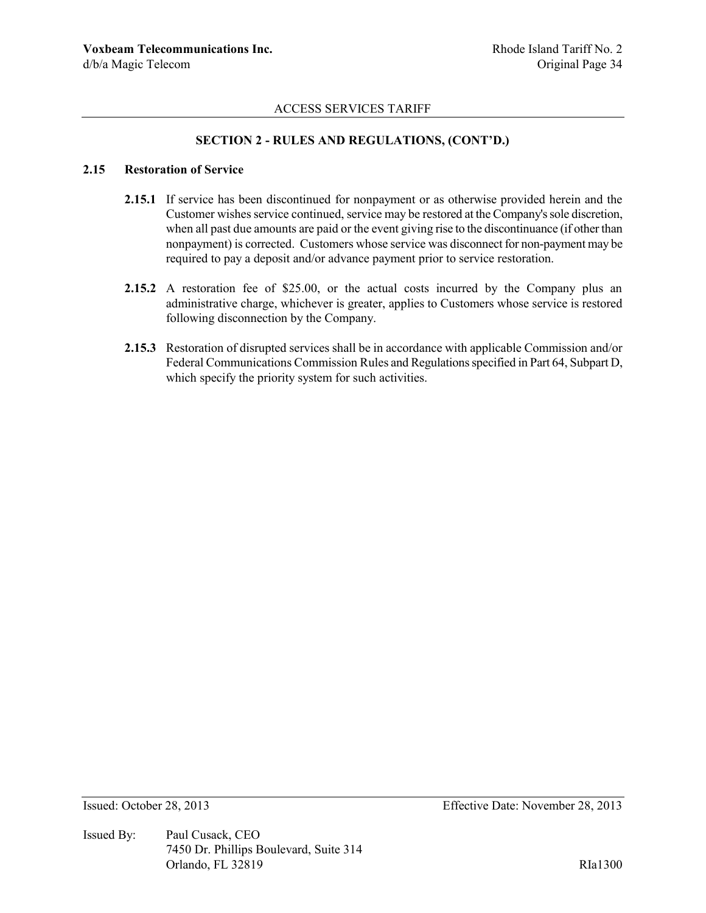## SECTION 2 - RULES AND REGULATIONS, (CONT'D.)

### 2.15 Restoration of Service

**2.15.1** If service has been discontinued for nonpayment or as otherwise provided herein and the Customer wishes service continued, service may be restored at the Company's sole discretion, when all past due amounts are paid or the event giving rise to the discontinuance (if other than nonpayment) is corrected. Customers whose service was disconnect for non-payment may be required to pay a deposit and/or advance payment prior to service restoration.

**2.15.2** A restoration fee of $25.00, or the actual costs incurred by the Company plus an administrative charge, whichever is greater, applies to Customers whose service is restored following disconnection by the Company.

**2.15.3** Restoration of disrupted services shall be in accordance with applicable Commission and/or Federal Communications Commission Rules and Regulations specified in Part 64, Subpart D, which specify the priority system for such activities.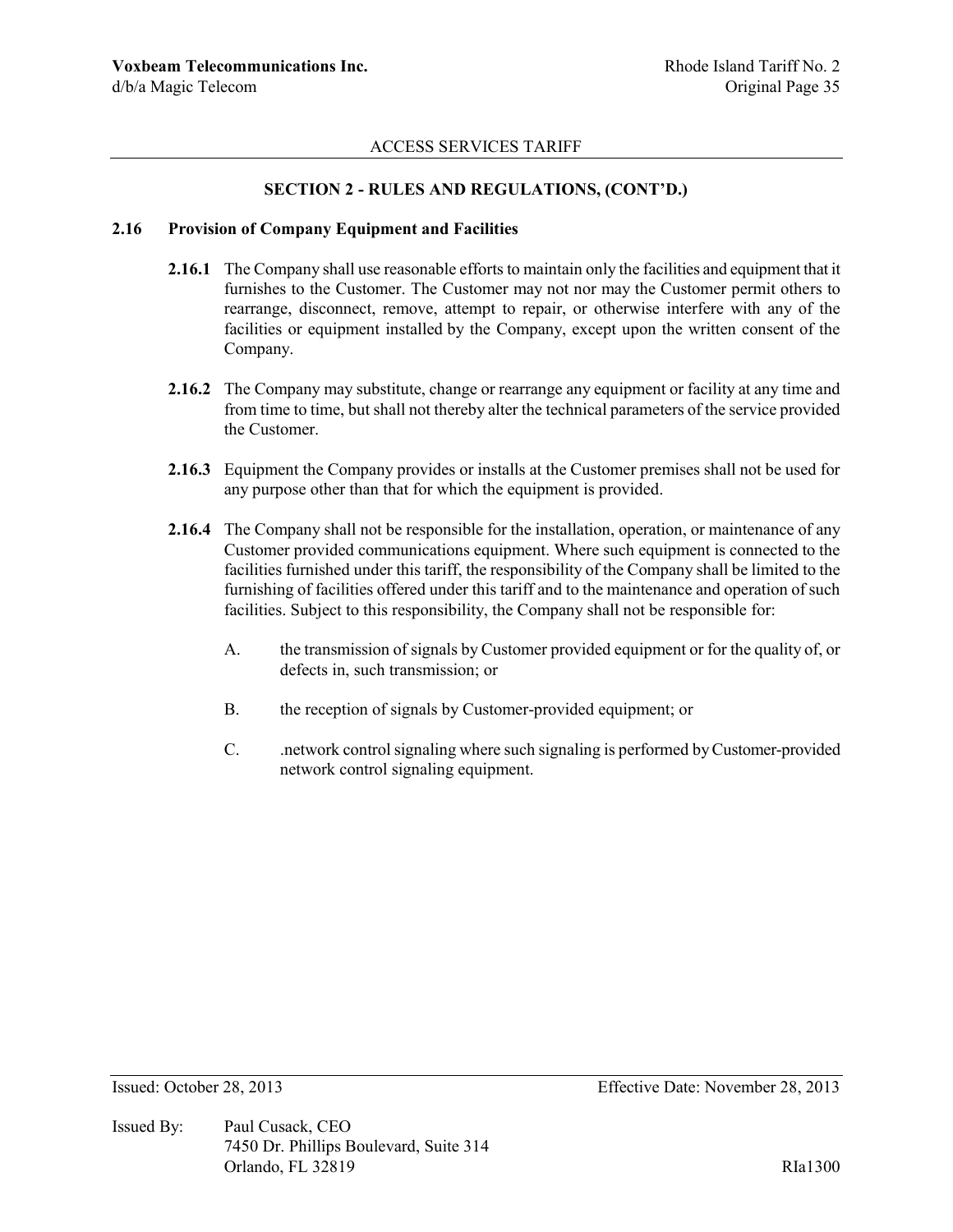## SECTION 2 - RULES AND REGULATIONS, (CONT'D.)

### 2.16 Provision of Company Equipment and Facilities

**2.16.1** The Company shall use reasonable efforts to maintain only the facilities and equipment that it furnishes to the Customer. The Customer may not nor may the Customer permit others to rearrange, disconnect, remove, attempt to repair, or otherwise interfere with any of the facilities or equipment installed by the Company, except upon the written consent of the Company.

**2.16.2** The Company may substitute, change or rearrange any equipment or facility at any time and from time to time, but shall not thereby alter the technical parameters of the service provided the Customer.

**2.16.3** Equipment the Company provides or installs at the Customer premises shall not be used for any purpose other than that for which the equipment is provided.

**2.16.4** The Company shall not be responsible for the installation, operation, or maintenance of any Customer provided communications equipment. Where such equipment is connected to the facilities furnished under this tariff, the responsibility of the Company shall be limited to the furnishing of facilities offered under this tariff and to the maintenance and operation of such facilities. Subject to this responsibility, the Company shall not be responsible for:

A. the transmission of signals by Customer provided equipment or for the quality of, or defects in, such transmission; or

B. the reception of signals by Customer-provided equipment; or

C. .network control signaling where such signaling is performed by Customer-provided network control signaling equipment.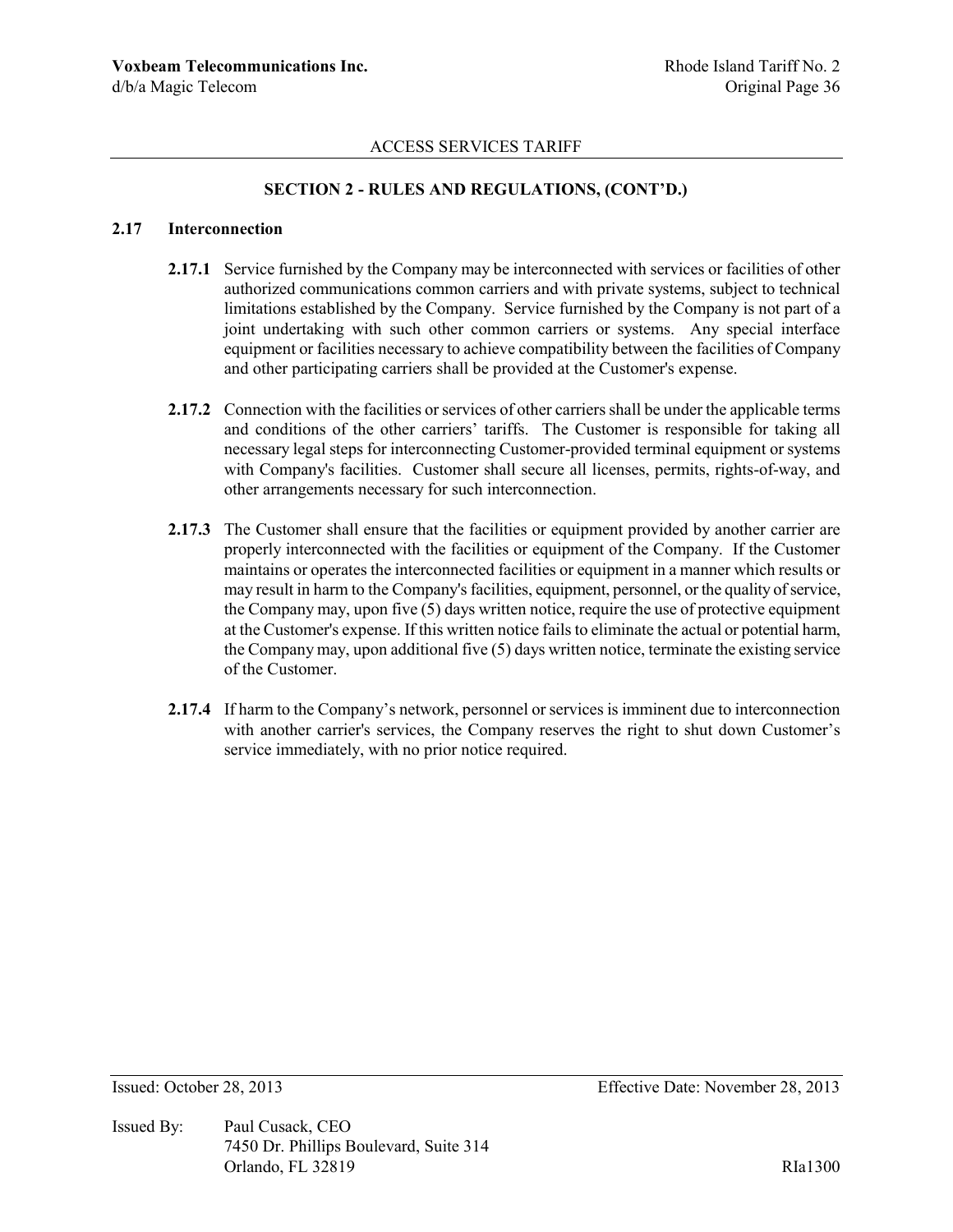## SECTION 2 - RULES AND REGULATIONS, (CONT'D.)

### 2.17 Interconnection

**2.17.1** Service furnished by the Company may be interconnected with services or facilities of other authorized communications common carriers and with private systems, subject to technical limitations established by the Company. Service furnished by the Company is not part of a joint undertaking with such other common carriers or systems. Any special interface equipment or facilities necessary to achieve compatibility between the facilities of Company and other participating carriers shall be provided at the Customer's expense.

**2.17.2** Connection with the facilities or services of other carriers shall be under the applicable terms and conditions of the other carriers' tariffs. The Customer is responsible for taking all necessary legal steps for interconnecting Customer-provided terminal equipment or systems with Company's facilities. Customer shall secure all licenses, permits, rights-of-way, and other arrangements necessary for such interconnection.

**2.17.3** The Customer shall ensure that the facilities or equipment provided by another carrier are properly interconnected with the facilities or equipment of the Company. If the Customer maintains or operates the interconnected facilities or equipment in a manner which results or may result in harm to the Company's facilities, equipment, personnel, or the quality of service, the Company may, upon five (5) days written notice, require the use of protective equipment at the Customer's expense. If this written notice fails to eliminate the actual or potential harm, the Company may, upon additional five (5) days written notice, terminate the existing service of the Customer.

**2.17.4** If harm to the Company's network, personnel or services is imminent due to interconnection with another carrier's services, the Company reserves the right to shut down Customer's service immediately, with no prior notice required.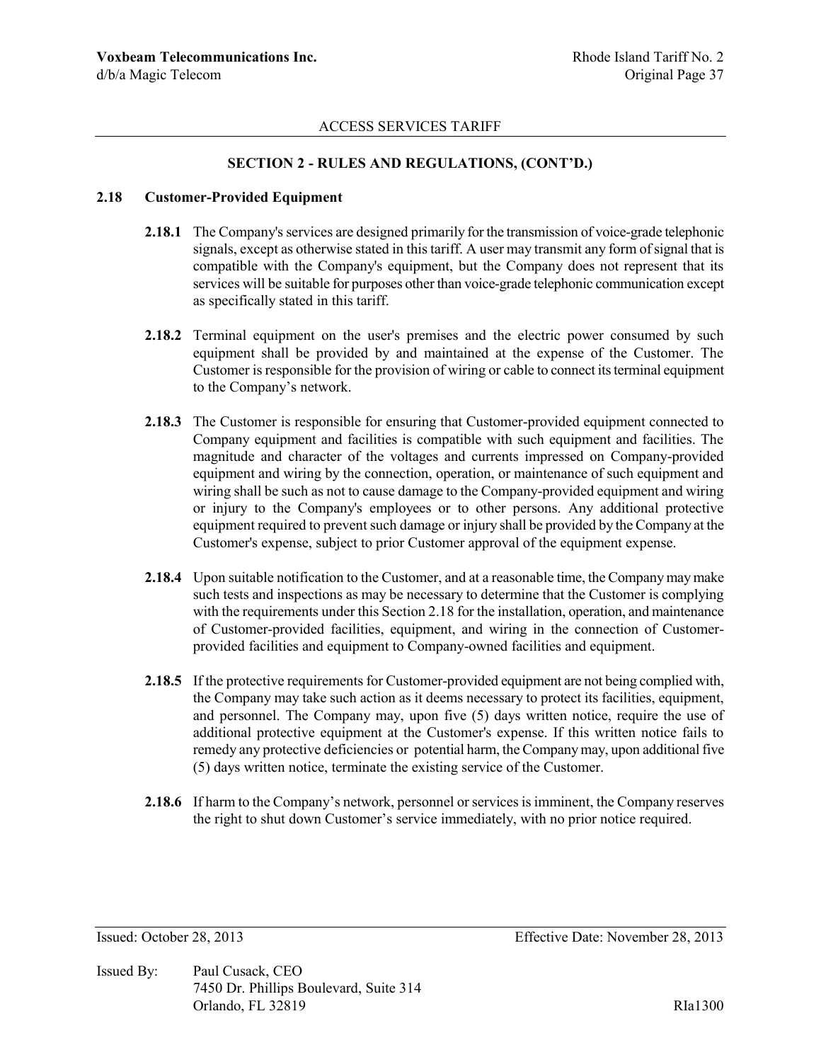## SECTION 2 - RULES AND REGULATIONS, (CONT'D.)

### 2.18 Customer-Provided Equipment

**2.18.1** The Company's services are designed primarily for the transmission of voice-grade telephonic signals, except as otherwise stated in this tariff. A user may transmit any form of signal that is compatible with the Company's equipment, but the Company does not represent that its services will be suitable for purposes other than voice-grade telephonic communication except as specifically stated in this tariff.

**2.18.2** Terminal equipment on the user's premises and the electric power consumed by such equipment shall be provided by and maintained at the expense of the Customer. The Customer is responsible for the provision of wiring or cable to connect its terminal equipment to the Company's network.

**2.18.3** The Customer is responsible for ensuring that Customer-provided equipment connected to Company equipment and facilities is compatible with such equipment and facilities. The magnitude and character of the voltages and currents impressed on Company-provided equipment and wiring by the connection, operation, or maintenance of such equipment and wiring shall be such as not to cause damage to the Company-provided equipment and wiring or injury to the Company's employees or to other persons. Any additional protective equipment required to prevent such damage or injury shall be provided by the Company at the Customer's expense, subject to prior Customer approval of the equipment expense.

**2.18.4** Upon suitable notification to the Customer, and at a reasonable time, the Company may make such tests and inspections as may be necessary to determine that the Customer is complying with the requirements under this Section 2.18 for the installation, operation, and maintenance of Customer-provided facilities, equipment, and wiring in the connection of Customer-provided facilities and equipment to Company-owned facilities and equipment.

**2.18.5** If the protective requirements for Customer-provided equipment are not being complied with, the Company may take such action as it deems necessary to protect its facilities, equipment, and personnel. The Company may, upon five (5) days written notice, require the use of additional protective equipment at the Customer's expense. If this written notice fails to remedy any protective deficiencies or potential harm, the Company may, upon additional five (5) days written notice, terminate the existing service of the Customer.

**2.18.6** If harm to the Company's network, personnel or services is imminent, the Company reserves the right to shut down Customer's service immediately, with no prior notice required.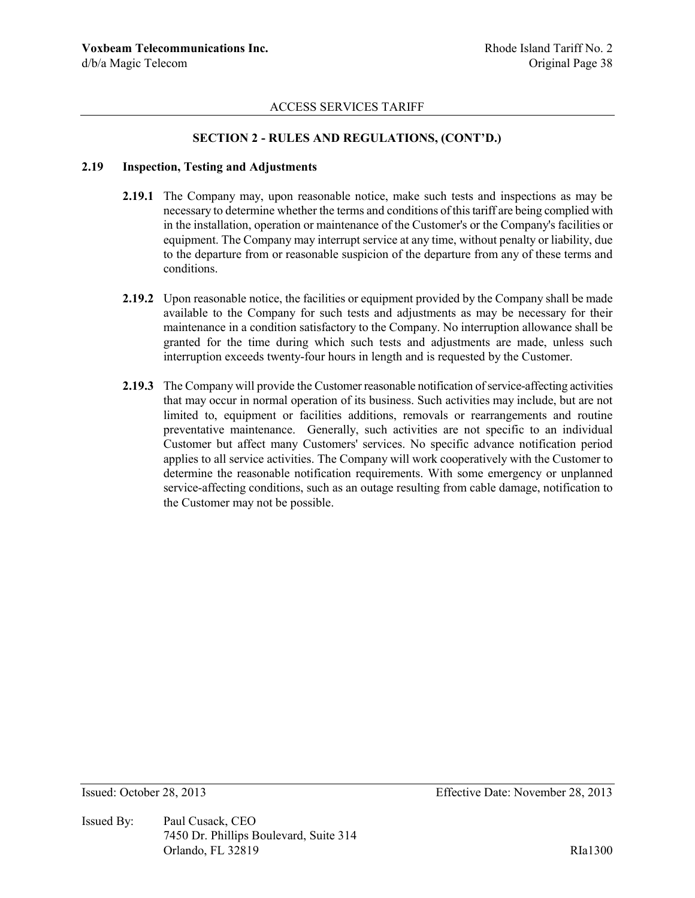## SECTION 2 - RULES AND REGULATIONS, (CONT'D.)

### 2.19 Inspection, Testing and Adjustments

**2.19.1** The Company may, upon reasonable notice, make such tests and inspections as may be necessary to determine whether the terms and conditions of this tariff are being complied with in the installation, operation or maintenance of the Customer's or the Company's facilities or equipment. The Company may interrupt service at any time, without penalty or liability, due to the departure from or reasonable suspicion of the departure from any of these terms and conditions.

**2.19.2** Upon reasonable notice, the facilities or equipment provided by the Company shall be made available to the Company for such tests and adjustments as may be necessary for their maintenance in a condition satisfactory to the Company. No interruption allowance shall be granted for the time during which such tests and adjustments are made, unless such interruption exceeds twenty-four hours in length and is requested by the Customer.

**2.19.3** The Company will provide the Customer reasonable notification of service-affecting activities that may occur in normal operation of its business. Such activities may include, but are not limited to, equipment or facilities additions, removals or rearrangements and routine preventative maintenance. Generally, such activities are not specific to an individual Customer but affect many Customers' services. No specific advance notification period applies to all service activities. The Company will work cooperatively with the Customer to determine the reasonable notification requirements. With some emergency or unplanned service-affecting conditions, such as an outage resulting from cable damage, notification to the Customer may not be possible.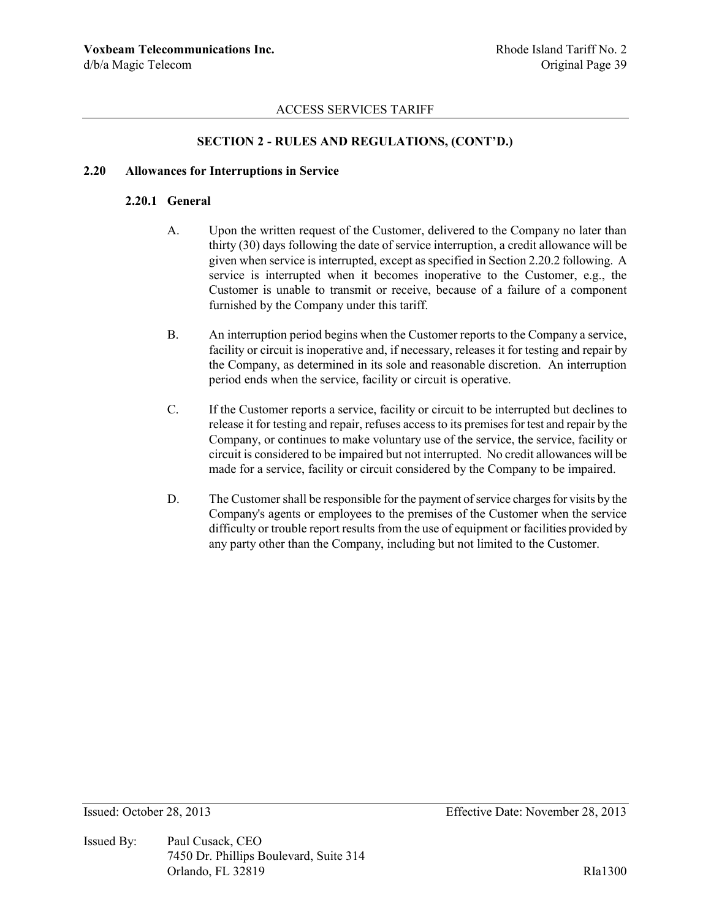ACCESS SERVICES TARIFF

## SECTION 2 - RULES AND REGULATIONS, (CONT'D.)

### 2.20 Allowances for Interruptions in Service

#### 2.20.1 General

A. Upon the written request of the Customer, delivered to the Company no later than thirty (30) days following the date of service interruption, a credit allowance will be given when service is interrupted, except as specified in Section 2.20.2 following. A service is interrupted when it becomes inoperative to the Customer, e.g., the Customer is unable to transmit or receive, because of a failure of a component furnished by the Company under this tariff.

B. An interruption period begins when the Customer reports to the Company a service, facility or circuit is inoperative and, if necessary, releases it for testing and repair by the Company, as determined in its sole and reasonable discretion. An interruption period ends when the service, facility or circuit is operative.

C. If the Customer reports a service, facility or circuit to be interrupted but declines to release it for testing and repair, refuses access to its premises for test and repair by the Company, or continues to make voluntary use of the service, the service, facility or circuit is considered to be impaired but not interrupted. No credit allowances will be made for a service, facility or circuit considered by the Company to be impaired.

D. The Customer shall be responsible for the payment of service charges for visits by the Company's agents or employees to the premises of the Customer when the service difficulty or trouble report results from the use of equipment or facilities provided by any party other than the Company, including but not limited to the Customer.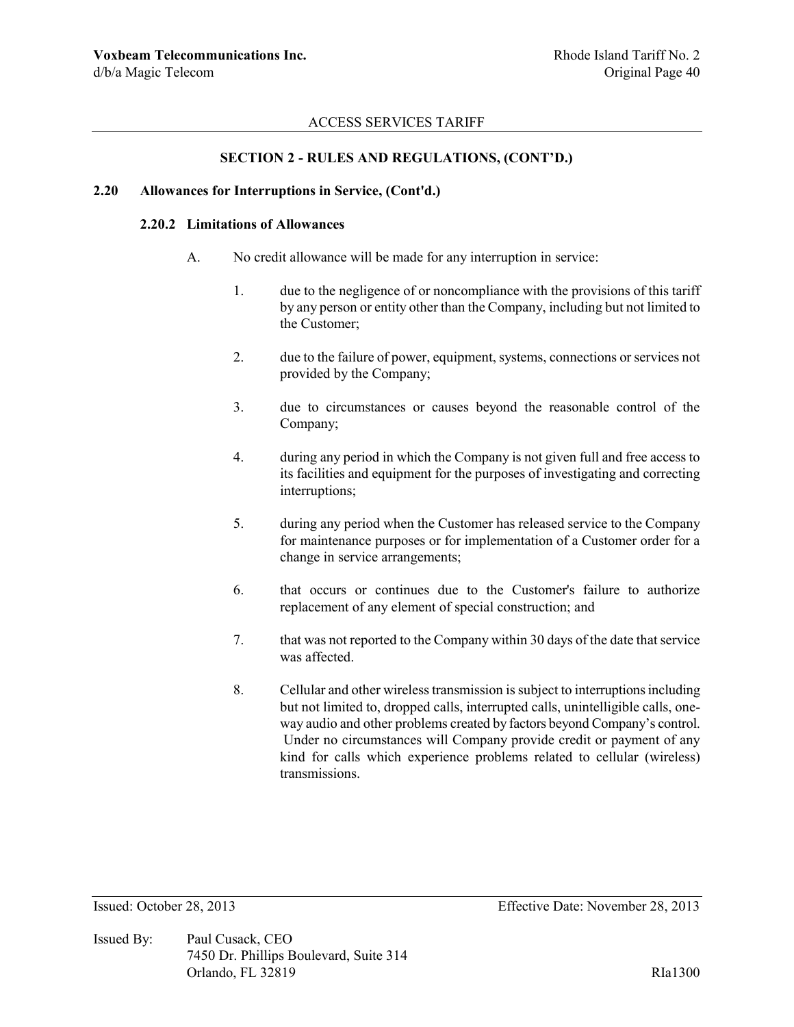## SECTION 2 - RULES AND REGULATIONS, (CONT'D.)

### 2.20 Allowances for Interruptions in Service, (Cont'd.)

#### 2.20.2 Limitations of Allowances

A. No credit allowance will be made for any interruption in service:

1. due to the negligence of or noncompliance with the provisions of this tariff by any person or entity other than the Company, including but not limited to the Customer;

2. due to the failure of power, equipment, systems, connections or services not provided by the Company;

3. due to circumstances or causes beyond the reasonable control of the Company;

4. during any period in which the Company is not given full and free access to its facilities and equipment for the purposes of investigating and correcting interruptions;

5. during any period when the Customer has released service to the Company for maintenance purposes or for implementation of a Customer order for a change in service arrangements;

6. that occurs or continues due to the Customer's failure to authorize replacement of any element of special construction; and

7. that was not reported to the Company within 30 days of the date that service was affected.

8. Cellular and other wireless transmission is subject to interruptions including but not limited to, dropped calls, interrupted calls, unintelligible calls, one-way audio and other problems created by factors beyond Company's control. Under no circumstances will Company provide credit or payment of any kind for calls which experience problems related to cellular (wireless) transmissions.

Issued: October 28, 2013 Effective Date: November 28, 2013

Issued By: Paul Cusack, CEO
7450 Dr. Phillips Boulevard, Suite 314
Orlando, FL 32819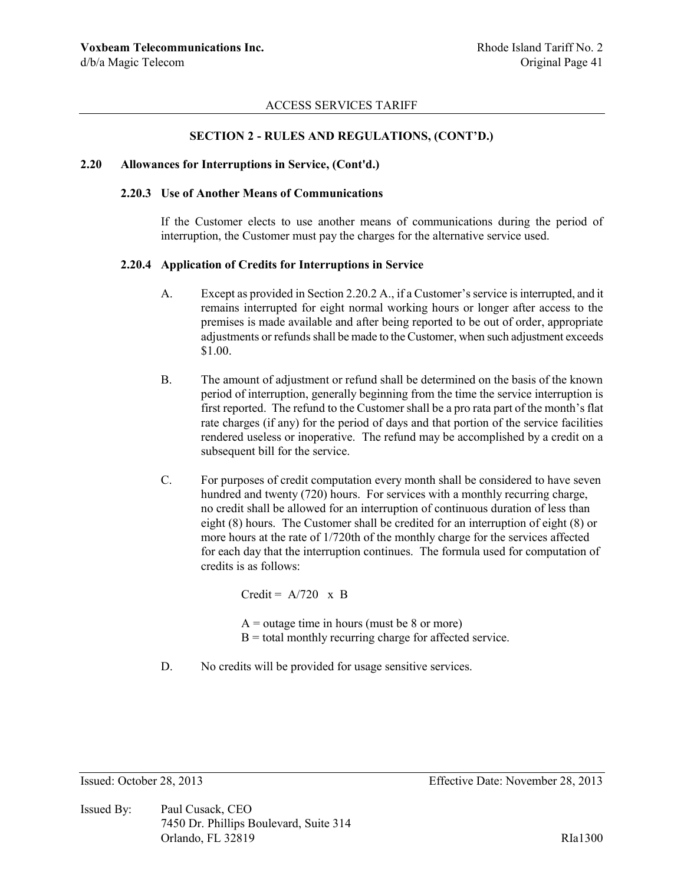## SECTION 2 - RULES AND REGULATIONS, (CONT'D.)

### 2.20 Allowances for Interruptions in Service, (Cont'd.)

#### 2.20.3 Use of Another Means of Communications

If the Customer elects to use another means of communications during the period of interruption, the Customer must pay the charges for the alternative service used.

#### 2.20.4 Application of Credits for Interruptions in Service

A. Except as provided in Section 2.20.2 A., if a Customer's service is interrupted, and it remains interrupted for eight normal working hours or longer after access to the premises is made available and after being reported to be out of order, appropriate adjustments or refunds shall be made to the Customer, when such adjustment exceeds \$1.00.

B. The amount of adjustment or refund shall be determined on the basis of the known period of interruption, generally beginning from the time the service interruption is first reported. The refund to the Customer shall be a pro rata part of the month's flat rate charges (if any) for the period of days and that portion of the service facilities rendered useless or inoperative. The refund may be accomplished by a credit on a subsequent bill for the service.

C. For purposes of credit computation every month shall be considered to have seven hundred and twenty (720) hours. For services with a monthly recurring charge, no credit shall be allowed for an interruption of continuous duration of less than eight (8) hours. The Customer shall be credited for an interruption of eight (8) or more hours at the rate of 1/720th of the monthly charge for the services affected for each day that the interruption continues. The formula used for computation of credits is as follows:

$$\text{Credit} = A/720 \times B$$

A = outage time in hours (must be 8 or more)
B = total monthly recurring charge for affected service.

D. No credits will be provided for usage sensitive services.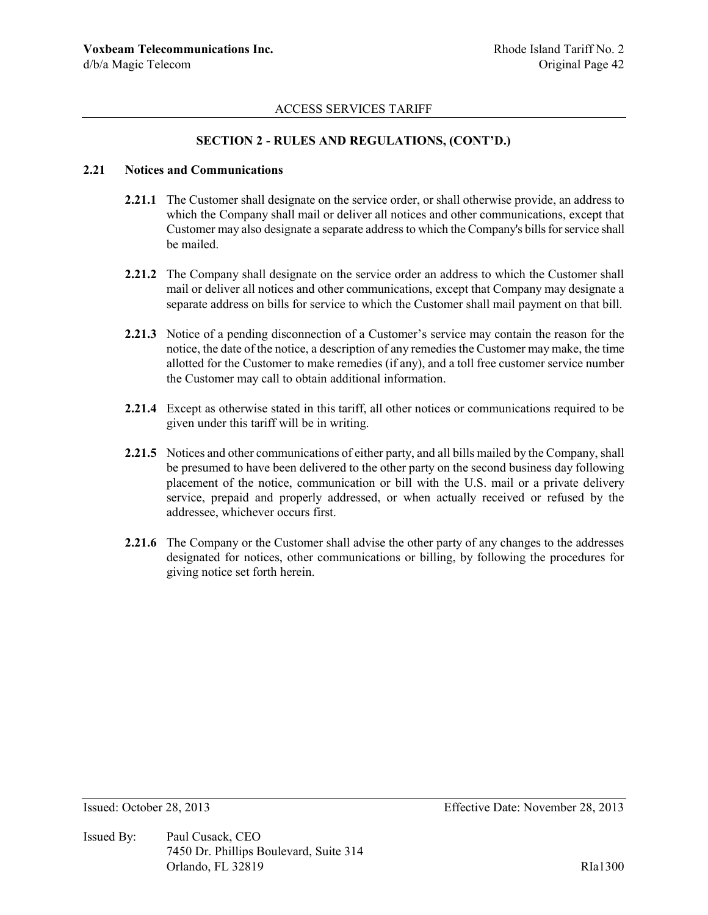## SECTION 2 - RULES AND REGULATIONS, (CONT'D.)

### 2.21 Notices and Communications

**2.21.1** The Customer shall designate on the service order, or shall otherwise provide, an address to which the Company shall mail or deliver all notices and other communications, except that Customer may also designate a separate address to which the Company's bills for service shall be mailed.

**2.21.2** The Company shall designate on the service order an address to which the Customer shall mail or deliver all notices and other communications, except that Company may designate a separate address on bills for service to which the Customer shall mail payment on that bill.

**2.21.3** Notice of a pending disconnection of a Customer's service may contain the reason for the notice, the date of the notice, a description of any remedies the Customer may make, the time allotted for the Customer to make remedies (if any), and a toll free customer service number the Customer may call to obtain additional information.

**2.21.4** Except as otherwise stated in this tariff, all other notices or communications required to be given under this tariff will be in writing.

**2.21.5** Notices and other communications of either party, and all bills mailed by the Company, shall be presumed to have been delivered to the other party on the second business day following placement of the notice, communication or bill with the U.S. mail or a private delivery service, prepaid and properly addressed, or when actually received or refused by the addressee, whichever occurs first.

**2.21.6** The Company or the Customer shall advise the other party of any changes to the addresses designated for notices, other communications or billing, by following the procedures for giving notice set forth herein.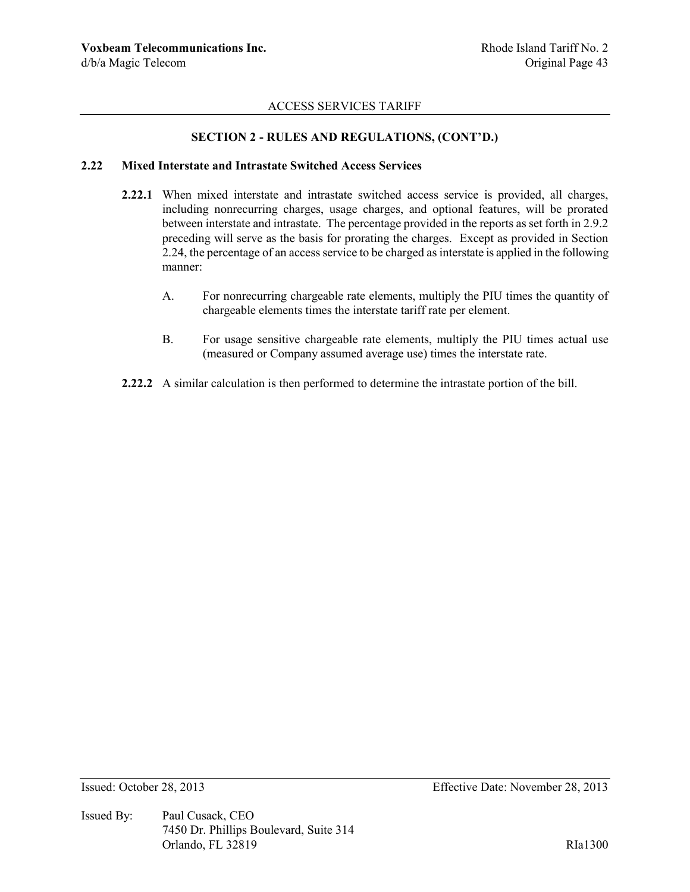## SECTION 2 - RULES AND REGULATIONS, (CONT'D.)

### 2.22 Mixed Interstate and Intrastate Switched Access Services

**2.22.1** When mixed interstate and intrastate switched access service is provided, all charges, including nonrecurring charges, usage charges, and optional features, will be prorated between interstate and intrastate. The percentage provided in the reports as set forth in 2.9.2 preceding will serve as the basis for prorating the charges. Except as provided in Section 2.24, the percentage of an access service to be charged as interstate is applied in the following manner:

A. For nonrecurring chargeable rate elements, multiply the PIU times the quantity of chargeable elements times the interstate tariff rate per element.

B. For usage sensitive chargeable rate elements, multiply the PIU times actual use (measured or Company assumed average use) times the interstate rate.

**2.22.2** A similar calculation is then performed to determine the intrastate portion of the bill.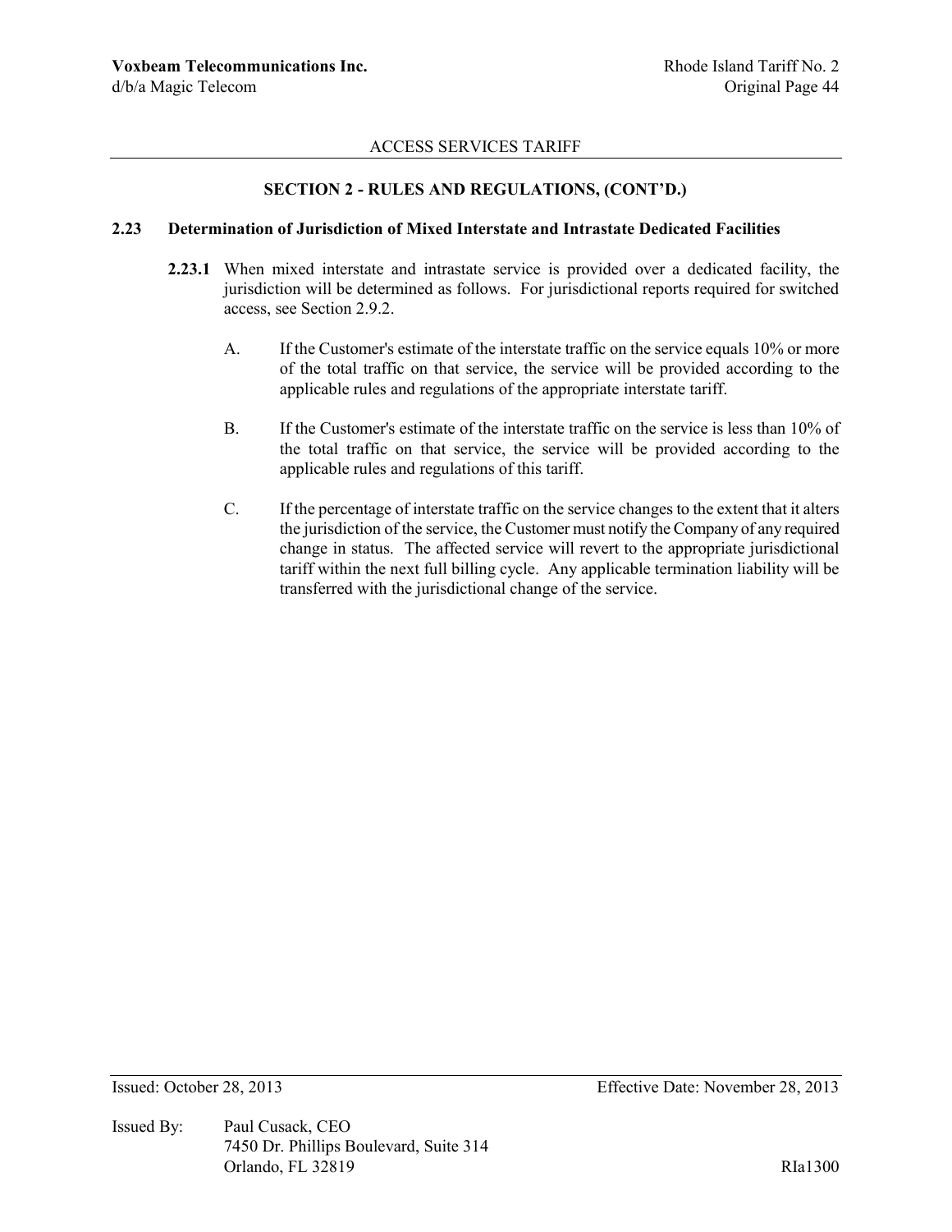## SECTION 2 - RULES AND REGULATIONS, (CONT'D.)

### 2.23 Determination of Jurisdiction of Mixed Interstate and Intrastate Dedicated Facilities

**2.23.1** When mixed interstate and intrastate service is provided over a dedicated facility, the jurisdiction will be determined as follows. For jurisdictional reports required for switched access, see Section 2.9.2.

A. If the Customer's estimate of the interstate traffic on the service equals 10% or more of the total traffic on that service, the service will be provided according to the applicable rules and regulations of the appropriate interstate tariff.

B. If the Customer's estimate of the interstate traffic on the service is less than 10% of the total traffic on that service, the service will be provided according to the applicable rules and regulations of this tariff.

C. If the percentage of interstate traffic on the service changes to the extent that it alters the jurisdiction of the service, the Customer must notify the Company of any required change in status. The affected service will revert to the appropriate jurisdictional tariff within the next full billing cycle. Any applicable termination liability will be transferred with the jurisdictional change of the service.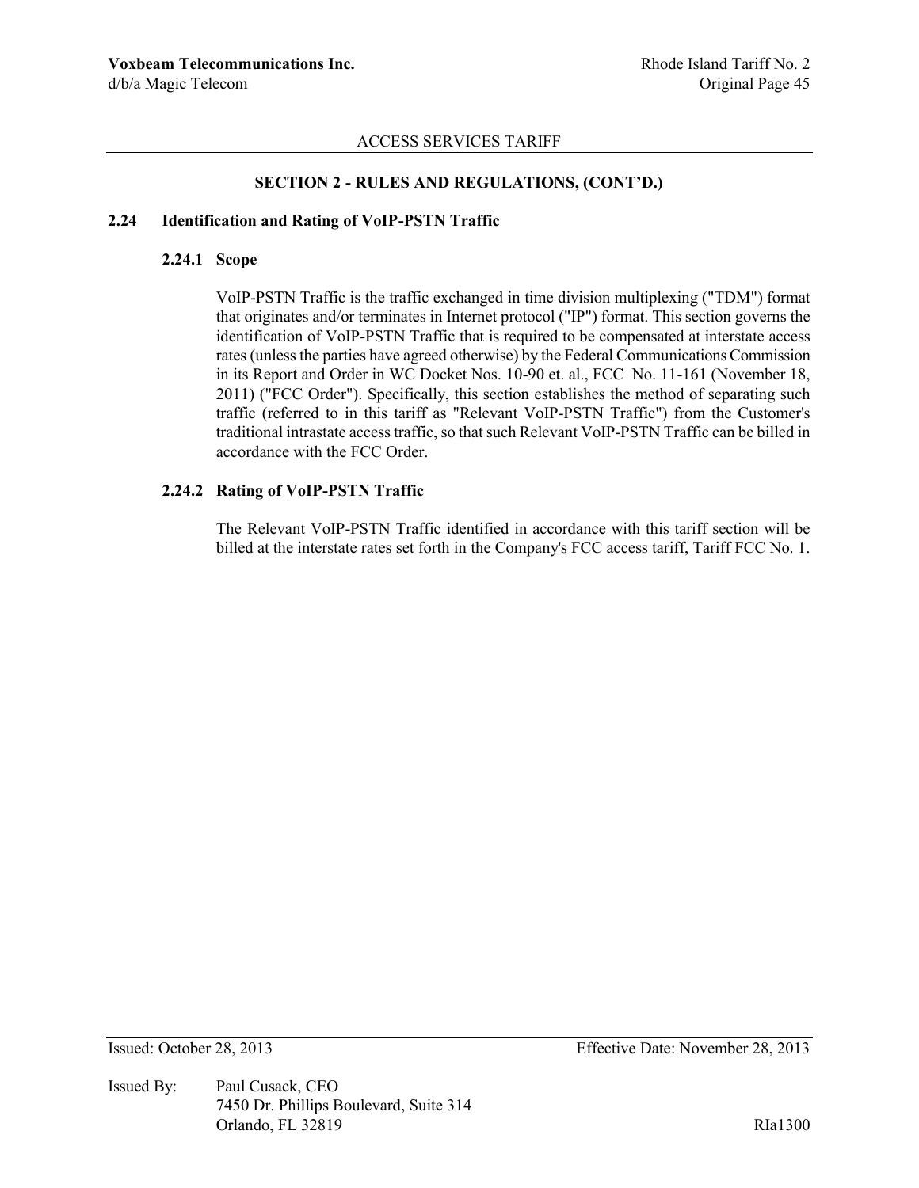## SECTION 2 - RULES AND REGULATIONS, (CONT'D.)

### 2.24 Identification and Rating of VoIP-PSTN Traffic

#### 2.24.1 Scope

VoIP-PSTN Traffic is the traffic exchanged in time division multiplexing ("TDM") format that originates and/or terminates in Internet protocol ("IP") format. This section governs the identification of VoIP-PSTN Traffic that is required to be compensated at interstate access rates (unless the parties have agreed otherwise) by the Federal Communications Commission in its Report and Order in WC Docket Nos. 10-90 et. al., FCC No. 11-161 (November 18, 2011) ("FCC Order"). Specifically, this section establishes the method of separating such traffic (referred to in this tariff as "Relevant VoIP-PSTN Traffic") from the Customer's traditional intrastate access traffic, so that such Relevant VoIP-PSTN Traffic can be billed in accordance with the FCC Order.

#### 2.24.2 Rating of VoIP-PSTN Traffic

The Relevant VoIP-PSTN Traffic identified in accordance with this tariff section will be billed at the interstate rates set forth in the Company's FCC access tariff, Tariff FCC No. 1.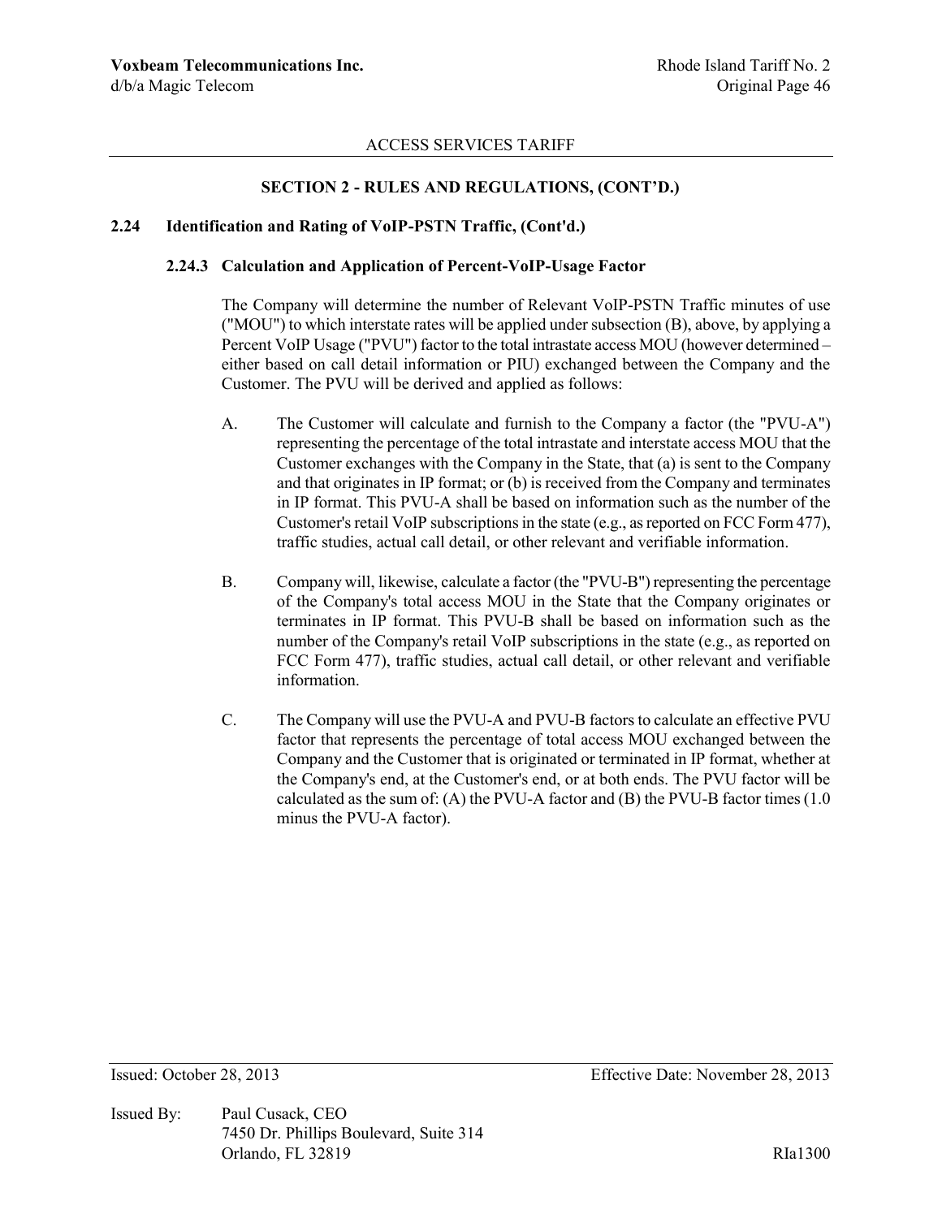ACCESS SERVICES TARIFF

## SECTION 2 - RULES AND REGULATIONS, (CONT'D.)

### 2.24 Identification and Rating of VoIP-PSTN Traffic, (Cont'd.)

#### 2.24.3 Calculation and Application of Percent-VoIP-Usage Factor

The Company will determine the number of Relevant VoIP-PSTN Traffic minutes of use ("MOU") to which interstate rates will be applied under subsection (B), above, by applying a Percent VoIP Usage ("PVU") factor to the total intrastate access MOU (however determined – either based on call detail information or PIU) exchanged between the Company and the Customer. The PVU will be derived and applied as follows:

A. The Customer will calculate and furnish to the Company a factor (the "PVU-A") representing the percentage of the total intrastate and interstate access MOU that the Customer exchanges with the Company in the State, that (a) is sent to the Company and that originates in IP format; or (b) is received from the Company and terminates in IP format. This PVU-A shall be based on information such as the number of the Customer's retail VoIP subscriptions in the state (e.g., as reported on FCC Form 477), traffic studies, actual call detail, or other relevant and verifiable information.

B. Company will, likewise, calculate a factor (the "PVU-B") representing the percentage of the Company's total access MOU in the State that the Company originates or terminates in IP format. This PVU-B shall be based on information such as the number of the Company's retail VoIP subscriptions in the state (e.g., as reported on FCC Form 477), traffic studies, actual call detail, or other relevant and verifiable information.

C. The Company will use the PVU-A and PVU-B factors to calculate an effective PVU factor that represents the percentage of total access MOU exchanged between the Company and the Customer that is originated or terminated in IP format, whether at the Company's end, at the Customer's end, or at both ends. The PVU factor will be calculated as the sum of: (A) the PVU-A factor and (B) the PVU-B factor times (1.0 minus the PVU-A factor).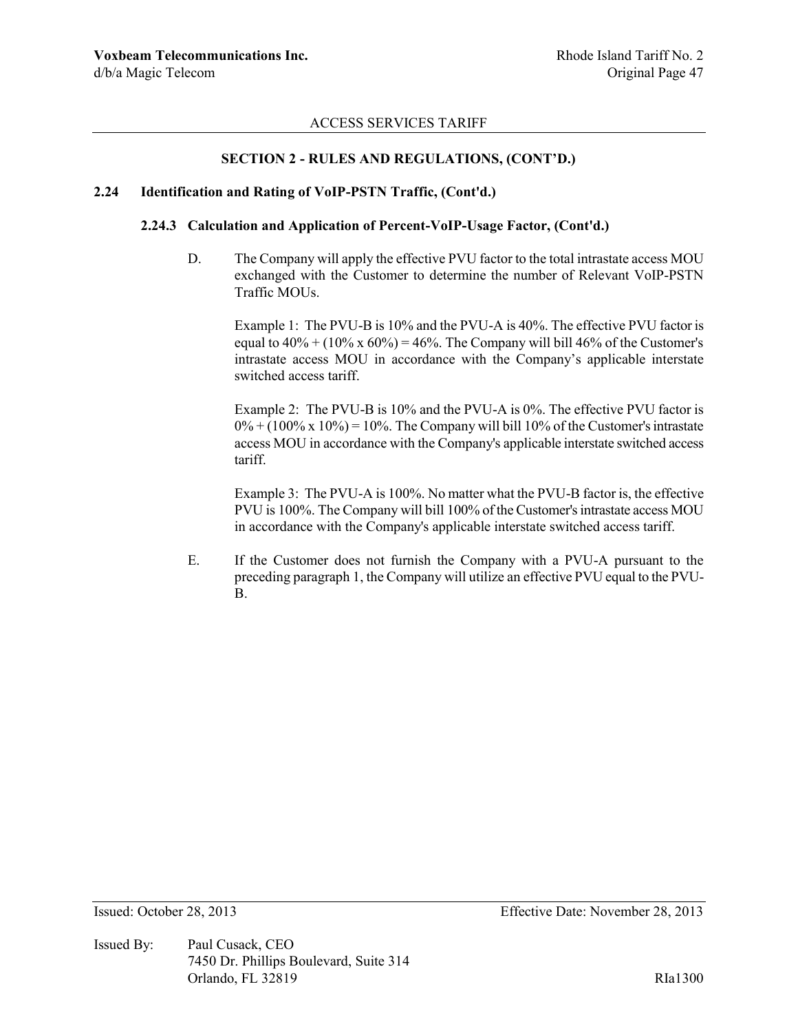ACCESS SERVICES TARIFF

## SECTION 2 - RULES AND REGULATIONS, (CONT'D.)

### 2.24 Identification and Rating of VoIP-PSTN Traffic, (Cont'd.)

#### 2.24.3 Calculation and Application of Percent-VoIP-Usage Factor, (Cont'd.)

D. The Company will apply the effective PVU factor to the total intrastate access MOU exchanged with the Customer to determine the number of Relevant VoIP-PSTN Traffic MOUs.

Example 1: The PVU-B is 10% and the PVU-A is 40%. The effective PVU factor is equal to 40% + (10% x 60%) = 46%. The Company will bill 46% of the Customer's intrastate access MOU in accordance with the Company's applicable interstate switched access tariff.

Example 2: The PVU-B is 10% and the PVU-A is 0%. The effective PVU factor is 0% + (100% x 10%) = 10%. The Company will bill 10% of the Customer's intrastate access MOU in accordance with the Company's applicable interstate switched access tariff.

Example 3: The PVU-A is 100%. No matter what the PVU-B factor is, the effective PVU is 100%. The Company will bill 100% of the Customer's intrastate access MOU in accordance with the Company's applicable interstate switched access tariff.

E. If the Customer does not furnish the Company with a PVU-A pursuant to the preceding paragraph 1, the Company will utilize an effective PVU equal to the PVU-B.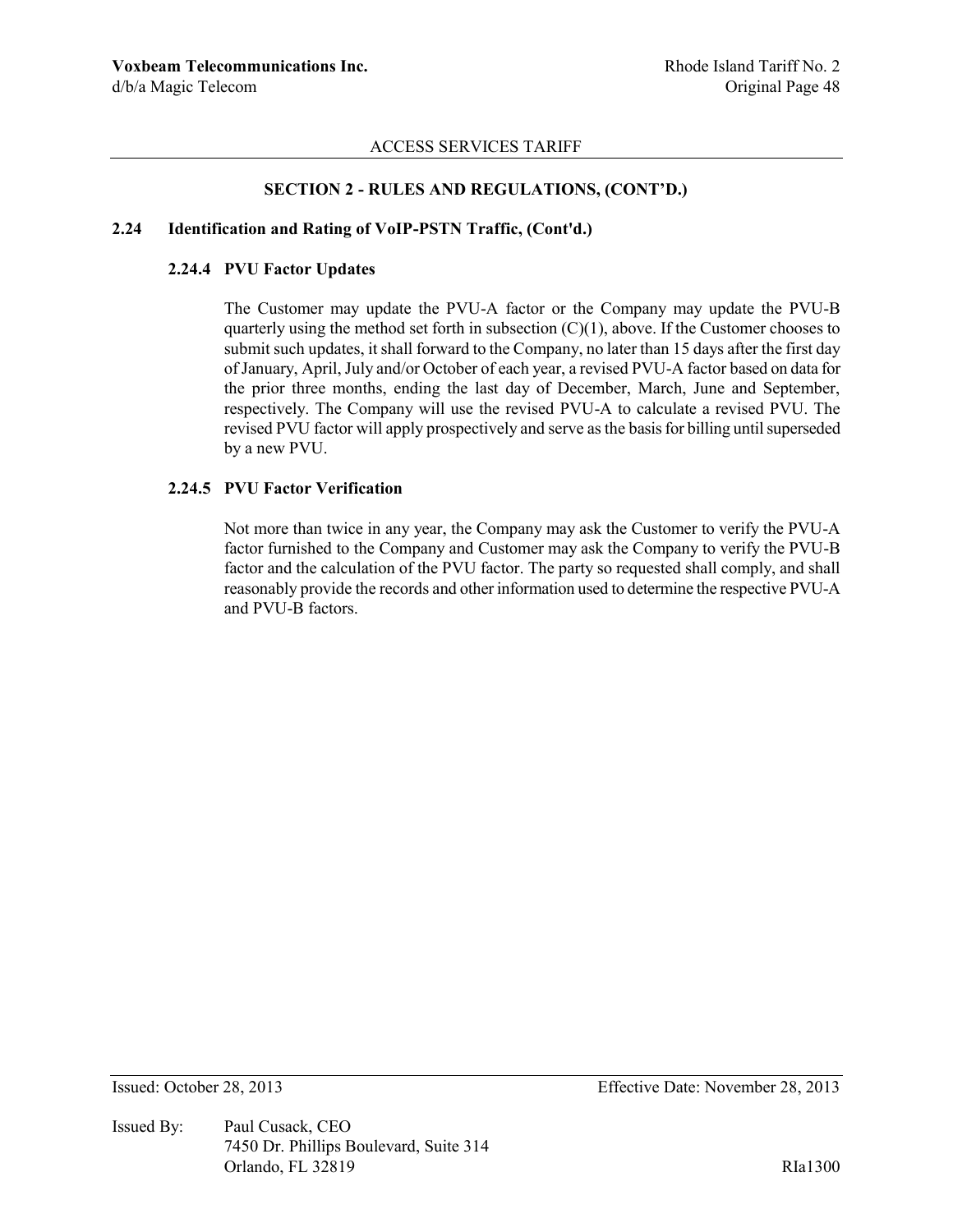## SECTION 2 - RULES AND REGULATIONS, (CONT'D.)

### 2.24 Identification and Rating of VoIP-PSTN Traffic, (Cont'd.)

#### 2.24.4 PVU Factor Updates

The Customer may update the PVU-A factor or the Company may update the PVU-B quarterly using the method set forth in subsection (C)(1), above. If the Customer chooses to submit such updates, it shall forward to the Company, no later than 15 days after the first day of January, April, July and/or October of each year, a revised PVU-A factor based on data for the prior three months, ending the last day of December, March, June and September, respectively. The Company will use the revised PVU-A to calculate a revised PVU. The revised PVU factor will apply prospectively and serve as the basis for billing until superseded by a new PVU.

#### 2.24.5 PVU Factor Verification

Not more than twice in any year, the Company may ask the Customer to verify the PVU-A factor furnished to the Company and Customer may ask the Company to verify the PVU-B factor and the calculation of the PVU factor. The party so requested shall comply, and shall reasonably provide the records and other information used to determine the respective PVU-A and PVU-B factors.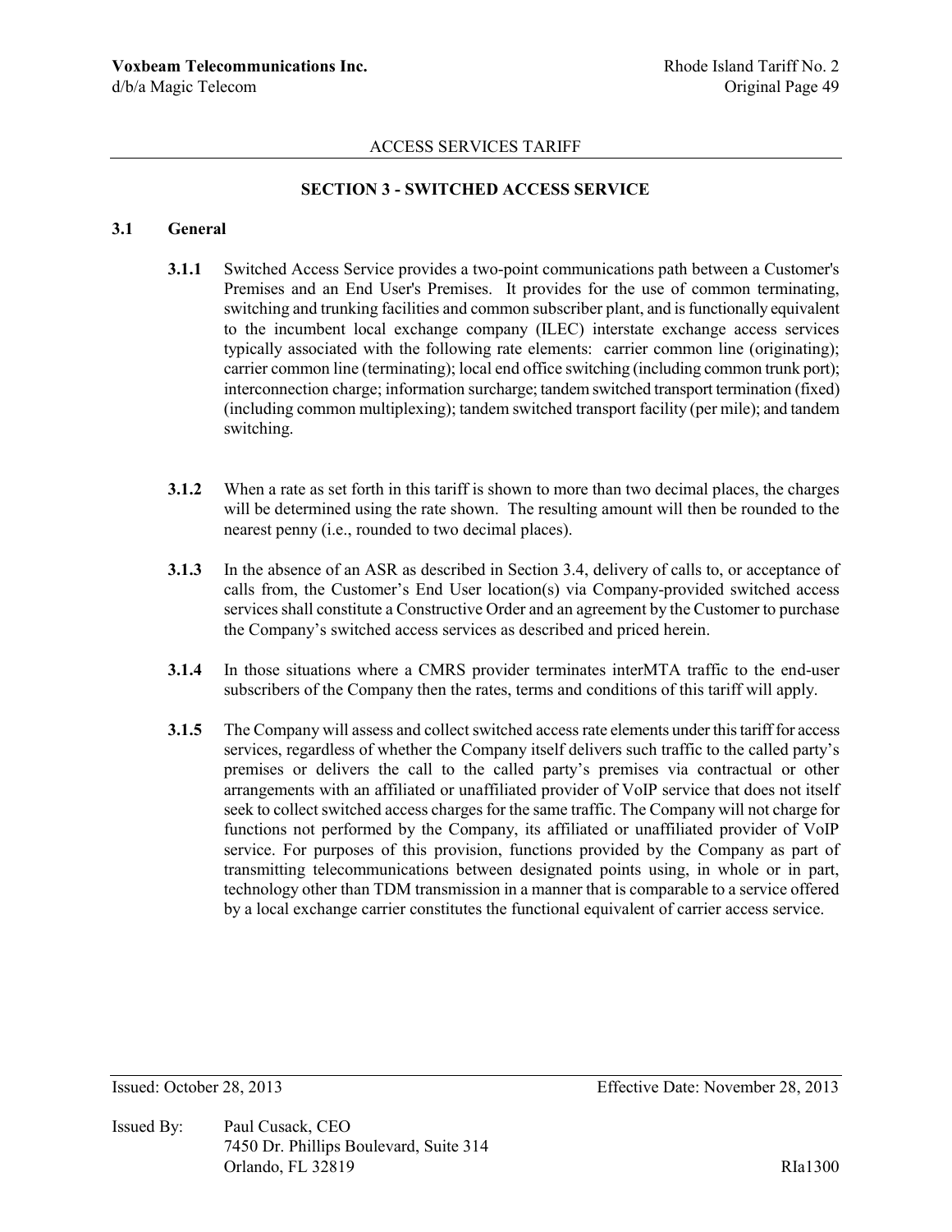ACCESS SERVICES TARIFF

## SECTION 3 - SWITCHED ACCESS SERVICE

### 3.1 General

**3.1.1** Switched Access Service provides a two-point communications path between a Customer's Premises and an End User's Premises. It provides for the use of common terminating, switching and trunking facilities and common subscriber plant, and is functionally equivalent to the incumbent local exchange company (ILEC) interstate exchange access services typically associated with the following rate elements: carrier common line (originating); carrier common line (terminating); local end office switching (including common trunk port); interconnection charge; information surcharge; tandem switched transport termination (fixed) (including common multiplexing); tandem switched transport facility (per mile); and tandem switching.

**3.1.2** When a rate as set forth in this tariff is shown to more than two decimal places, the charges will be determined using the rate shown. The resulting amount will then be rounded to the nearest penny (i.e., rounded to two decimal places).

**3.1.3** In the absence of an ASR as described in Section 3.4, delivery of calls to, or acceptance of calls from, the Customer's End User location(s) via Company-provided switched access services shall constitute a Constructive Order and an agreement by the Customer to purchase the Company's switched access services as described and priced herein.

**3.1.4** In those situations where a CMRS provider terminates interMTA traffic to the end-user subscribers of the Company then the rates, terms and conditions of this tariff will apply.

**3.1.5** The Company will assess and collect switched access rate elements under this tariff for access services, regardless of whether the Company itself delivers such traffic to the called party's premises or delivers the call to the called party's premises via contractual or other arrangements with an affiliated or unaffiliated provider of VoIP service that does not itself seek to collect switched access charges for the same traffic. The Company will not charge for functions not performed by the Company, its affiliated or unaffiliated provider of VoIP service. For purposes of this provision, functions provided by the Company as part of transmitting telecommunications between designated points using, in whole or in part, technology other than TDM transmission in a manner that is comparable to a service offered by a local exchange carrier constitutes the functional equivalent of carrier access service.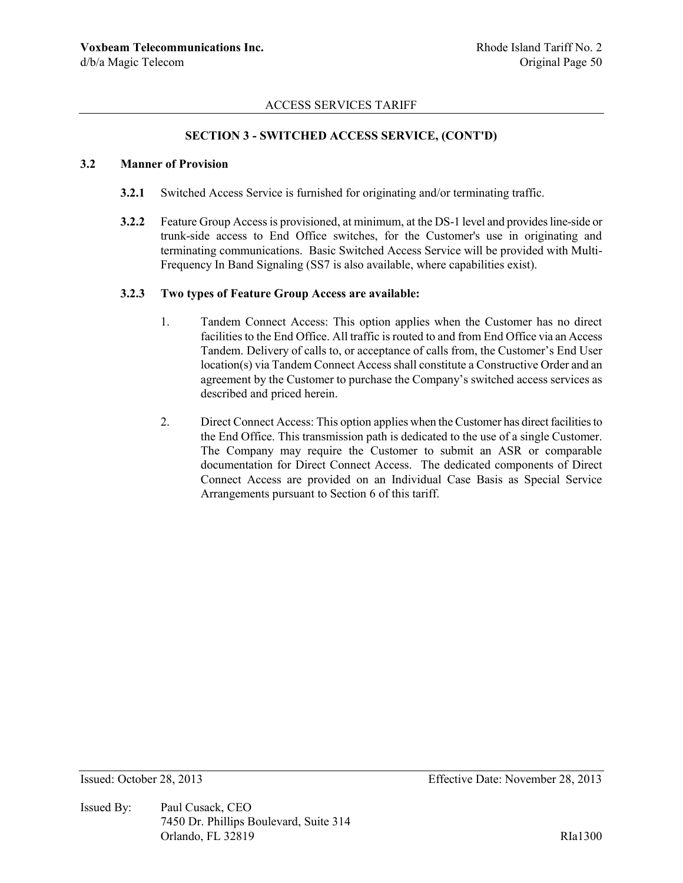## SECTION 3 - SWITCHED ACCESS SERVICE, (CONT'D)

### 3.2 Manner of Provision

**3.2.1** Switched Access Service is furnished for originating and/or terminating traffic.

**3.2.2** Feature Group Access is provisioned, at minimum, at the DS-1 level and provides line-side or trunk-side access to End Office switches, for the Customer's use in originating and terminating communications. Basic Switched Access Service will be provided with Multi-Frequency In Band Signaling (SS7 is also available, where capabilities exist).

**3.2.3 Two types of Feature Group Access are available:**

1. Tandem Connect Access: This option applies when the Customer has no direct facilities to the End Office. All traffic is routed to and from End Office via an Access Tandem. Delivery of calls to, or acceptance of calls from, the Customer's End User location(s) via Tandem Connect Access shall constitute a Constructive Order and an agreement by the Customer to purchase the Company's switched access services as described and priced herein.

2. Direct Connect Access: This option applies when the Customer has direct facilities to the End Office. This transmission path is dedicated to the use of a single Customer. The Company may require the Customer to submit an ASR or comparable documentation for Direct Connect Access. The dedicated components of Direct Connect Access are provided on an Individual Case Basis as Special Service Arrangements pursuant to Section 6 of this tariff.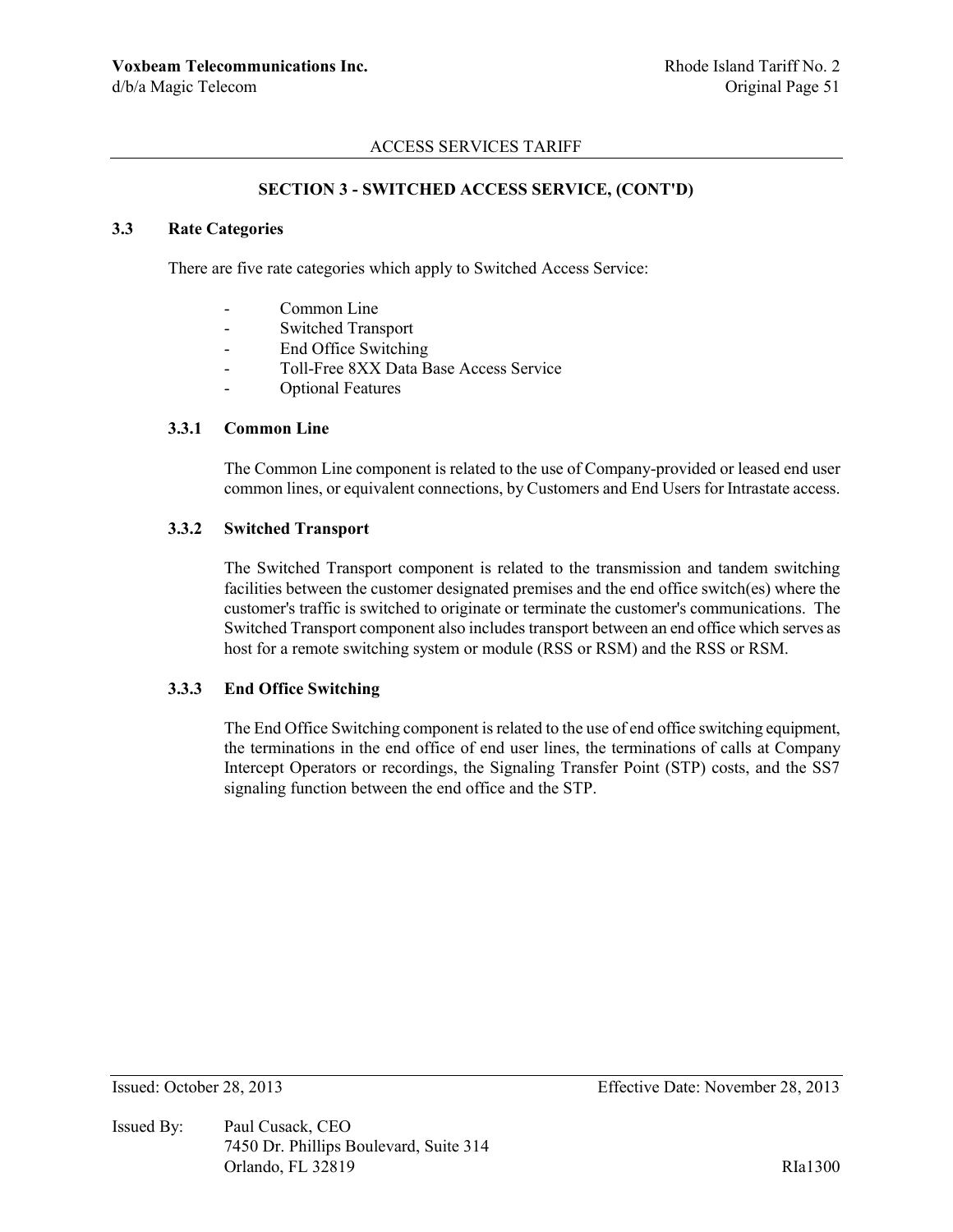## SECTION 3 - SWITCHED ACCESS SERVICE, (CONT'D)

### 3.3 Rate Categories

There are five rate categories which apply to Switched Access Service:

- Common Line
- Switched Transport
- End Office Switching
- Toll-Free 8XX Data Base Access Service
- Optional Features

#### 3.3.1 Common Line

The Common Line component is related to the use of Company-provided or leased end user common lines, or equivalent connections, by Customers and End Users for Intrastate access.

#### 3.3.2 Switched Transport

The Switched Transport component is related to the transmission and tandem switching facilities between the customer designated premises and the end office switch(es) where the customer's traffic is switched to originate or terminate the customer's communications. The Switched Transport component also includes transport between an end office which serves as host for a remote switching system or module (RSS or RSM) and the RSS or RSM.

#### 3.3.3 End Office Switching

The End Office Switching component is related to the use of end office switching equipment, the terminations in the end office of end user lines, the terminations of calls at Company Intercept Operators or recordings, the Signaling Transfer Point (STP) costs, and the SS7 signaling function between the end office and the STP.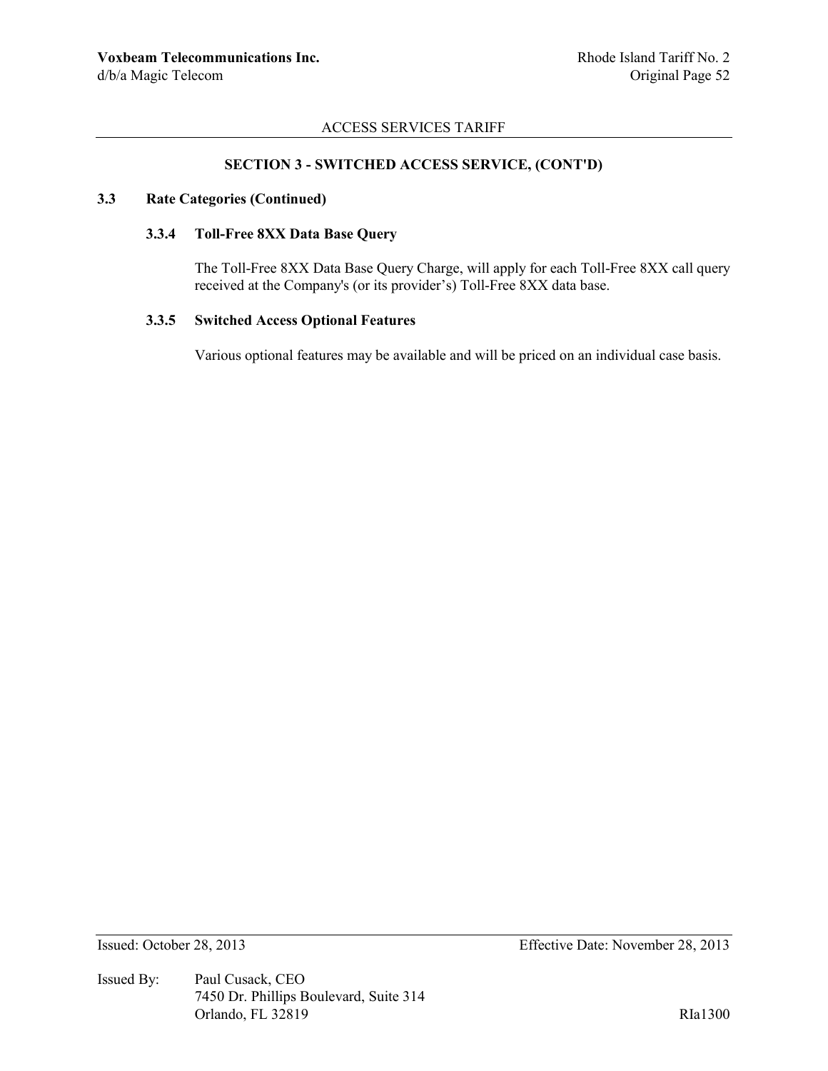## SECTION 3 - SWITCHED ACCESS SERVICE, (CONT'D)

### 3.3 Rate Categories (Continued)

#### 3.3.4 Toll-Free 8XX Data Base Query

The Toll-Free 8XX Data Base Query Charge, will apply for each Toll-Free 8XX call query received at the Company's (or its provider's) Toll-Free 8XX data base.

#### 3.3.5 Switched Access Optional Features

Various optional features may be available and will be priced on an individual case basis.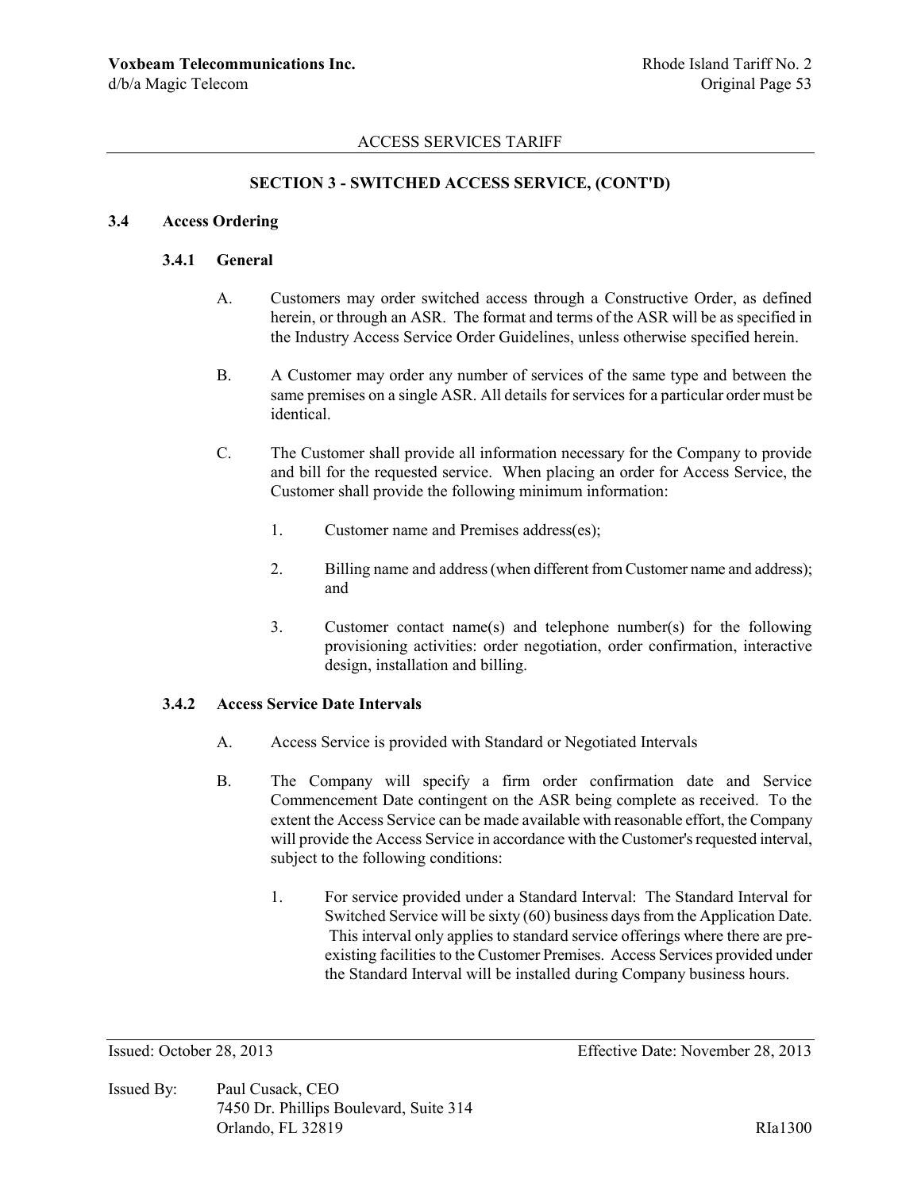## SECTION 3 - SWITCHED ACCESS SERVICE, (CONT'D)

### 3.4 Access Ordering

#### 3.4.1 General

A. Customers may order switched access through a Constructive Order, as defined herein, or through an ASR. The format and terms of the ASR will be as specified in the Industry Access Service Order Guidelines, unless otherwise specified herein.

B. A Customer may order any number of services of the same type and between the same premises on a single ASR. All details for services for a particular order must be identical.

C. The Customer shall provide all information necessary for the Company to provide and bill for the requested service. When placing an order for Access Service, the Customer shall provide the following minimum information:

1. Customer name and Premises address(es);
2. Billing name and address (when different from Customer name and address); and
3. Customer contact name(s) and telephone number(s) for the following provisioning activities: order negotiation, order confirmation, interactive design, installation and billing.

#### 3.4.2 Access Service Date Intervals

A. Access Service is provided with Standard or Negotiated Intervals

B. The Company will specify a firm order confirmation date and Service Commencement Date contingent on the ASR being complete as received. To the extent the Access Service can be made available with reasonable effort, the Company will provide the Access Service in accordance with the Customer's requested interval, subject to the following conditions:

1. For service provided under a Standard Interval: The Standard Interval for Switched Service will be sixty (60) business days from the Application Date. This interval only applies to standard service offerings where there are pre-existing facilities to the Customer Premises. Access Services provided under the Standard Interval will be installed during Company business hours.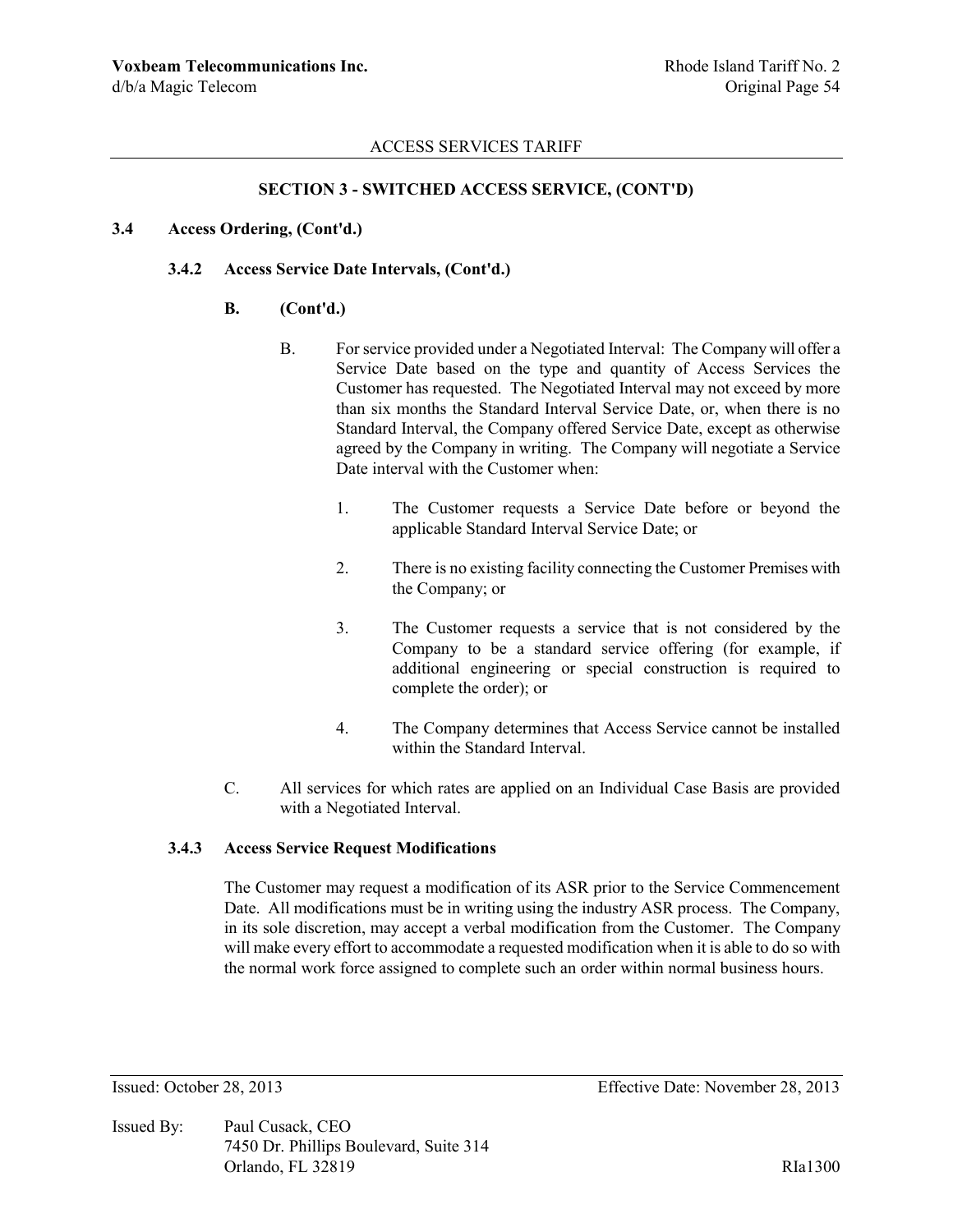ACCESS SERVICES TARIFF

**SECTION 3 - SWITCHED ACCESS SERVICE, (CONT'D)**

**3.4 Access Ordering, (Cont'd.)**

**3.4.2 Access Service Date Intervals, (Cont'd.)**

**B. (Cont'd.)**

B. For service provided under a Negotiated Interval: The Company will offer a Service Date based on the type and quantity of Access Services the Customer has requested. The Negotiated Interval may not exceed by more than six months the Standard Interval Service Date, or, when there is no Standard Interval, the Company offered Service Date, except as otherwise agreed by the Company in writing. The Company will negotiate a Service Date interval with the Customer when:

1. The Customer requests a Service Date before or beyond the applicable Standard Interval Service Date; or

2. There is no existing facility connecting the Customer Premises with the Company; or

3. The Customer requests a service that is not considered by the Company to be a standard service offering (for example, if additional engineering or special construction is required to complete the order); or

4. The Company determines that Access Service cannot be installed within the Standard Interval.

C. All services for which rates are applied on an Individual Case Basis are provided with a Negotiated Interval.

**3.4.3 Access Service Request Modifications**

The Customer may request a modification of its ASR prior to the Service Commencement Date. All modifications must be in writing using the industry ASR process. The Company, in its sole discretion, may accept a verbal modification from the Customer. The Company will make every effort to accommodate a requested modification when it is able to do so with the normal work force assigned to complete such an order within normal business hours.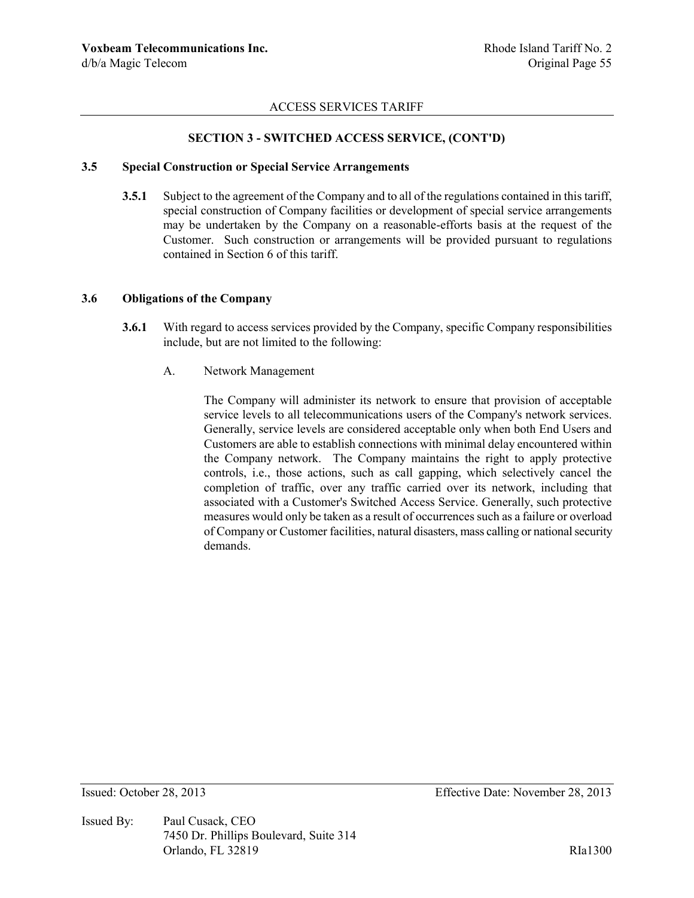## SECTION 3 - SWITCHED ACCESS SERVICE, (CONT'D)

### 3.5 Special Construction or Special Service Arrangements

**3.5.1** Subject to the agreement of the Company and to all of the regulations contained in this tariff, special construction of Company facilities or development of special service arrangements may be undertaken by the Company on a reasonable-efforts basis at the request of the Customer. Such construction or arrangements will be provided pursuant to regulations contained in Section 6 of this tariff.

### 3.6 Obligations of the Company

**3.6.1** With regard to access services provided by the Company, specific Company responsibilities include, but are not limited to the following:

A. Network Management

The Company will administer its network to ensure that provision of acceptable service levels to all telecommunications users of the Company's network services. Generally, service levels are considered acceptable only when both End Users and Customers are able to establish connections with minimal delay encountered within the Company network. The Company maintains the right to apply protective controls, i.e., those actions, such as call gapping, which selectively cancel the completion of traffic, over any traffic carried over its network, including that associated with a Customer's Switched Access Service. Generally, such protective measures would only be taken as a result of occurrences such as a failure or overload of Company or Customer facilities, natural disasters, mass calling or national security demands.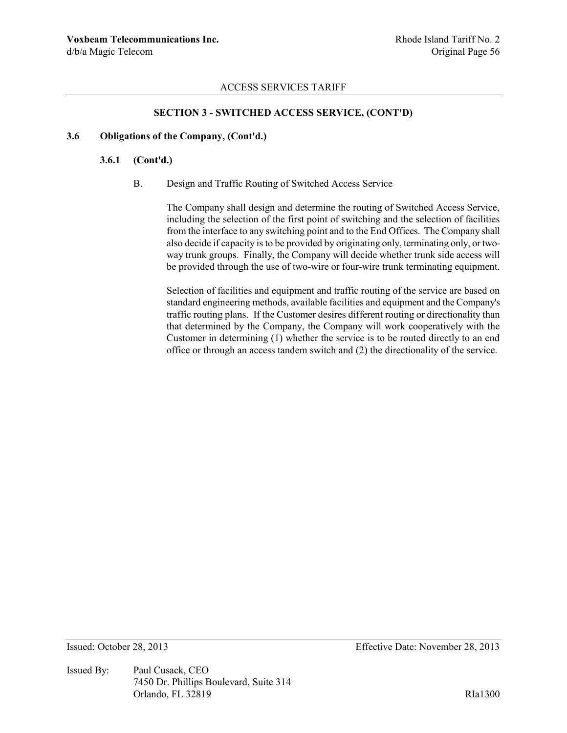## SECTION 3 - SWITCHED ACCESS SERVICE, (CONT'D)

### 3.6 Obligations of the Company, (Cont'd.)

#### 3.6.1 (Cont'd.)

B. Design and Traffic Routing of Switched Access Service

The Company shall design and determine the routing of Switched Access Service, including the selection of the first point of switching and the selection of facilities from the interface to any switching point and to the End Offices. The Company shall also decide if capacity is to be provided by originating only, terminating only, or two-way trunk groups. Finally, the Company will decide whether trunk side access will be provided through the use of two-wire or four-wire trunk terminating equipment.

Selection of facilities and equipment and traffic routing of the service are based on standard engineering methods, available facilities and equipment and the Company's traffic routing plans. If the Customer desires different routing or directionality than that determined by the Company, the Company will work cooperatively with the Customer in determining (1) whether the service is to be routed directly to an end office or through an access tandem switch and (2) the directionality of the service.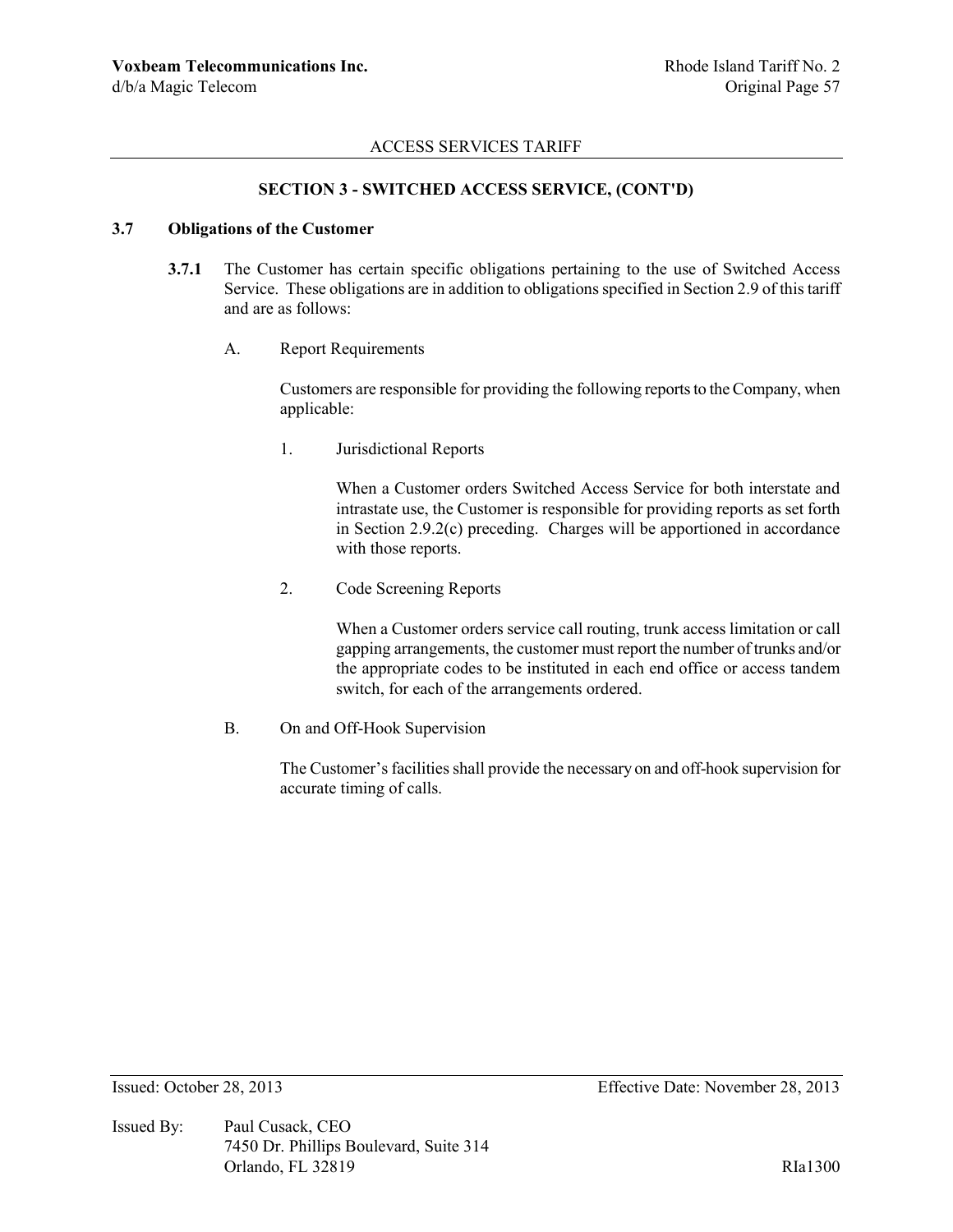ACCESS SERVICES TARIFF

**SECTION 3 - SWITCHED ACCESS SERVICE, (CONT'D)**

**3.7 Obligations of the Customer**

**3.7.1** The Customer has certain specific obligations pertaining to the use of Switched Access Service. These obligations are in addition to obligations specified in Section 2.9 of this tariff and are as follows:

A. Report Requirements

Customers are responsible for providing the following reports to the Company, when applicable:

1. Jurisdictional Reports

When a Customer orders Switched Access Service for both interstate and intrastate use, the Customer is responsible for providing reports as set forth in Section 2.9.2(c) preceding. Charges will be apportioned in accordance with those reports.

2. Code Screening Reports

When a Customer orders service call routing, trunk access limitation or call gapping arrangements, the customer must report the number of trunks and/or the appropriate codes to be instituted in each end office or access tandem switch, for each of the arrangements ordered.

B. On and Off-Hook Supervision

The Customer's facilities shall provide the necessary on and off-hook supervision for accurate timing of calls.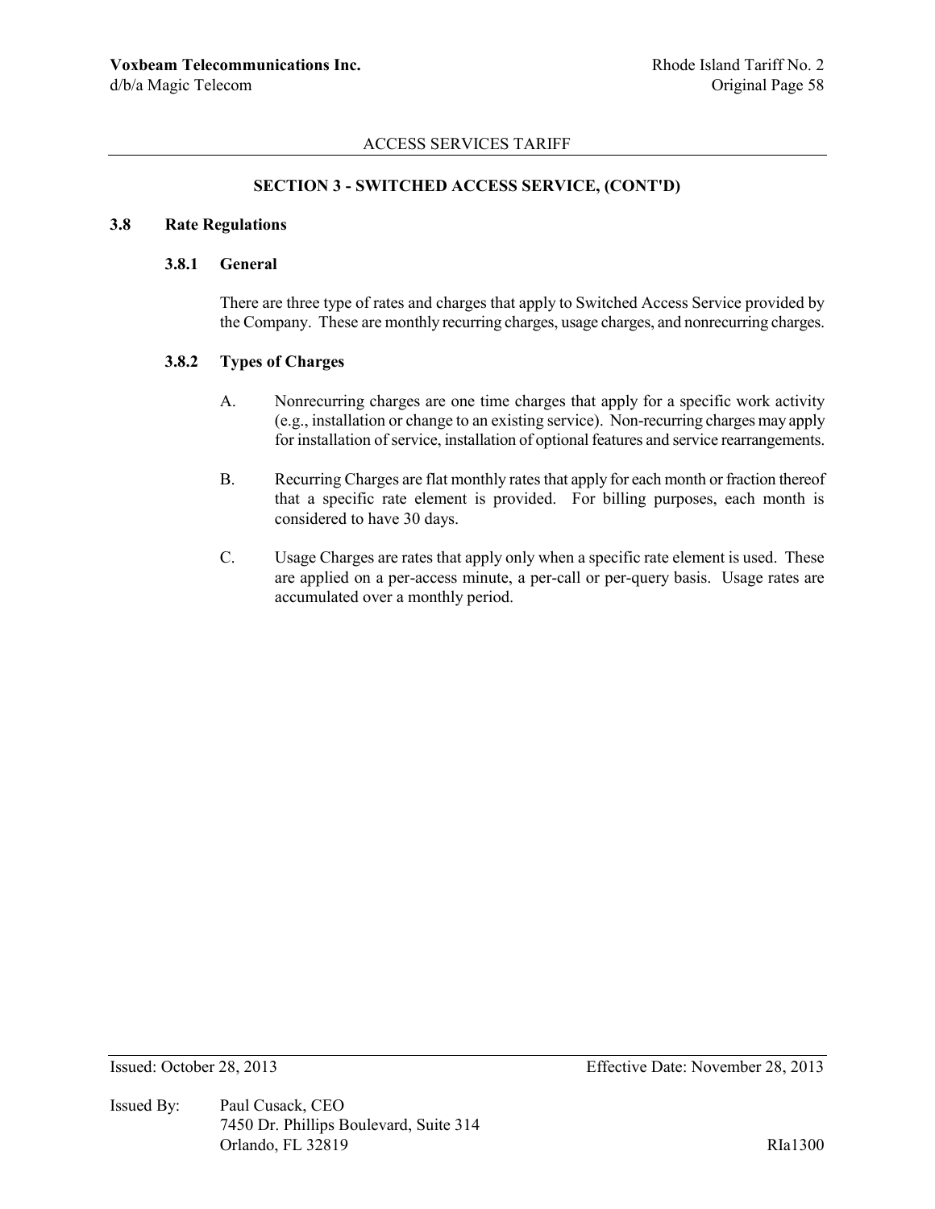## SECTION 3 - SWITCHED ACCESS SERVICE, (CONT'D)

### 3.8 Rate Regulations

#### 3.8.1 General

There are three type of rates and charges that apply to Switched Access Service provided by the Company. These are monthly recurring charges, usage charges, and nonrecurring charges.

#### 3.8.2 Types of Charges

A. Nonrecurring charges are one time charges that apply for a specific work activity (e.g., installation or change to an existing service). Non-recurring charges may apply for installation of service, installation of optional features and service rearrangements.

B. Recurring Charges are flat monthly rates that apply for each month or fraction thereof that a specific rate element is provided. For billing purposes, each month is considered to have 30 days.

C. Usage Charges are rates that apply only when a specific rate element is used. These are applied on a per-access minute, a per-call or per-query basis. Usage rates are accumulated over a monthly period.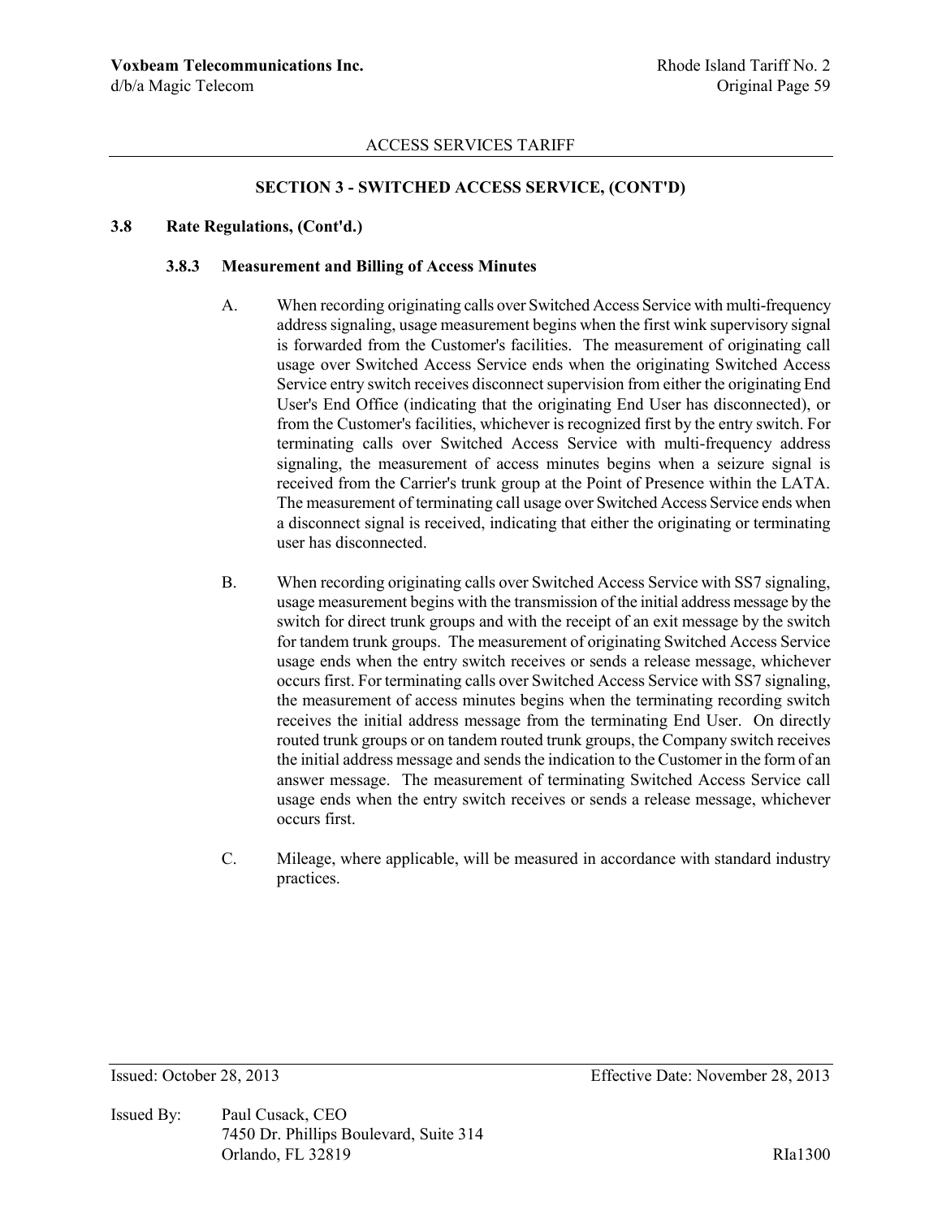ACCESS SERVICES TARIFF

## SECTION 3 - SWITCHED ACCESS SERVICE, (CONT'D)

### 3.8 Rate Regulations, (Cont'd.)

#### 3.8.3 Measurement and Billing of Access Minutes

A. When recording originating calls over Switched Access Service with multi-frequency address signaling, usage measurement begins when the first wink supervisory signal is forwarded from the Customer's facilities. The measurement of originating call usage over Switched Access Service ends when the originating Switched Access Service entry switch receives disconnect supervision from either the originating End User's End Office (indicating that the originating End User has disconnected), or from the Customer's facilities, whichever is recognized first by the entry switch. For terminating calls over Switched Access Service with multi-frequency address signaling, the measurement of access minutes begins when a seizure signal is received from the Carrier's trunk group at the Point of Presence within the LATA. The measurement of terminating call usage over Switched Access Service ends when a disconnect signal is received, indicating that either the originating or terminating user has disconnected.

B. When recording originating calls over Switched Access Service with SS7 signaling, usage measurement begins with the transmission of the initial address message by the switch for direct trunk groups and with the receipt of an exit message by the switch for tandem trunk groups. The measurement of originating Switched Access Service usage ends when the entry switch receives or sends a release message, whichever occurs first. For terminating calls over Switched Access Service with SS7 signaling, the measurement of access minutes begins when the terminating recording switch receives the initial address message from the terminating End User. On directly routed trunk groups or on tandem routed trunk groups, the Company switch receives the initial address message and sends the indication to the Customer in the form of an answer message. The measurement of terminating Switched Access Service call usage ends when the entry switch receives or sends a release message, whichever occurs first.

C. Mileage, where applicable, will be measured in accordance with standard industry practices.

Issued: October 28, 2013 Effective Date: November 28, 2013

Issued By: Paul Cusack, CEO
7450 Dr. Phillips Boulevard, Suite 314
Orlando, FL 32819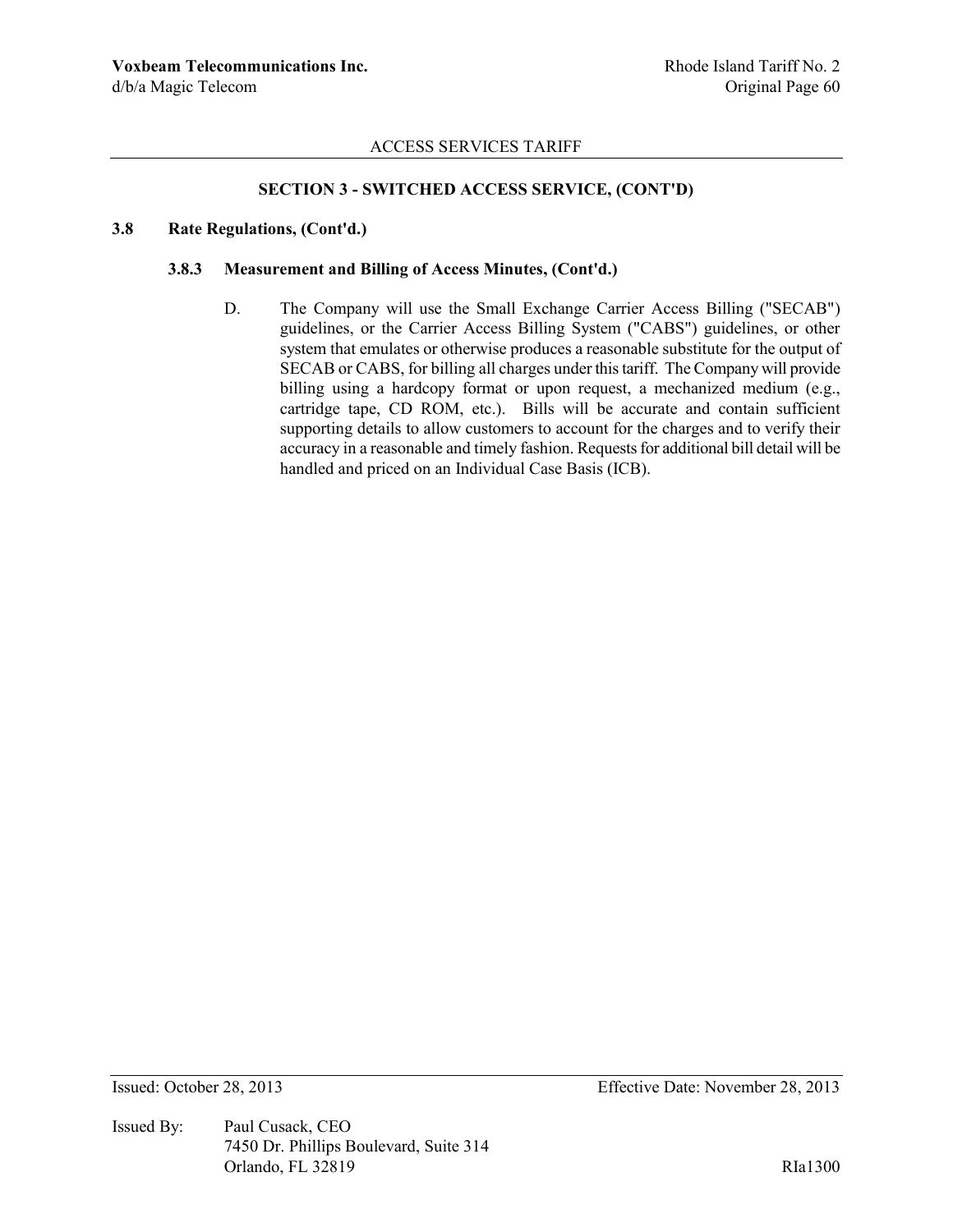ACCESS SERVICES TARIFF

## SECTION 3 - SWITCHED ACCESS SERVICE, (CONT'D)

### 3.8 Rate Regulations, (Cont'd.)

#### 3.8.3 Measurement and Billing of Access Minutes, (Cont'd.)

D. The Company will use the Small Exchange Carrier Access Billing ("SECAB") guidelines, or the Carrier Access Billing System ("CABS") guidelines, or other system that emulates or otherwise produces a reasonable substitute for the output of SECAB or CABS, for billing all charges under this tariff. The Company will provide billing using a hardcopy format or upon request, a mechanized medium (e.g., cartridge tape, CD ROM, etc.). Bills will be accurate and contain sufficient supporting details to allow customers to account for the charges and to verify their accuracy in a reasonable and timely fashion. Requests for additional bill detail will be handled and priced on an Individual Case Basis (ICB).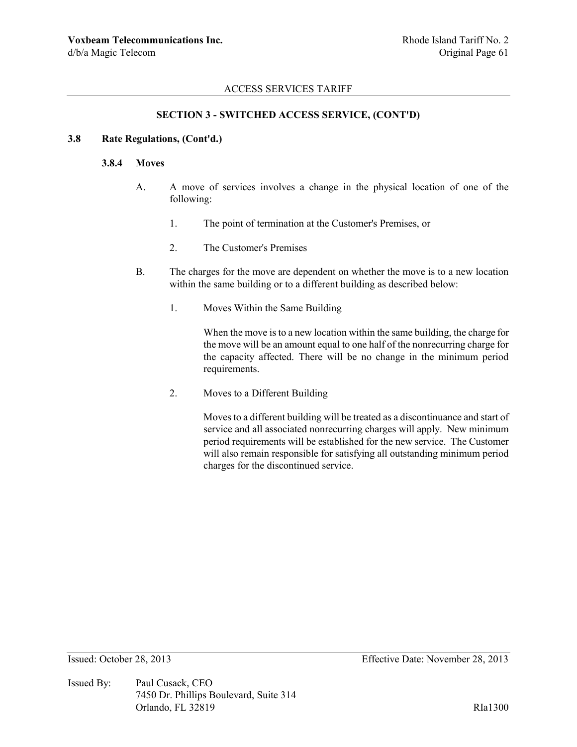## SECTION 3 - SWITCHED ACCESS SERVICE, (CONT'D)

### 3.8 Rate Regulations, (Cont'd.)

#### 3.8.4 Moves

A. A move of services involves a change in the physical location of one of the following:

1. The point of termination at the Customer's Premises, or
2. The Customer's Premises

B. The charges for the move are dependent on whether the move is to a new location within the same building or to a different building as described below:

1. Moves Within the Same Building

   When the move is to a new location within the same building, the charge for the move will be an amount equal to one half of the nonrecurring charge for the capacity affected. There will be no change in the minimum period requirements.

2. Moves to a Different Building

   Moves to a different building will be treated as a discontinuance and start of service and all associated nonrecurring charges will apply. New minimum period requirements will be established for the new service. The Customer will also remain responsible for satisfying all outstanding minimum period charges for the discontinued service.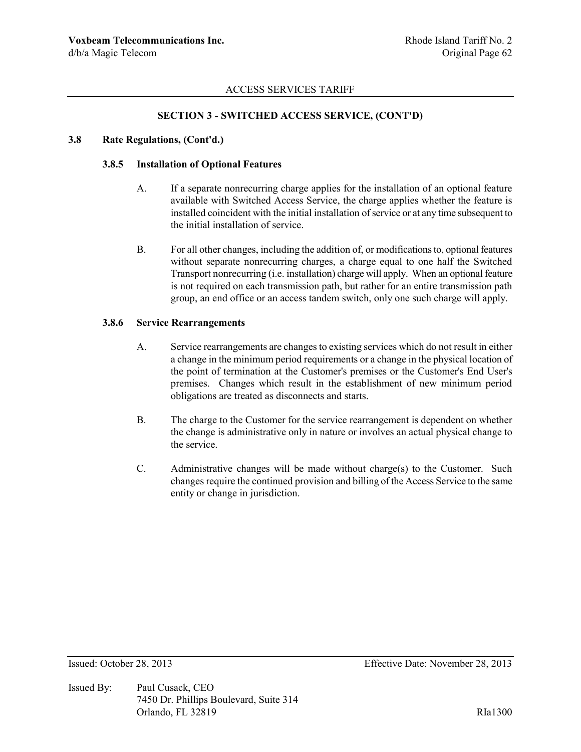ACCESS SERVICES TARIFF

## SECTION 3 - SWITCHED ACCESS SERVICE, (CONT'D)

### 3.8 Rate Regulations, (Cont'd.)

#### 3.8.5 Installation of Optional Features

A. If a separate nonrecurring charge applies for the installation of an optional feature available with Switched Access Service, the charge applies whether the feature is installed coincident with the initial installation of service or at any time subsequent to the initial installation of service.

B. For all other changes, including the addition of, or modifications to, optional features without separate nonrecurring charges, a charge equal to one half the Switched Transport nonrecurring (i.e. installation) charge will apply. When an optional feature is not required on each transmission path, but rather for an entire transmission path group, an end office or an access tandem switch, only one such charge will apply.

#### 3.8.6 Service Rearrangements

A. Service rearrangements are changes to existing services which do not result in either a change in the minimum period requirements or a change in the physical location of the point of termination at the Customer's premises or the Customer's End User's premises. Changes which result in the establishment of new minimum period obligations are treated as disconnects and starts.

B. The charge to the Customer for the service rearrangement is dependent on whether the change is administrative only in nature or involves an actual physical change to the service.

C. Administrative changes will be made without charge(s) to the Customer. Such changes require the continued provision and billing of the Access Service to the same entity or change in jurisdiction.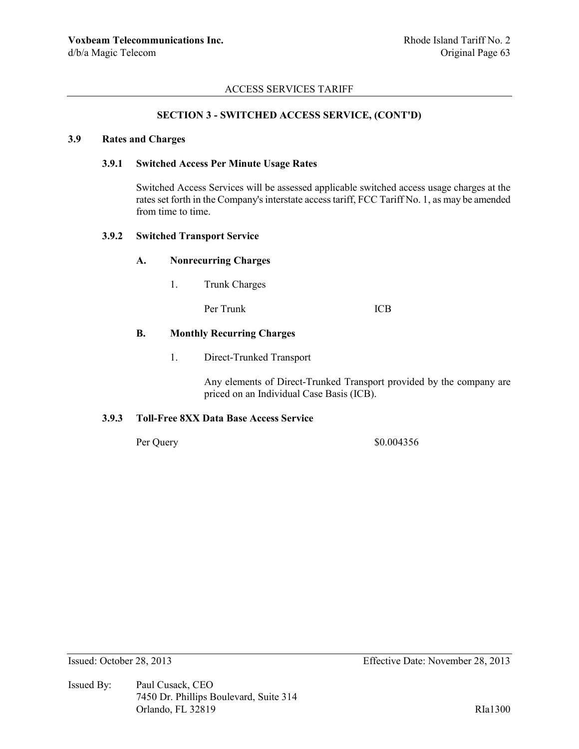## SECTION 3 - SWITCHED ACCESS SERVICE, (CONT'D)

### 3.9 Rates and Charges

#### 3.9.1 Switched Access Per Minute Usage Rates

Switched Access Services will be assessed applicable switched access usage charges at the rates set forth in the Company's interstate access tariff, FCC Tariff No. 1, as may be amended from time to time.

#### 3.9.2 Switched Transport Service

**A. Nonrecurring Charges**

1. Trunk Charges

| | |
|---|---|
| Per Trunk | ICB |

**B. Monthly Recurring Charges**

1. Direct-Trunked Transport

   Any elements of Direct-Trunked Transport provided by the company are priced on an Individual Case Basis (ICB).

#### 3.9.3 Toll-Free 8XX Data Base Access Service

| | |
|---|---|
| Per Query | $0.004356 |

Issued: October 28, 2013 Effective Date: November 28, 2013

Issued By: Paul Cusack, CEO
7450 Dr. Phillips Boulevard, Suite 314
Orlando, FL 32819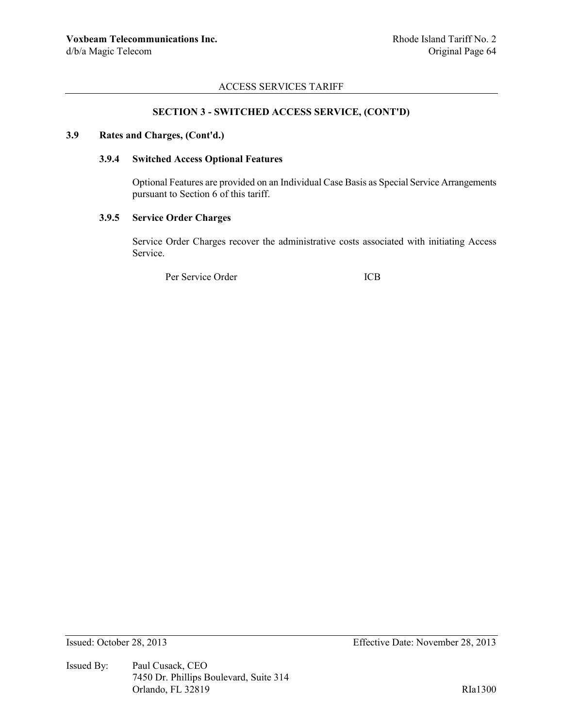## SECTION 3 - SWITCHED ACCESS SERVICE, (CONT'D)

### 3.9 Rates and Charges, (Cont'd.)

#### 3.9.4 Switched Access Optional Features

Optional Features are provided on an Individual Case Basis as Special Service Arrangements pursuant to Section 6 of this tariff.

#### 3.9.5 Service Order Charges

Service Order Charges recover the administrative costs associated with initiating Access Service.

| | |
|---|---|
| Per Service Order | ICB |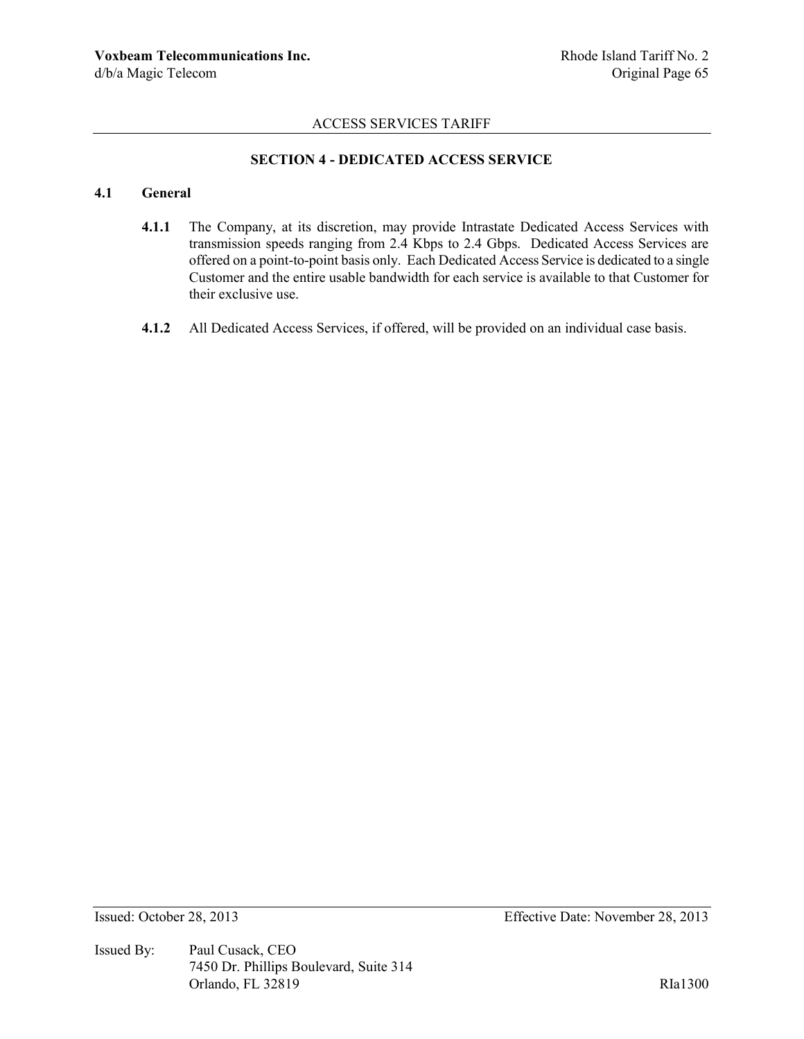## SECTION 4 - DEDICATED ACCESS SERVICE

### 4.1 General

**4.1.1** The Company, at its discretion, may provide Intrastate Dedicated Access Services with transmission speeds ranging from 2.4 Kbps to 2.4 Gbps. Dedicated Access Services are offered on a point-to-point basis only. Each Dedicated Access Service is dedicated to a single Customer and the entire usable bandwidth for each service is available to that Customer for their exclusive use.

**4.1.2** All Dedicated Access Services, if offered, will be provided on an individual case basis.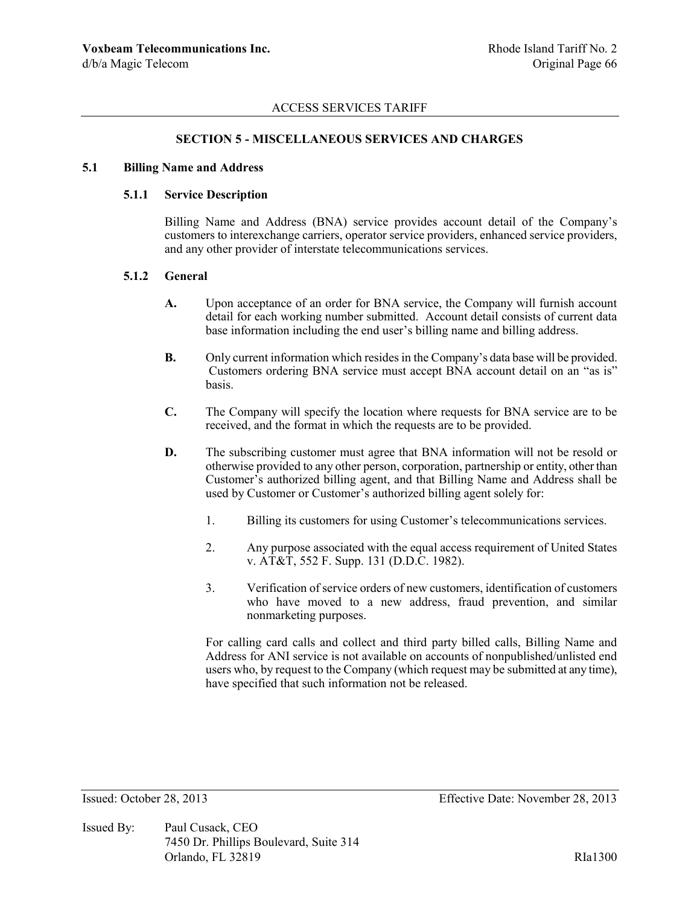ACCESS SERVICES TARIFF

## SECTION 5 - MISCELLANEOUS SERVICES AND CHARGES

### 5.1 Billing Name and Address

#### 5.1.1 Service Description

Billing Name and Address (BNA) service provides account detail of the Company's customers to interexchange carriers, operator service providers, enhanced service providers, and any other provider of interstate telecommunications services.

#### 5.1.2 General

**A.** Upon acceptance of an order for BNA service, the Company will furnish account detail for each working number submitted. Account detail consists of current data base information including the end user's billing name and billing address.

**B.** Only current information which resides in the Company's data base will be provided. Customers ordering BNA service must accept BNA account detail on an "as is" basis.

**C.** The Company will specify the location where requests for BNA service are to be received, and the format in which the requests are to be provided.

**D.** The subscribing customer must agree that BNA information will not be resold or otherwise provided to any other person, corporation, partnership or entity, other than Customer's authorized billing agent, and that Billing Name and Address shall be used by Customer or Customer's authorized billing agent solely for:

1. Billing its customers for using Customer's telecommunications services.
2. Any purpose associated with the equal access requirement of United States v. AT&T, 552 F. Supp. 131 (D.D.C. 1982).
3. Verification of service orders of new customers, identification of customers who have moved to a new address, fraud prevention, and similar nonmarketing purposes.

For calling card calls and collect and third party billed calls, Billing Name and Address for ANI service is not available on accounts of nonpublished/unlisted end users who, by request to the Company (which request may be submitted at any time), have specified that such information not be released.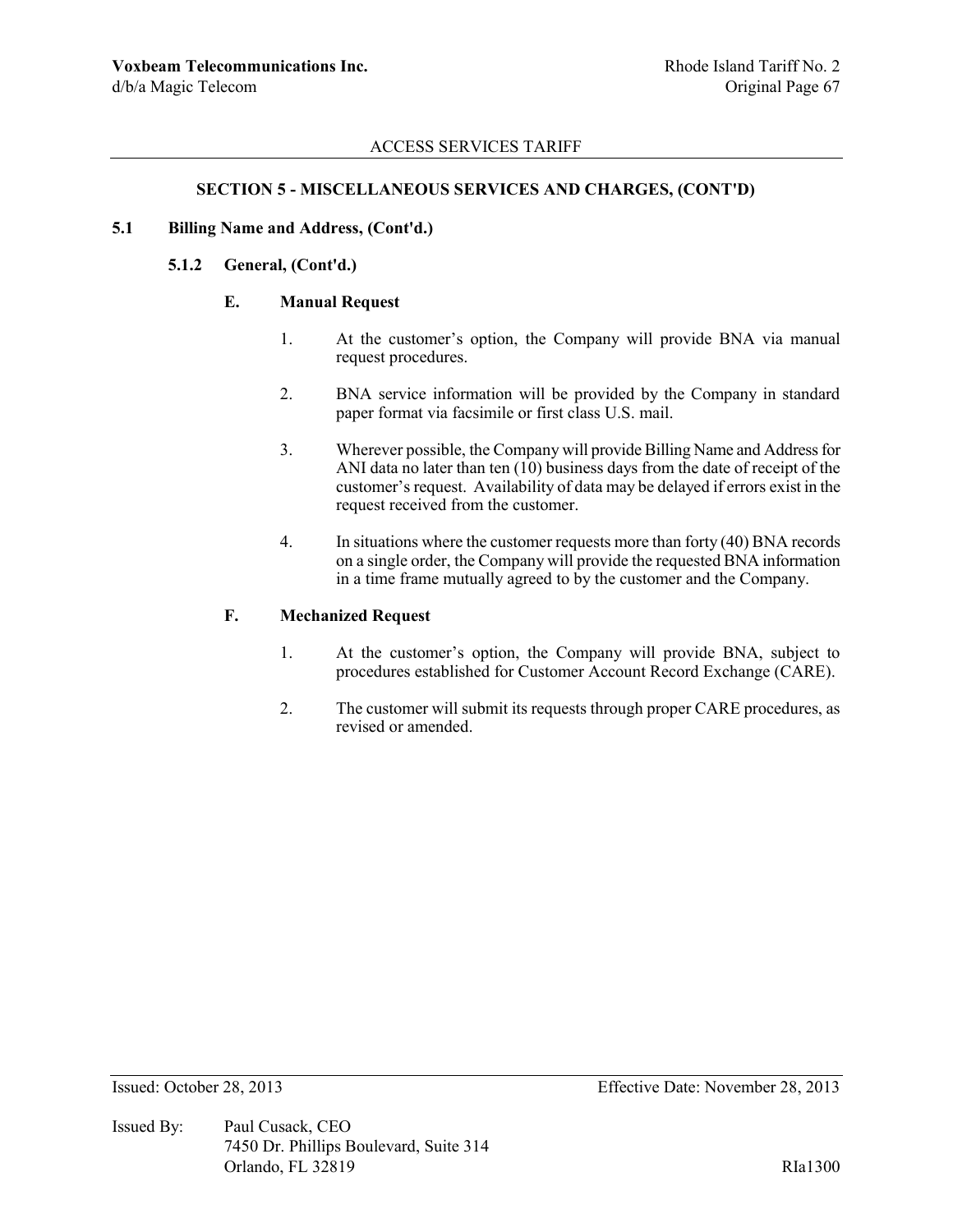## SECTION 5 - MISCELLANEOUS SERVICES AND CHARGES, (CONT'D)

### 5.1 Billing Name and Address, (Cont'd.)

#### 5.1.2 General, (Cont'd.)

**E. Manual Request**

1. At the customer's option, the Company will provide BNA via manual request procedures.
2. BNA service information will be provided by the Company in standard paper format via facsimile or first class U.S. mail.
3. Wherever possible, the Company will provide Billing Name and Address for ANI data no later than ten (10) business days from the date of receipt of the customer's request. Availability of data may be delayed if errors exist in the request received from the customer.
4. In situations where the customer requests more than forty (40) BNA records on a single order, the Company will provide the requested BNA information in a time frame mutually agreed to by the customer and the Company.

**F. Mechanized Request**

1. At the customer's option, the Company will provide BNA, subject to procedures established for Customer Account Record Exchange (CARE).
2. The customer will submit its requests through proper CARE procedures, as revised or amended.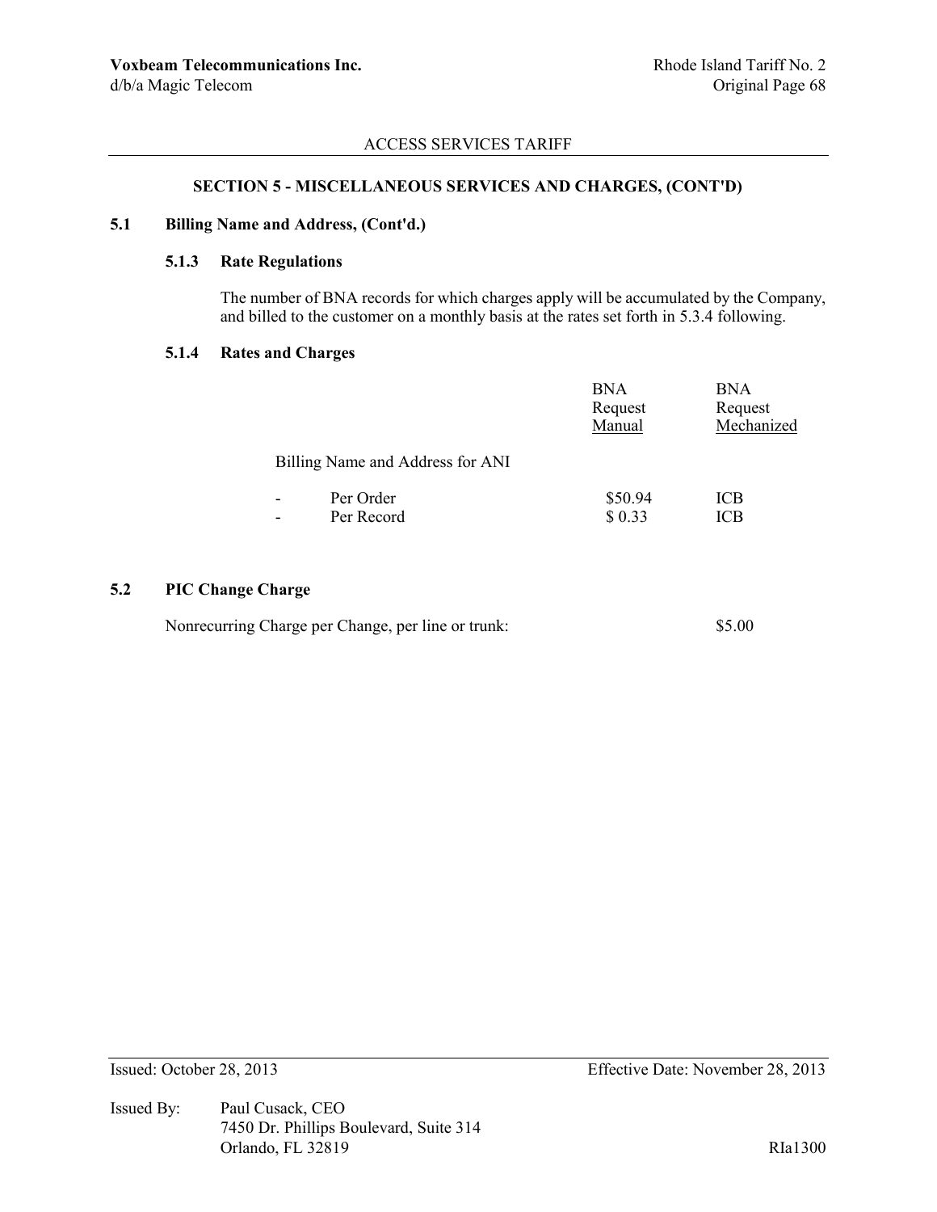ACCESS SERVICES TARIFF

## SECTION 5 - MISCELLANEOUS SERVICES AND CHARGES, (CONT'D)

### 5.1 Billing Name and Address, (Cont'd.)

#### 5.1.3 Rate Regulations

The number of BNA records for which charges apply will be accumulated by the Company, and billed to the customer on a monthly basis at the rates set forth in 5.3.4 following.

#### 5.1.4 Rates and Charges

| | BNA Request Manual | BNA Request Mechanized |
|---|---|---|
| Billing Name and Address for ANI | | |
| - Per Order | $50.94 | ICB |
| - Per Record | $ 0.33 | ICB |

### 5.2 PIC Change Charge

Nonrecurring Charge per Change, per line or trunk: $5.00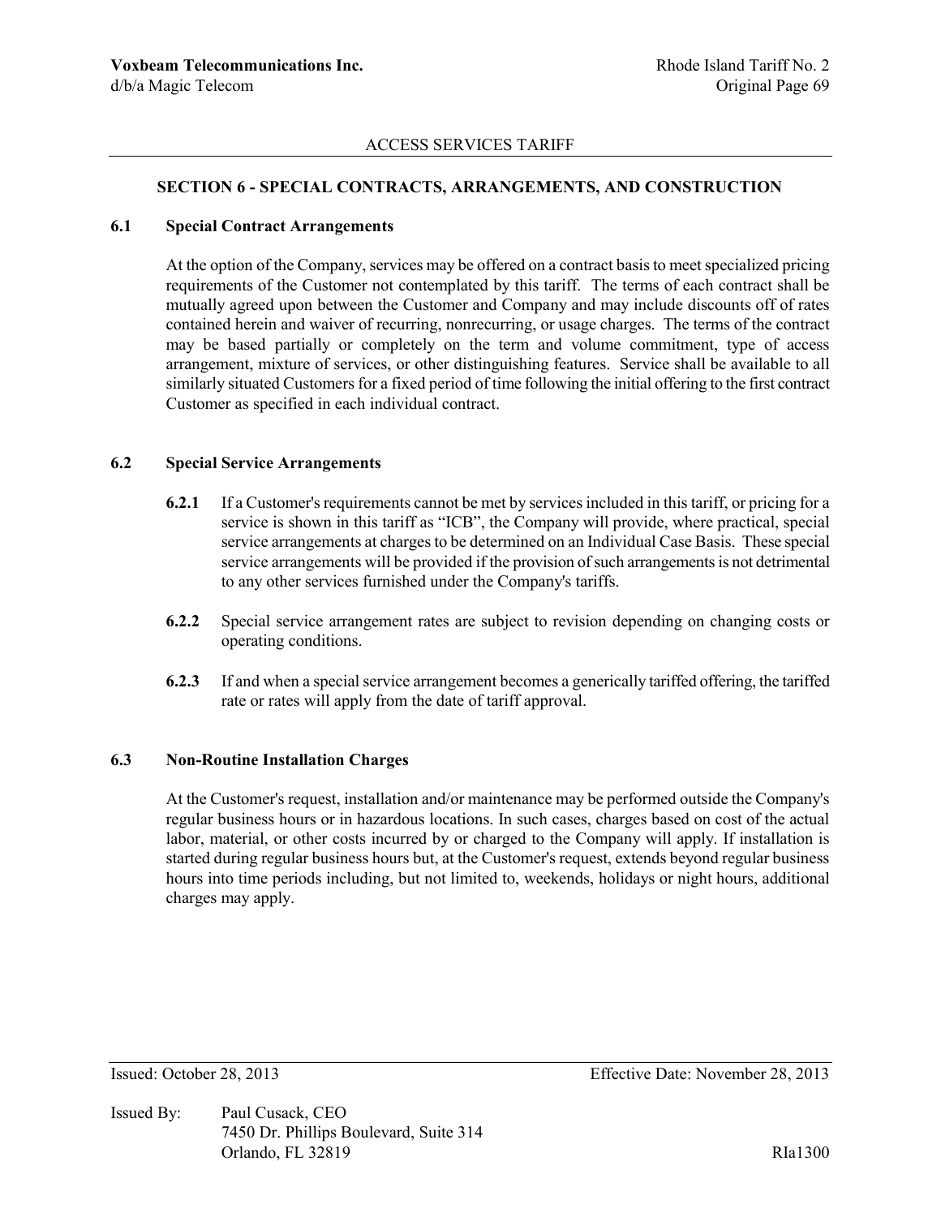## SECTION 6 - SPECIAL CONTRACTS, ARRANGEMENTS, AND CONSTRUCTION

### 6.1 Special Contract Arrangements

At the option of the Company, services may be offered on a contract basis to meet specialized pricing requirements of the Customer not contemplated by this tariff. The terms of each contract shall be mutually agreed upon between the Customer and Company and may include discounts off of rates contained herein and waiver of recurring, nonrecurring, or usage charges. The terms of the contract may be based partially or completely on the term and volume commitment, type of access arrangement, mixture of services, or other distinguishing features. Service shall be available to all similarly situated Customers for a fixed period of time following the initial offering to the first contract Customer as specified in each individual contract.

### 6.2 Special Service Arrangements

**6.2.1** If a Customer's requirements cannot be met by services included in this tariff, or pricing for a service is shown in this tariff as "ICB", the Company will provide, where practical, special service arrangements at charges to be determined on an Individual Case Basis. These special service arrangements will be provided if the provision of such arrangements is not detrimental to any other services furnished under the Company's tariffs.

**6.2.2** Special service arrangement rates are subject to revision depending on changing costs or operating conditions.

**6.2.3** If and when a special service arrangement becomes a generically tariffed offering, the tariffed rate or rates will apply from the date of tariff approval.

### 6.3 Non-Routine Installation Charges

At the Customer's request, installation and/or maintenance may be performed outside the Company's regular business hours or in hazardous locations. In such cases, charges based on cost of the actual labor, material, or other costs incurred by or charged to the Company will apply. If installation is started during regular business hours but, at the Customer's request, extends beyond regular business hours into time periods including, but not limited to, weekends, holidays or night hours, additional charges may apply.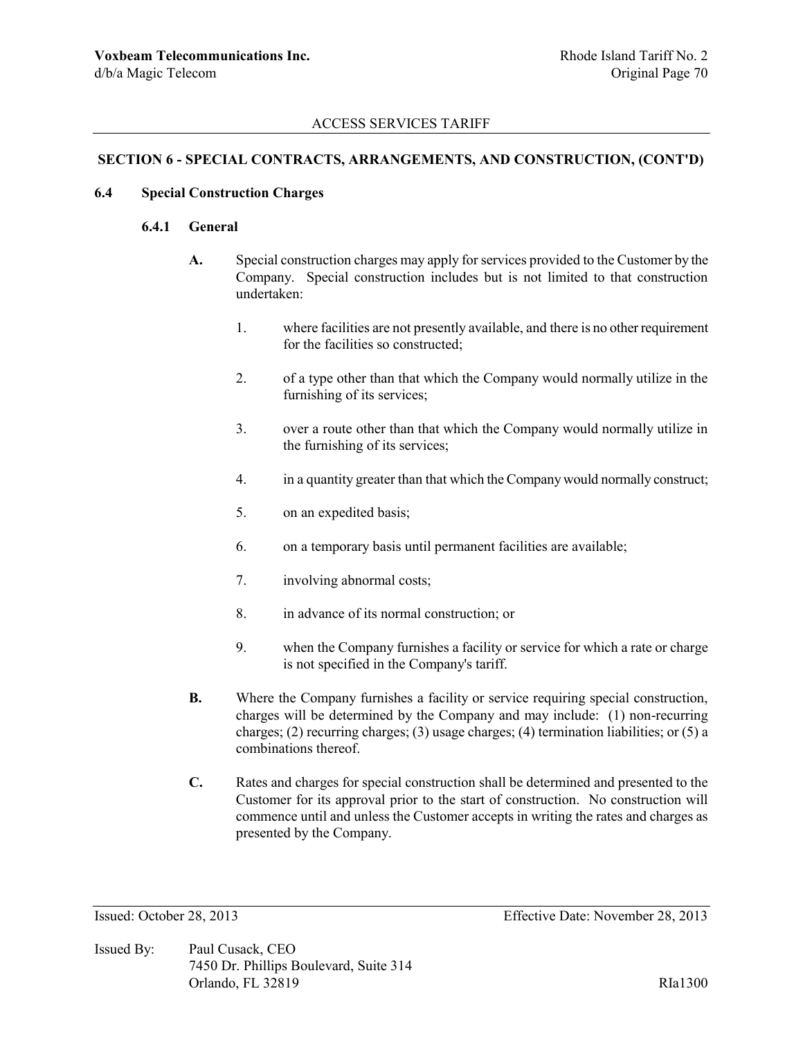ACCESS SERVICES TARIFF

**SECTION 6 - SPECIAL CONTRACTS, ARRANGEMENTS, AND CONSTRUCTION, (CONT'D)**

## 6.4 Special Construction Charges

### 6.4.1 General

**A.** Special construction charges may apply for services provided to the Customer by the Company. Special construction includes but is not limited to that construction undertaken:

1. where facilities are not presently available, and there is no other requirement for the facilities so constructed;
2. of a type other than that which the Company would normally utilize in the furnishing of its services;
3. over a route other than that which the Company would normally utilize in the furnishing of its services;
4. in a quantity greater than that which the Company would normally construct;
5. on an expedited basis;
6. on a temporary basis until permanent facilities are available;
7. involving abnormal costs;
8. in advance of its normal construction; or
9. when the Company furnishes a facility or service for which a rate or charge is not specified in the Company's tariff.

**B.** Where the Company furnishes a facility or service requiring special construction, charges will be determined by the Company and may include: (1) non-recurring charges; (2) recurring charges; (3) usage charges; (4) termination liabilities; or (5) a combinations thereof.

**C.** Rates and charges for special construction shall be determined and presented to the Customer for its approval prior to the start of construction. No construction will commence until and unless the Customer accepts in writing the rates and charges as presented by the Company.

Issued: October 28, 2013 Effective Date: November 28, 2013

Issued By: Paul Cusack, CEO
7450 Dr. Phillips Boulevard, Suite 314
Orlando, FL 32819